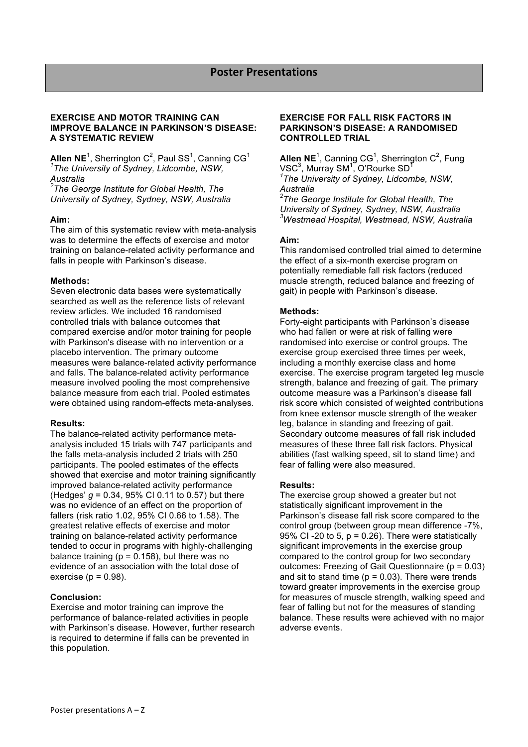# Poster Presentations

## EXERCISE AND MOTOR TRAINING CAN IMPROVE BALANCE IN PARKINSON'S DISEASE: A SYSTEMATIC REVIEW

**Allen NE**[1], Sherrington C[2], Paul SS[1], Canning CG[1]

[1]*The University of Sydney, Lidcombe, NSW, Australia*

[2]*The George Institute for Global Health, The University of Sydney, Sydney, NSW, Australia*

**Aim:**

The aim of this systematic review with meta-analysis was to determine the effects of exercise and motor training on balance-related activity performance and falls in people with Parkinson's disease.

**Methods:**

Seven electronic data bases were systematically searched as well as the reference lists of relevant review articles. We included 16 randomised controlled trials with balance outcomes that compared exercise and/or motor training for people with Parkinson's disease with no intervention or a placebo intervention. The primary outcome measures were balance-related activity performance and falls. The balance-related activity performance measure involved pooling the most comprehensive balance measure from each trial. Pooled estimates were obtained using random-effects meta-analyses.

**Results:**

The balance-related activity performance meta-analysis included 15 trials with 747 participants and the falls meta-analysis included 2 trials with 250 participants. The pooled estimates of the effects showed that exercise and motor training significantly improved balance-related activity performance (Hedges' $g = 0.34$, 95% CI 0.11 to 0.57) but there was no evidence of an effect on the proportion of fallers (risk ratio 1.02, 95% CI 0.66 to 1.58). The greatest relative effects of exercise and motor training on balance-related activity performance tended to occur in programs with highly-challenging balance training ($p = 0.158$), but there was no evidence of an association with the total dose of exercise ($p = 0.98$).

**Conclusion:**

Exercise and motor training can improve the performance of balance-related activities in people with Parkinson's disease. However, further research is required to determine if falls can be prevented in this population.

## EXERCISE FOR FALL RISK FACTORS IN PARKINSON'S DISEASE: A RANDOMISED CONTROLLED TRIAL

**Allen NE**[1], Canning CG[1], Sherrington C[2], Fung VSC[3], Murray SM[1], O'Rourke SD[1]

[1]*The University of Sydney, Lidcombe, NSW, Australia*

[2]*The George Institute for Global Health, The University of Sydney, Sydney, NSW, Australia*

[3]*Westmead Hospital, Westmead, NSW, Australia*

**Aim:**

This randomised controlled trial aimed to determine the effect of a six-month exercise program on potentially remediable fall risk factors (reduced muscle strength, reduced balance and freezing of gait) in people with Parkinson's disease.

**Methods:**

Forty-eight participants with Parkinson's disease who had fallen or were at risk of falling were randomised into exercise or control groups. The exercise group exercised three times per week, including a monthly exercise class and home exercise. The exercise program targeted leg muscle strength, balance and freezing of gait. The primary outcome measure was a Parkinson's disease fall risk score which consisted of weighted contributions from knee extensor muscle strength of the weaker leg, balance in standing and freezing of gait. Secondary outcome measures of fall risk included measures of these three fall risk factors. Physical abilities (fast walking speed, sit to stand time) and fear of falling were also measured.

**Results:**

The exercise group showed a greater but not statistically significant improvement in the Parkinson's disease fall risk score compared to the control group (between group mean difference -7%, 95% CI -20 to 5, $p = 0.26$). There were statistically significant improvements in the exercise group compared to the control group for two secondary outcomes: Freezing of Gait Questionnaire ($p = 0.03$) and sit to stand time ($p = 0.03$). There were trends toward greater improvements in the exercise group for measures of muscle strength, walking speed and fear of falling but not for the measures of standing balance. These results were achieved with no major adverse events.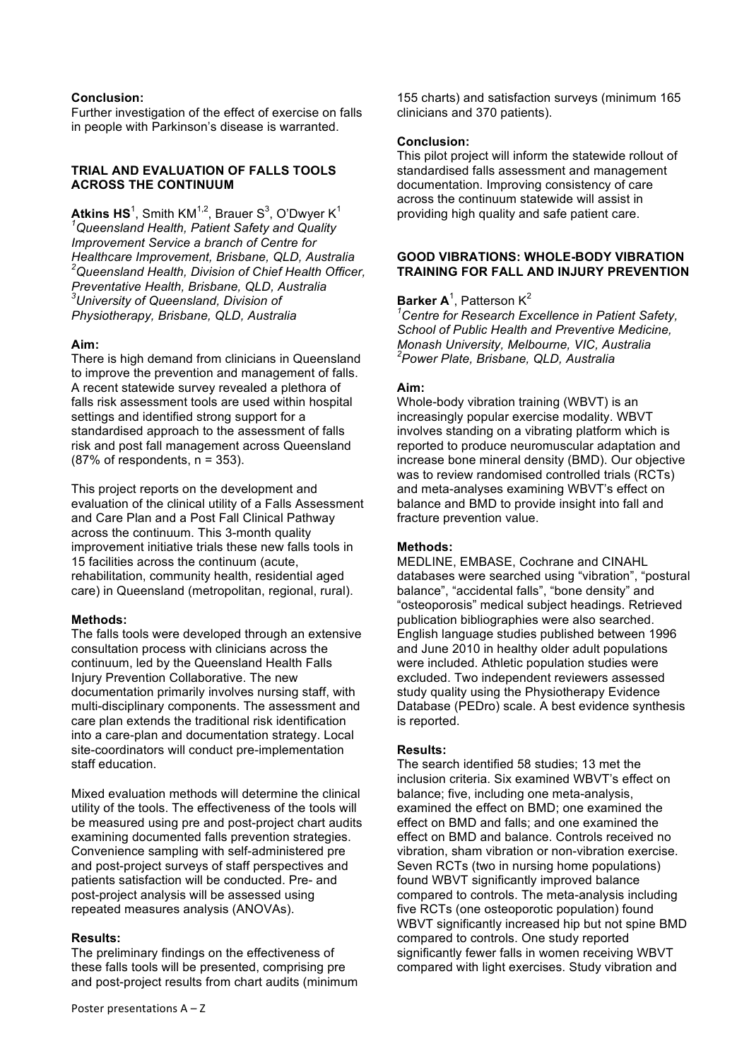**Conclusion:**
Further investigation of the effect of exercise on falls in people with Parkinson's disease is warranted.

### TRIAL AND EVALUATION OF FALLS TOOLS ACROSS THE CONTINUUM

**Atkins HS**[1], Smith KM[1,2], Brauer S[3], O'Dwyer K[1]
*[1]Queensland Health, Patient Safety and Quality Improvement Service a branch of Centre for Healthcare Improvement, Brisbane, QLD, Australia*
*[2]Queensland Health, Division of Chief Health Officer, Preventative Health, Brisbane, QLD, Australia*
*[3]University of Queensland, Division of Physiotherapy, Brisbane, QLD, Australia*

**Aim:**
There is high demand from clinicians in Queensland to improve the prevention and management of falls. A recent statewide survey revealed a plethora of falls risk assessment tools are used within hospital settings and identified strong support for a standardised approach to the assessment of falls risk and post fall management across Queensland (87% of respondents, n = 353).

This project reports on the development and evaluation of the clinical utility of a Falls Assessment and Care Plan and a Post Fall Clinical Pathway across the continuum. This 3-month quality improvement initiative trials these new falls tools in 15 facilities across the continuum (acute, rehabilitation, community health, residential aged care) in Queensland (metropolitan, regional, rural).

**Methods:**
The falls tools were developed through an extensive consultation process with clinicians across the continuum, led by the Queensland Health Falls Injury Prevention Collaborative. The new documentation primarily involves nursing staff, with multi-disciplinary components. The assessment and care plan extends the traditional risk identification into a care-plan and documentation strategy. Local site-coordinators will conduct pre-implementation staff education.

Mixed evaluation methods will determine the clinical utility of the tools. The effectiveness of the tools will be measured using pre and post-project chart audits examining documented falls prevention strategies. Convenience sampling with self-administered pre and post-project surveys of staff perspectives and patients satisfaction will be conducted. Pre- and post-project analysis will be assessed using repeated measures analysis (ANOVAs).

**Results:**
The preliminary findings on the effectiveness of these falls tools will be presented, comprising pre and post-project results from chart audits (minimum 155 charts) and satisfaction surveys (minimum 165 clinicians and 370 patients).

**Conclusion:**
This pilot project will inform the statewide rollout of standardised falls assessment and management documentation. Improving consistency of care across the continuum statewide will assist in providing high quality and safe patient care.

### GOOD VIBRATIONS: WHOLE-BODY VIBRATION TRAINING FOR FALL AND INJURY PREVENTION

**Barker A**[1], Patterson K[2]
*[1]Centre for Research Excellence in Patient Safety, School of Public Health and Preventive Medicine, Monash University, Melbourne, VIC, Australia*
*[2]Power Plate, Brisbane, QLD, Australia*

**Aim:**
Whole-body vibration training (WBVT) is an increasingly popular exercise modality. WBVT involves standing on a vibrating platform which is reported to produce neuromuscular adaptation and increase bone mineral density (BMD). Our objective was to review randomised controlled trials (RCTs) and meta-analyses examining WBVT's effect on balance and BMD to provide insight into fall and fracture prevention value.

**Methods:**
MEDLINE, EMBASE, Cochrane and CINAHL databases were searched using "vibration", "postural balance", "accidental falls", "bone density" and "osteoporosis" medical subject headings. Retrieved publication bibliographies were also searched. English language studies published between 1996 and June 2010 in healthy older adult populations were included. Athletic population studies were excluded. Two independent reviewers assessed study quality using the Physiotherapy Evidence Database (PEDro) scale. A best evidence synthesis is reported.

**Results:**
The search identified 58 studies; 13 met the inclusion criteria. Six examined WBVT's effect on balance; five, including one meta-analysis, examined the effect on BMD; one examined the effect on BMD and falls; and one examined the effect on BMD and balance. Controls received no vibration, sham vibration or non-vibration exercise. Seven RCTs (two in nursing home populations) found WBVT significantly improved balance compared to controls. The meta-analysis including five RCTs (one osteoporotic population) found WBVT significantly increased hip but not spine BMD compared to controls. One study reported significantly fewer falls in women receiving WBVT compared with light exercises. Study vibration and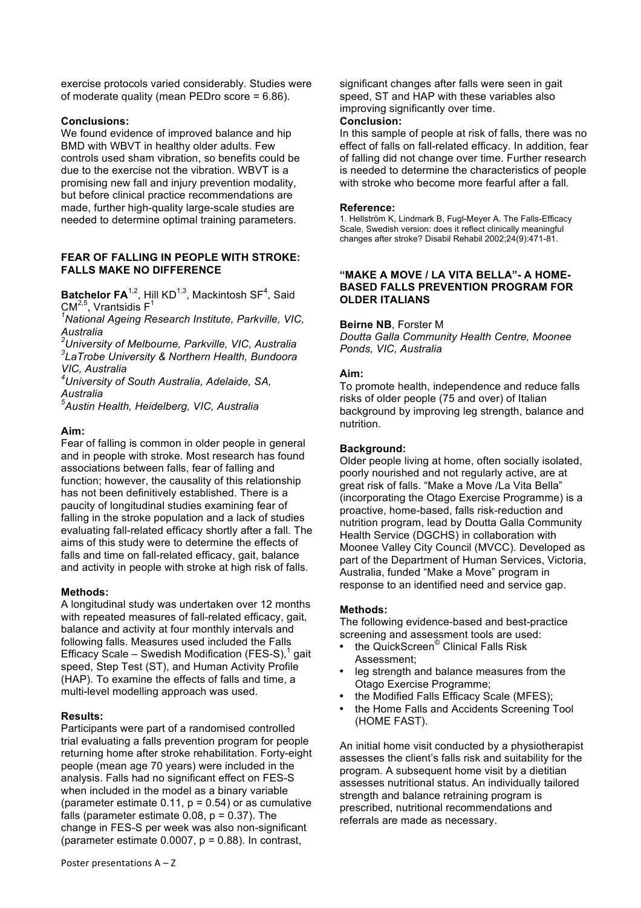exercise protocols varied considerably. Studies were of moderate quality (mean PEDro score = 6.86).

**Conclusions:**

We found evidence of improved balance and hip BMD with WBVT in healthy older adults. Few controls used sham vibration, so benefits could be due to the exercise not the vibration. WBVT is a promising new fall and injury prevention modality, but before clinical practice recommendations are made, further high-quality large-scale studies are needed to determine optimal training parameters.

### FEAR OF FALLING IN PEOPLE WITH STROKE: FALLS MAKE NO DIFFERENCE

**Batchelor FA**[1,2], Hill KD[1,3], Mackintosh SF[4], Said CM[2,5], Vrantsidis F[1]

[1]*National Ageing Research Institute, Parkville, VIC, Australia*
[2]*University of Melbourne, Parkville, VIC, Australia*
[3]*LaTrobe University & Northern Health, Bundoora VIC, Australia*
[4]*University of South Australia, Adelaide, SA, Australia*
[5]*Austin Health, Heidelberg, VIC, Australia*

**Aim:**

Fear of falling is common in older people in general and in people with stroke. Most research has found associations between falls, fear of falling and function; however, the causality of this relationship has not been definitively established. There is a paucity of longitudinal studies examining fear of falling in the stroke population and a lack of studies evaluating fall-related efficacy shortly after a fall. The aims of this study were to determine the effects of falls and time on fall-related efficacy, gait, balance and activity in people with stroke at high risk of falls.

**Methods:**

A longitudinal study was undertaken over 12 months with repeated measures of fall-related efficacy, gait, balance and activity at four monthly intervals and following falls. Measures used included the Falls Efficacy Scale – Swedish Modification (FES-S),[1] gait speed, Step Test (ST), and Human Activity Profile (HAP). To examine the effects of falls and time, a multi-level modelling approach was used.

**Results:**

Participants were part of a randomised controlled trial evaluating a falls prevention program for people returning home after stroke rehabilitation. Forty-eight people (mean age 70 years) were included in the analysis. Falls had no significant effect on FES-S when included in the model as a binary variable (parameter estimate 0.11, $p = 0.54$) or as cumulative falls (parameter estimate 0.08, $p = 0.37$). The change in FES-S per week was also non-significant (parameter estimate 0.0007, $p = 0.88$). In contrast, significant changes after falls were seen in gait speed, ST and HAP with these variables also improving significantly over time.

**Conclusion:**

In this sample of people at risk of falls, there was no effect of falls on fall-related efficacy. In addition, fear of falling did not change over time. Further research is needed to determine the characteristics of people with stroke who become more fearful after a fall.

**Reference:**

1. Hellström K, Lindmark B, Fugl-Meyer A. The Falls-Efficacy Scale, Swedish version: does it reflect clinically meaningful changes after stroke? Disabil Rehabil 2002;24(9):471-81.

### "MAKE A MOVE / LA VITA BELLA"- A HOME-BASED FALLS PREVENTION PROGRAM FOR OLDER ITALIANS

**Beirne NB**, Forster M

*Doutta Galla Community Health Centre, Moonee Ponds, VIC, Australia*

**Aim:**

To promote health, independence and reduce falls risks of older people (75 and over) of Italian background by improving leg strength, balance and nutrition.

**Background:**

Older people living at home, often socially isolated, poorly nourished and not regularly active, are at great risk of falls. "Make a Move /La Vita Bella" (incorporating the Otago Exercise Programme) is a proactive, home-based, falls risk-reduction and nutrition program, lead by Doutta Galla Community Health Service (DGCHS) in collaboration with Moonee Valley City Council (MVCC). Developed as part of the Department of Human Services, Victoria, Australia, funded "Make a Move" program in response to an identified need and service gap.

**Methods:**

The following evidence-based and best-practice screening and assessment tools are used:

- the QuickScreen© Clinical Falls Risk Assessment;
- leg strength and balance measures from the Otago Exercise Programme;
- the Modified Falls Efficacy Scale (MFES);
- the Home Falls and Accidents Screening Tool (HOME FAST).

An initial home visit conducted by a physiotherapist assesses the client's falls risk and suitability for the program. A subsequent home visit by a dietitian assesses nutritional status. An individually tailored strength and balance retraining program is prescribed, nutritional recommendations and referrals are made as necessary.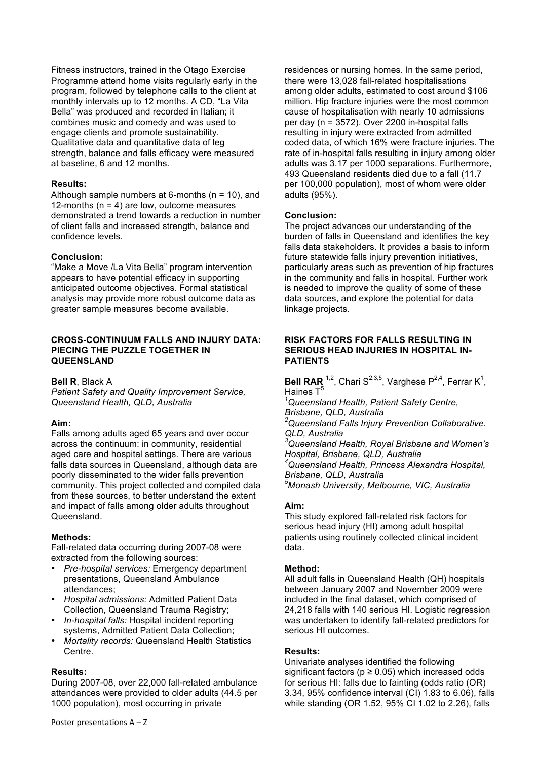Fitness instructors, trained in the Otago Exercise Programme attend home visits regularly early in the program, followed by telephone calls to the client at monthly intervals up to 12 months. A CD, "La Vita Bella" was produced and recorded in Italian; it combines music and comedy and was used to engage clients and promote sustainability. Qualitative data and quantitative data of leg strength, balance and falls efficacy were measured at baseline, 6 and 12 months.

**Results:**
Although sample numbers at 6-months (n = 10), and 12-months (n = 4) are low, outcome measures demonstrated a trend towards a reduction in number of client falls and increased strength, balance and confidence levels.

**Conclusion:**
"Make a Move /La Vita Bella" program intervention appears to have potential efficacy in supporting anticipated outcome objectives. Formal statistical analysis may provide more robust outcome data as greater sample measures become available.

### CROSS-CONTINUUM FALLS AND INJURY DATA: PIECING THE PUZZLE TOGETHER IN QUEENSLAND

**Bell R**, Black A
*Patient Safety and Quality Improvement Service, Queensland Health, QLD, Australia*

**Aim:**
Falls among adults aged 65 years and over occur across the continuum: in community, residential aged care and hospital settings. There are various falls data sources in Queensland, although data are poorly disseminated to the wider falls prevention community. This project collected and compiled data from these sources, to better understand the extent and impact of falls among older adults throughout Queensland.

**Methods:**
Fall-related data occurring during 2007-08 were extracted from the following sources:

- *Pre-hospital services:* Emergency department presentations, Queensland Ambulance attendances;
- *Hospital admissions:* Admitted Patient Data Collection, Queensland Trauma Registry;
- *In-hospital falls:* Hospital incident reporting systems, Admitted Patient Data Collection;
- *Mortality records:* Queensland Health Statistics Centre.

**Results:**
During 2007-08, over 22,000 fall-related ambulance attendances were provided to older adults (44.5 per 1000 population), most occurring in private residences or nursing homes. In the same period, there were 13,028 fall-related hospitalisations among older adults, estimated to cost around $106 million. Hip fracture injuries were the most common cause of hospitalisation with nearly 10 admissions per day (n = 3572). Over 2200 in-hospital falls resulting in injury were extracted from admitted coded data, of which 16% were fracture injuries. The rate of in-hospital falls resulting in injury among older adults was 3.17 per 1000 separations. Furthermore, 493 Queensland residents died due to a fall (11.7 per 100,000 population), most of whom were older adults (95%).

**Conclusion:**
The project advances our understanding of the burden of falls in Queensland and identifies the key falls data stakeholders. It provides a basis to inform future statewide falls injury prevention initiatives, particularly areas such as prevention of hip fractures in the community and falls in hospital. Further work is needed to improve the quality of some of these data sources, and explore the potential for data linkage projects.

### RISK FACTORS FOR FALLS RESULTING IN SERIOUS HEAD INJURIES IN HOSPITAL IN-PATIENTS

**Bell RAR** [1,2], Chari S[2,3,5], Varghese P[2,4], Ferrar K[1], Haines T[5]
[1]*Queensland Health, Patient Safety Centre, Brisbane, QLD, Australia*
[2]*Queensland Falls Injury Prevention Collaborative. QLD, Australia*
[3]*Queensland Health, Royal Brisbane and Women's Hospital, Brisbane, QLD, Australia*
[4]*Queensland Health, Princess Alexandra Hospital, Brisbane, QLD, Australia*
[5]*Monash University, Melbourne, VIC, Australia*

**Aim:**
This study explored fall-related risk factors for serious head injury (HI) among adult hospital patients using routinely collected clinical incident data.

**Method:**
All adult falls in Queensland Health (QH) hospitals between January 2007 and November 2009 were included in the final dataset, which comprised of 24,218 falls with 140 serious HI. Logistic regression was undertaken to identify fall-related predictors for serious HI outcomes.

**Results:**
Univariate analyses identified the following significant factors ($p \geq 0.05$) which increased odds for serious HI: falls due to fainting (odds ratio (OR) 3.34, 95% confidence interval (CI) 1.83 to 6.06), falls while standing (OR 1.52, 95% CI 1.02 to 2.26), falls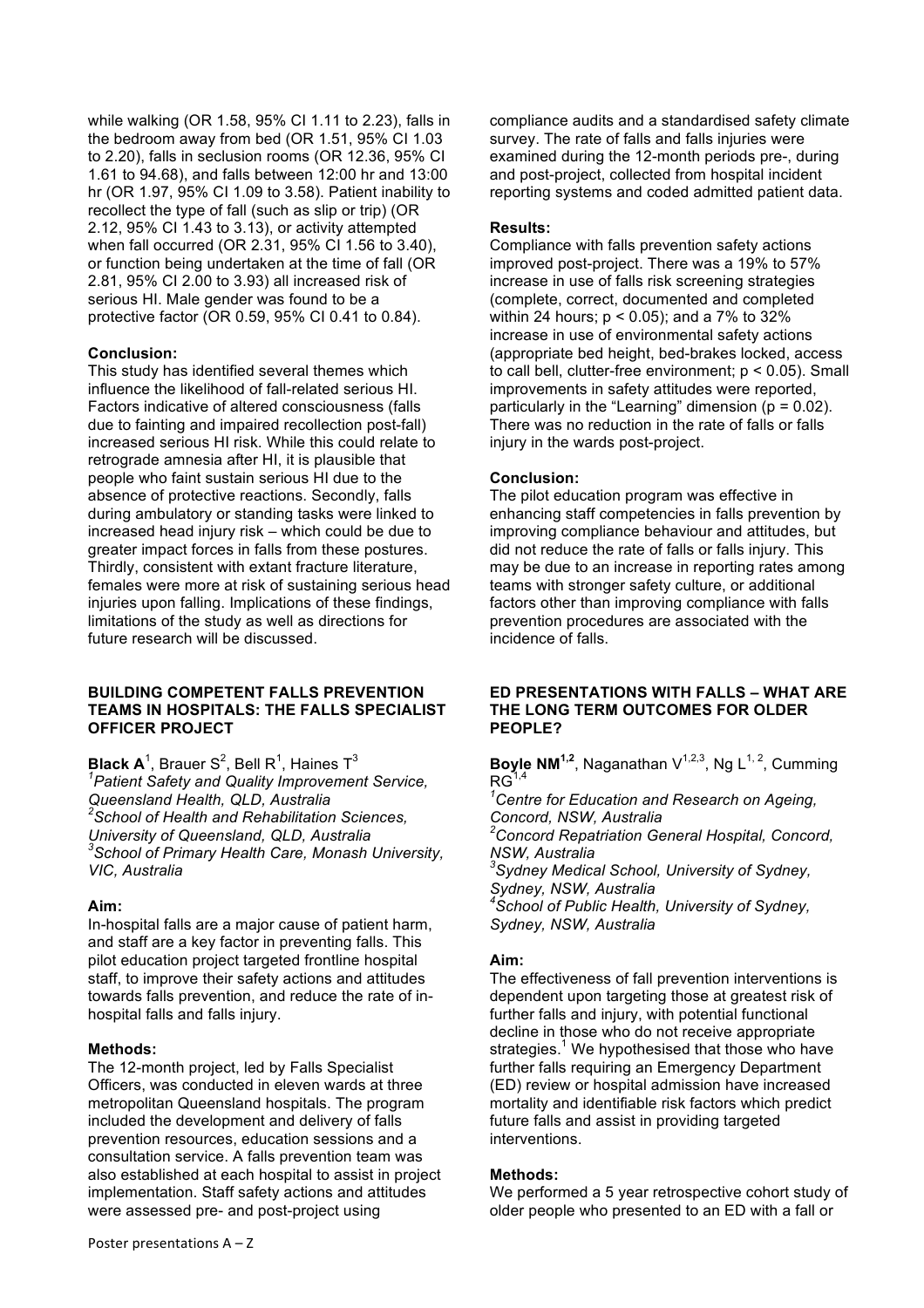while walking (OR 1.58, 95% CI 1.11 to 2.23), falls in the bedroom away from bed (OR 1.51, 95% CI 1.03 to 2.20), falls in seclusion rooms (OR 12.36, 95% CI 1.61 to 94.68), and falls between 12:00 hr and 13:00 hr (OR 1.97, 95% CI 1.09 to 3.58). Patient inability to recollect the type of fall (such as slip or trip) (OR 2.12, 95% CI 1.43 to 3.13), or activity attempted when fall occurred (OR 2.31, 95% CI 1.56 to 3.40), or function being undertaken at the time of fall (OR 2.81, 95% CI 2.00 to 3.93) all increased risk of serious HI. Male gender was found to be a protective factor (OR 0.59, 95% CI 0.41 to 0.84).

**Conclusion:**

This study has identified several themes which influence the likelihood of fall-related serious HI. Factors indicative of altered consciousness (falls due to fainting and impaired recollection post-fall) increased serious HI risk. While this could relate to retrograde amnesia after HI, it is plausible that people who faint sustain serious HI due to the absence of protective reactions. Secondly, falls during ambulatory or standing tasks were linked to increased head injury risk – which could be due to greater impact forces in falls from these postures. Thirdly, consistent with extant fracture literature, females were more at risk of sustaining serious head injuries upon falling. Implications of these findings, limitations of the study as well as directions for future research will be discussed.

### BUILDING COMPETENT FALLS PREVENTION TEAMS IN HOSPITALS: THE FALLS SPECIALIST OFFICER PROJECT

**Black A**[1], Brauer S[2], Bell R[1], Haines T[3]

*[1]Patient Safety and Quality Improvement Service, Queensland Health, QLD, Australia*
*[2]School of Health and Rehabilitation Sciences, University of Queensland, QLD, Australia*
*[3]School of Primary Health Care, Monash University, VIC, Australia*

**Aim:**

In-hospital falls are a major cause of patient harm, and staff are a key factor in preventing falls. This pilot education project targeted frontline hospital staff, to improve their safety actions and attitudes towards falls prevention, and reduce the rate of in-hospital falls and falls injury.

**Methods:**

The 12-month project, led by Falls Specialist Officers, was conducted in eleven wards at three metropolitan Queensland hospitals. The program included the development and delivery of falls prevention resources, education sessions and a consultation service. A falls prevention team was also established at each hospital to assist in project implementation. Staff safety actions and attitudes were assessed pre- and post-project using compliance audits and a standardised safety climate survey. The rate of falls and falls injuries were examined during the 12-month periods pre-, during and post-project, collected from hospital incident reporting systems and coded admitted patient data.

**Results:**

Compliance with falls prevention safety actions improved post-project. There was a 19% to 57% increase in use of falls risk screening strategies (complete, correct, documented and completed within 24 hours; $p < 0.05$); and a 7% to 32% increase in use of environmental safety actions (appropriate bed height, bed-brakes locked, access to call bell, clutter-free environment; $p < 0.05$). Small improvements in safety attitudes were reported, particularly in the "Learning" dimension ($p = 0.02$). There was no reduction in the rate of falls or falls injury in the wards post-project.

**Conclusion:**

The pilot education program was effective in enhancing staff competencies in falls prevention by improving compliance behaviour and attitudes, but did not reduce the rate of falls or falls injury. This may be due to an increase in reporting rates among teams with stronger safety culture, or additional factors other than improving compliance with falls prevention procedures are associated with the incidence of falls.

### ED PRESENTATIONS WITH FALLS – WHAT ARE THE LONG TERM OUTCOMES FOR OLDER PEOPLE?

**Boyle NM**[1,2], Naganathan V[1,2,3], Ng L[1, 2], Cumming RG[1,4]

*[1]Centre for Education and Research on Ageing, Concord, NSW, Australia*
*[2]Concord Repatriation General Hospital, Concord, NSW, Australia*
*[3]Sydney Medical School, University of Sydney, Sydney, NSW, Australia*
*[4]School of Public Health, University of Sydney, Sydney, NSW, Australia*

**Aim:**

The effectiveness of fall prevention interventions is dependent upon targeting those at greatest risk of further falls and injury, with potential functional decline in those who do not receive appropriate strategies.[1] We hypothesised that those who have further falls requiring an Emergency Department (ED) review or hospital admission have increased mortality and identifiable risk factors which predict future falls and assist in providing targeted interventions.

**Methods:**

We performed a 5 year retrospective cohort study of older people who presented to an ED with a fall or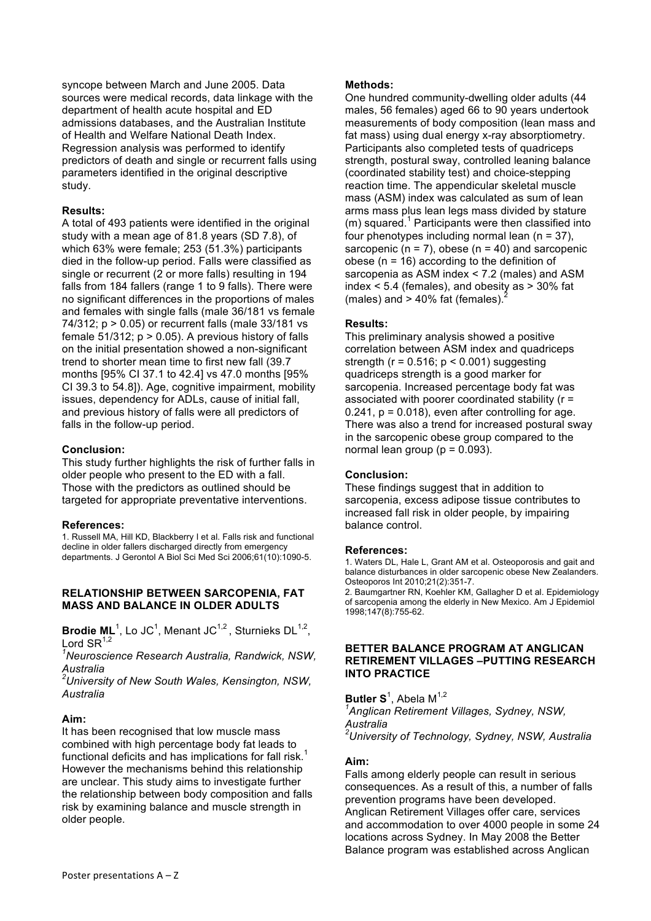syncope between March and June 2005. Data sources were medical records, data linkage with the department of health acute hospital and ED admissions databases, and the Australian Institute of Health and Welfare National Death Index. Regression analysis was performed to identify predictors of death and single or recurrent falls using parameters identified in the original descriptive study.

**Results:**

A total of 493 patients were identified in the original study with a mean age of 81.8 years (SD 7.8), of which 63% were female; 253 (51.3%) participants died in the follow-up period. Falls were classified as single or recurrent (2 or more falls) resulting in 194 falls from 184 fallers (range 1 to 9 falls). There were no significant differences in the proportions of males and females with single falls (male 36/181 vs female 74/312; $p > 0.05$) or recurrent falls (male 33/181 vs female 51/312; $p > 0.05$). A previous history of falls on the initial presentation showed a non-significant trend to shorter mean time to first new fall (39.7 months [95% CI 37.1 to 42.4] vs 47.0 months [95% CI 39.3 to 54.8]). Age, cognitive impairment, mobility issues, dependency for ADLs, cause of initial fall, and previous history of falls were all predictors of falls in the follow-up period.

**Conclusion:**

This study further highlights the risk of further falls in older people who present to the ED with a fall. Those with the predictors as outlined should be targeted for appropriate preventative interventions.

**References:**

1. Russell MA, Hill KD, Blackberry I et al. Falls risk and functional decline in older fallers discharged directly from emergency departments. J Gerontol A Biol Sci Med Sci 2006;61(10):1090-5.

## RELATIONSHIP BETWEEN SARCOPENIA, FAT MASS AND BALANCE IN OLDER ADULTS

**Brodie ML**[1], Lo JC[1], Menant JC[1,2], Sturnieks DL[1,2], Lord SR[1,2]

*[1]Neuroscience Research Australia, Randwick, NSW, Australia*

*[2]University of New South Wales, Kensington, NSW, Australia*

**Aim:**

It has been recognised that low muscle mass combined with high percentage body fat leads to functional deficits and has implications for fall risk.[1] However the mechanisms behind this relationship are unclear. This study aims to investigate further the relationship between body composition and falls risk by examining balance and muscle strength in older people.

**Methods:**

One hundred community-dwelling older adults (44 males, 56 females) aged 66 to 90 years undertook measurements of body composition (lean mass and fat mass) using dual energy x-ray absorptiometry. Participants also completed tests of quadriceps strength, postural sway, controlled leaning balance (coordinated stability test) and choice-stepping reaction time. The appendicular skeletal muscle mass (ASM) index was calculated as sum of lean arms mass plus lean legs mass divided by stature (m) squared.[1] Participants were then classified into four phenotypes including normal lean ($n = 37$), sarcopenic ($n = 7$), obese ($n = 40$) and sarcopenic obese ($n = 16$) according to the definition of sarcopenia as ASM index < 7.2 (males) and ASM index < 5.4 (females), and obesity as > 30% fat (males) and > 40% fat (females).[2]

**Results:**

This preliminary analysis showed a positive correlation between ASM index and quadriceps strength ($r = 0.516$; $p < 0.001$) suggesting quadriceps strength is a good marker for sarcopenia. Increased percentage body fat was associated with poorer coordinated stability ($r = 0.241$, $p = 0.018$), even after controlling for age. There was also a trend for increased postural sway in the sarcopenic obese group compared to the normal lean group ($p = 0.093$).

**Conclusion:**

These findings suggest that in addition to sarcopenia, excess adipose tissue contributes to increased fall risk in older people, by impairing balance control.

**References:**

1. Waters DL, Hale L, Grant AM et al. Osteoporosis and gait and balance disturbances in older sarcopenic obese New Zealanders. Osteoporos Int 2010;21(2):351-7.
2. Baumgartner RN, Koehler KM, Gallagher D et al. Epidemiology of sarcopenia among the elderly in New Mexico. Am J Epidemiol 1998;147(8):755-62.

## BETTER BALANCE PROGRAM AT ANGLICAN RETIREMENT VILLAGES –PUTTING RESEARCH INTO PRACTICE

**Butler S**[1], Abela M[1,2]

*[1]Anglican Retirement Villages, Sydney, NSW, Australia*

*[2]University of Technology, Sydney, NSW, Australia*

**Aim:**

Falls among elderly people can result in serious consequences. As a result of this, a number of falls prevention programs have been developed. Anglican Retirement Villages offer care, services and accommodation to over 4000 people in some 24 locations across Sydney. In May 2008 the Better Balance program was established across Anglican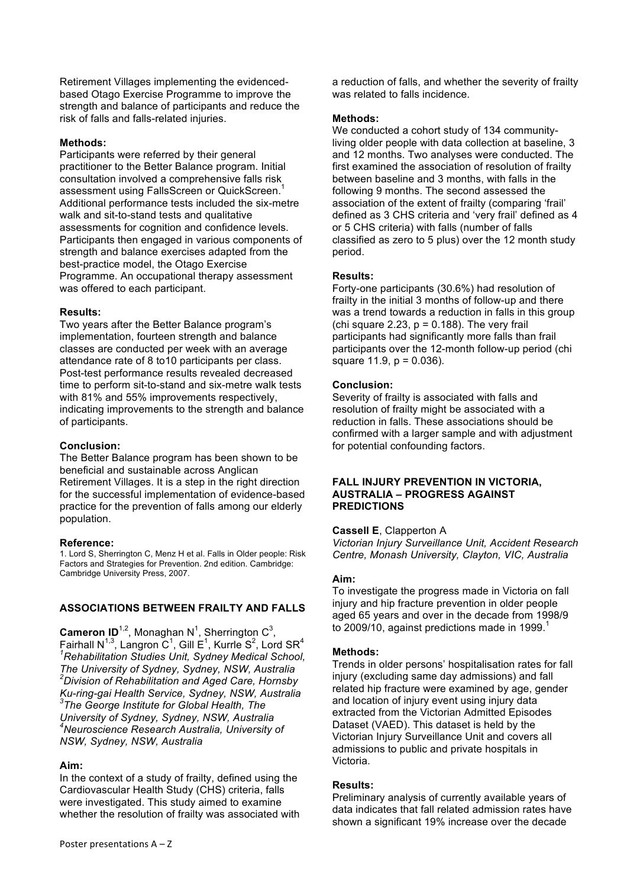Retirement Villages implementing the evidenced-based Otago Exercise Programme to improve the strength and balance of participants and reduce the risk of falls and falls-related injuries.

**Methods:**

Participants were referred by their general practitioner to the Better Balance program. Initial consultation involved a comprehensive falls risk assessment using FallsScreen or QuickScreen.[1] Additional performance tests included the six-metre walk and sit-to-stand tests and qualitative assessments for cognition and confidence levels. Participants then engaged in various components of strength and balance exercises adapted from the best-practice model, the Otago Exercise Programme. An occupational therapy assessment was offered to each participant.

**Results:**

Two years after the Better Balance program's implementation, fourteen strength and balance classes are conducted per week with an average attendance rate of 8 to10 participants per class. Post-test performance results revealed decreased time to perform sit-to-stand and six-metre walk tests with 81% and 55% improvements respectively, indicating improvements to the strength and balance of participants.

**Conclusion:**

The Better Balance program has been shown to be beneficial and sustainable across Anglican Retirement Villages. It is a step in the right direction for the successful implementation of evidence-based practice for the prevention of falls among our elderly population.

**Reference:**

1. Lord S, Sherrington C, Menz H et al. Falls in Older people: Risk Factors and Strategies for Prevention. 2nd edition. Cambridge: Cambridge University Press, 2007.

## ASSOCIATIONS BETWEEN FRAILTY AND FALLS

**Cameron ID**[1,2], Monaghan N[1], Sherrington C[3], Fairhall N[1,3], Langron C[1], Gill E[1], Kurrle S[2], Lord SR[4]

*[1]Rehabilitation Studies Unit, Sydney Medical School, The University of Sydney, Sydney, NSW, Australia*
*[2]Division of Rehabilitation and Aged Care, Hornsby Ku-ring-gai Health Service, Sydney, NSW, Australia*
*[3]The George Institute for Global Health, The University of Sydney, Sydney, NSW, Australia*
*[4]Neuroscience Research Australia, University of NSW, Sydney, NSW, Australia*

**Aim:**

In the context of a study of frailty, defined using the Cardiovascular Health Study (CHS) criteria, falls were investigated. This study aimed to examine whether the resolution of frailty was associated with a reduction of falls, and whether the severity of frailty was related to falls incidence.

**Methods:**

We conducted a cohort study of 134 community-living older people with data collection at baseline, 3 and 12 months. Two analyses were conducted. The first examined the association of resolution of frailty between baseline and 3 months, with falls in the following 9 months. The second assessed the association of the extent of frailty (comparing 'frail' defined as 3 CHS criteria and 'very frail' defined as 4 or 5 CHS criteria) with falls (number of falls classified as zero to 5 plus) over the 12 month study period.

**Results:**

Forty-one participants (30.6%) had resolution of frailty in the initial 3 months of follow-up and there was a trend towards a reduction in falls in this group (chi square 2.23, $p = 0.188$). The very frail participants had significantly more falls than frail participants over the 12-month follow-up period (chi square 11.9, $p = 0.036$).

**Conclusion:**

Severity of frailty is associated with falls and resolution of frailty might be associated with a reduction in falls. These associations should be confirmed with a larger sample and with adjustment for potential confounding factors.

## FALL INJURY PREVENTION IN VICTORIA, AUSTRALIA – PROGRESS AGAINST PREDICTIONS

**Cassell E**, Clapperton A

*Victorian Injury Surveillance Unit, Accident Research Centre, Monash University, Clayton, VIC, Australia*

**Aim:**

To investigate the progress made in Victoria on fall injury and hip fracture prevention in older people aged 65 years and over in the decade from 1998/9 to 2009/10, against predictions made in 1999.[1]

**Methods:**

Trends in older persons' hospitalisation rates for fall injury (excluding same day admissions) and fall related hip fracture were examined by age, gender and location of injury event using injury data extracted from the Victorian Admitted Episodes Dataset (VAED). This dataset is held by the Victorian Injury Surveillance Unit and covers all admissions to public and private hospitals in Victoria.

**Results:**

Preliminary analysis of currently available years of data indicates that fall related admission rates have shown a significant 19% increase over the decade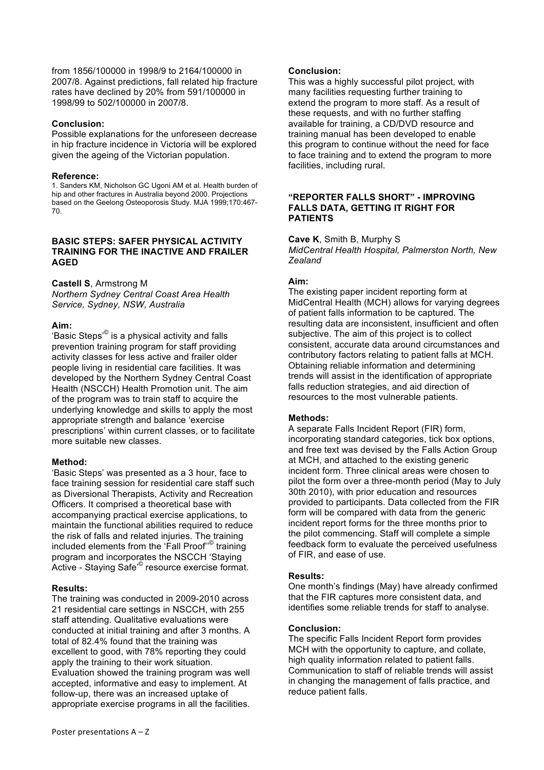from 1856/100000 in 1998/9 to 2164/100000 in 2007/8. Against predictions, fall related hip fracture rates have declined by 20% from 591/100000 in 1998/99 to 502/100000 in 2007/8.

**Conclusion:**

Possible explanations for the unforeseen decrease in hip fracture incidence in Victoria will be explored given the ageing of the Victorian population.

**Reference:**

1. Sanders KM, Nicholson GC Ugoni AM et al. Health burden of hip and other fractures in Australia beyond 2000. Projections based on the Geelong Osteoporosis Study. MJA 1999;170:467-70.

### BASIC STEPS: SAFER PHYSICAL ACTIVITY TRAINING FOR THE INACTIVE AND FRAILER AGED

**Castell S**, Armstrong M

*Northern Sydney Central Coast Area Health Service, Sydney, NSW, Australia*

**Aim:**

'Basic Steps'© is a physical activity and falls prevention training program for staff providing activity classes for less active and frailer older people living in residential care facilities. It was developed by the Northern Sydney Central Coast Health (NSCCH) Health Promotion unit. The aim of the program was to train staff to acquire the underlying knowledge and skills to apply the most appropriate strength and balance 'exercise prescriptions' within current classes, or to facilitate more suitable new classes.

**Method:**

'Basic Steps' was presented as a 3 hour, face to face training session for residential care staff such as Diversional Therapists, Activity and Recreation Officers. It comprised a theoretical base with accompanying practical exercise applications, to maintain the functional abilities required to reduce the risk of falls and related injuries. The training included elements from the 'Fall Proof'© training program and incorporates the NSCCH 'Staying Active - Staying Safe'© resource exercise format.

**Results:**

The training was conducted in 2009-2010 across 21 residential care settings in NSCCH, with 255 staff attending. Qualitative evaluations were conducted at initial training and after 3 months. A total of 82.4% found that the training was excellent to good, with 78% reporting they could apply the training to their work situation. Evaluation showed the training program was well accepted, informative and easy to implement. At follow-up, there was an increased uptake of appropriate exercise programs in all the facilities.

**Conclusion:**

This was a highly successful pilot project, with many facilities requesting further training to extend the program to more staff. As a result of these requests, and with no further staffing available for training, a CD/DVD resource and training manual has been developed to enable this program to continue without the need for face to face training and to extend the program to more facilities, including rural.

### "REPORTER FALLS SHORT" - IMPROVING FALLS DATA, GETTING IT RIGHT FOR PATIENTS

**Cave K**, Smith B, Murphy S

*MidCentral Health Hospital, Palmerston North, New Zealand*

**Aim:**

The existing paper incident reporting form at MidCentral Health (MCH) allows for varying degrees of patient falls information to be captured. The resulting data are inconsistent, insufficient and often subjective. The aim of this project is to collect consistent, accurate data around circumstances and contributory factors relating to patient falls at MCH. Obtaining reliable information and determining trends will assist in the identification of appropriate falls reduction strategies, and aid direction of resources to the most vulnerable patients.

**Methods:**

A separate Falls Incident Report (FIR) form, incorporating standard categories, tick box options, and free text was devised by the Falls Action Group at MCH, and attached to the existing generic incident form. Three clinical areas were chosen to pilot the form over a three-month period (May to July 30th 2010), with prior education and resources provided to participants. Data collected from the FIR form will be compared with data from the generic incident report forms for the three months prior to the pilot commencing. Staff will complete a simple feedback form to evaluate the perceived usefulness of FIR, and ease of use.

**Results:**

One month's findings (May) have already confirmed that the FIR captures more consistent data, and identifies some reliable trends for staff to analyse.

**Conclusion:**

The specific Falls Incident Report form provides MCH with the opportunity to capture, and collate, high quality information related to patient falls. Communication to staff of reliable trends will assist in changing the management of falls practice, and reduce patient falls.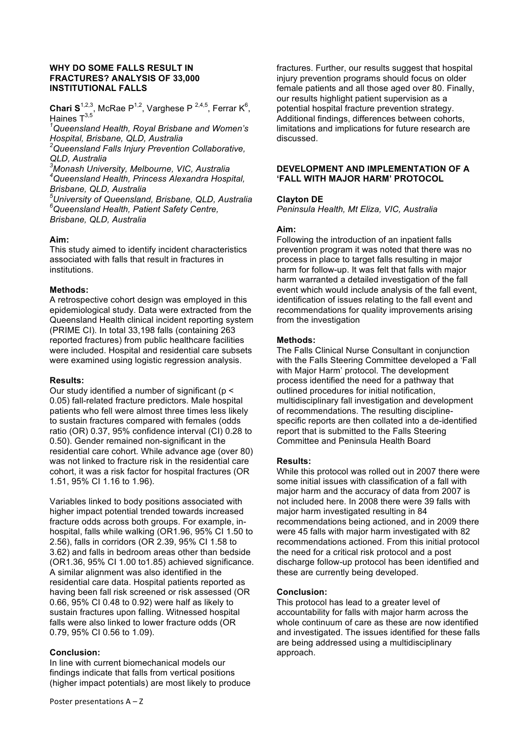## WHY DO SOME FALLS RESULT IN FRACTURES? ANALYSIS OF 33,000 INSTITUTIONAL FALLS

**Chari S**[1,2,3], McRae P[1,2], Varghese P [2,4,5], Ferrar K[6], Haines T[3,5]

*[1]Queensland Health, Royal Brisbane and Women's Hospital, Brisbane, QLD, Australia*
*[2]Queensland Falls Injury Prevention Collaborative, QLD, Australia*
*[3]Monash University, Melbourne, VIC, Australia*
*[4]Queensland Health, Princess Alexandra Hospital, Brisbane, QLD, Australia*
*[5]University of Queensland, Brisbane, QLD, Australia*
*[6]Queensland Health, Patient Safety Centre, Brisbane, QLD, Australia*

**Aim:**
This study aimed to identify incident characteristics associated with falls that result in fractures in institutions.

**Methods:**
A retrospective cohort design was employed in this epidemiological study. Data were extracted from the Queensland Health clinical incident reporting system (PRIME CI). In total 33,198 falls (containing 263 reported fractures) from public healthcare facilities were included. Hospital and residential care subsets were examined using logistic regression analysis.

**Results:**
Our study identified a number of significant ($p < 0.05$) fall-related fracture predictors. Male hospital patients who fell were almost three times less likely to sustain fractures compared with females (odds ratio (OR) 0.37, 95% confidence interval (CI) 0.28 to 0.50). Gender remained non-significant in the residential care cohort. While advance age (over 80) was not linked to fracture risk in the residential care cohort, it was a risk factor for hospital fractures (OR 1.51, 95% CI 1.16 to 1.96).

Variables linked to body positions associated with higher impact potential trended towards increased fracture odds across both groups. For example, in-hospital, falls while walking (OR1.96, 95% CI 1.50 to 2.56), falls in corridors (OR 2.39, 95% CI 1.58 to 3.62) and falls in bedroom areas other than bedside (OR1.36, 95% CI 1.00 to1.85) achieved significance. A similar alignment was also identified in the residential care data. Hospital patients reported as having been fall risk screened or risk assessed (OR 0.66, 95% CI 0.48 to 0.92) were half as likely to sustain fractures upon falling. Witnessed hospital falls were also linked to lower fracture odds (OR 0.79, 95% CI 0.56 to 1.09).

**Conclusion:**
In line with current biomechanical models our findings indicate that falls from vertical positions (higher impact potentials) are most likely to produce fractures. Further, our results suggest that hospital injury prevention programs should focus on older female patients and all those aged over 80. Finally, our results highlight patient supervision as a potential hospital fracture prevention strategy. Additional findings, differences between cohorts, limitations and implications for future research are discussed.

## DEVELOPMENT AND IMPLEMENTATION OF A 'FALL WITH MAJOR HARM' PROTOCOL

**Clayton DE**
*Peninsula Health, Mt Eliza, VIC, Australia*

**Aim:**
Following the introduction of an inpatient falls prevention program it was noted that there was no process in place to target falls resulting in major harm for follow-up. It was felt that falls with major harm warranted a detailed investigation of the fall event which would include analysis of the fall event, identification of issues relating to the fall event and recommendations for quality improvements arising from the investigation

**Methods:**
The Falls Clinical Nurse Consultant in conjunction with the Falls Steering Committee developed a 'Fall with Major Harm' protocol. The development process identified the need for a pathway that outlined procedures for initial notification, multidisciplinary fall investigation and development of recommendations. The resulting discipline-specific reports are then collated into a de-identified report that is submitted to the Falls Steering Committee and Peninsula Health Board

**Results:**
While this protocol was rolled out in 2007 there were some initial issues with classification of a fall with major harm and the accuracy of data from 2007 is not included here. In 2008 there were 39 falls with major harm investigated resulting in 84 recommendations being actioned, and in 2009 there were 45 falls with major harm investigated with 82 recommendations actioned. From this initial protocol the need for a critical risk protocol and a post discharge follow-up protocol has been identified and these are currently being developed.

**Conclusion:**
This protocol has lead to a greater level of accountability for falls with major harm across the whole continuum of care as these are now identified and investigated. The issues identified for these falls are being addressed using a multidisciplinary approach.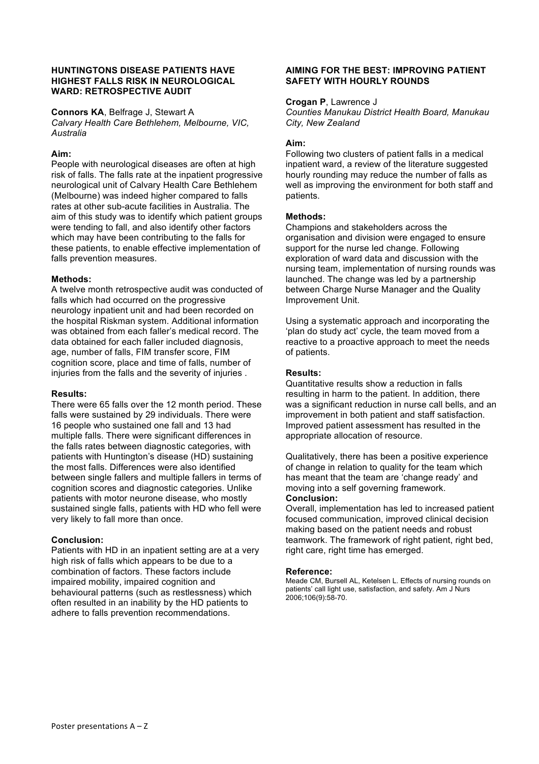## HUNTINGTONS DISEASE PATIENTS HAVE HIGHEST FALLS RISK IN NEUROLOGICAL WARD: RETROSPECTIVE AUDIT

**Connors KA**, Belfrage J, Stewart A
*Calvary Health Care Bethlehem, Melbourne, VIC, Australia*

### Aim:

People with neurological diseases are often at high risk of falls. The falls rate at the inpatient progressive neurological unit of Calvary Health Care Bethlehem (Melbourne) was indeed higher compared to falls rates at other sub-acute facilities in Australia. The aim of this study was to identify which patient groups were tending to fall, and also identify other factors which may have been contributing to the falls for these patients, to enable effective implementation of falls prevention measures.

### Methods:

A twelve month retrospective audit was conducted of falls which had occurred on the progressive neurology inpatient unit and had been recorded on the hospital Riskman system. Additional information was obtained from each faller's medical record. The data obtained for each faller included diagnosis, age, number of falls, FIM transfer score, FIM cognition score, place and time of falls, number of injuries from the falls and the severity of injuries .

### Results:

There were 65 falls over the 12 month period. These falls were sustained by 29 individuals. There were 16 people who sustained one fall and 13 had multiple falls. There were significant differences in the falls rates between diagnostic categories, with patients with Huntington's disease (HD) sustaining the most falls. Differences were also identified between single fallers and multiple fallers in terms of cognition scores and diagnostic categories. Unlike patients with motor neurone disease, who mostly sustained single falls, patients with HD who fell were very likely to fall more than once.

### Conclusion:

Patients with HD in an inpatient setting are at a very high risk of falls which appears to be due to a combination of factors. These factors include impaired mobility, impaired cognition and behavioural patterns (such as restlessness) which often resulted in an inability by the HD patients to adhere to falls prevention recommendations.

## AIMING FOR THE BEST: IMPROVING PATIENT SAFETY WITH HOURLY ROUNDS

**Crogan P**, Lawrence J
*Counties Manukau District Health Board, Manukau City, New Zealand*

### Aim:

Following two clusters of patient falls in a medical inpatient ward, a review of the literature suggested hourly rounding may reduce the number of falls as well as improving the environment for both staff and patients.

### Methods:

Champions and stakeholders across the organisation and division were engaged to ensure support for the nurse led change. Following exploration of ward data and discussion with the nursing team, implementation of nursing rounds was launched. The change was led by a partnership between Charge Nurse Manager and the Quality Improvement Unit.

Using a systematic approach and incorporating the 'plan do study act' cycle, the team moved from a reactive to a proactive approach to meet the needs of patients.

### Results:

Quantitative results show a reduction in falls resulting in harm to the patient. In addition, there was a significant reduction in nurse call bells, and an improvement in both patient and staff satisfaction. Improved patient assessment has resulted in the appropriate allocation of resource.

Qualitatively, there has been a positive experience of change in relation to quality for the team which has meant that the team are 'change ready' and moving into a self governing framework.

### Conclusion:

Overall, implementation has led to increased patient focused communication, improved clinical decision making based on the patient needs and robust teamwork. The framework of right patient, right bed, right care, right time has emerged.

### Reference:

Meade CM, Bursell AL, Ketelsen L. Effects of nursing rounds on patients' call light use, satisfaction, and safety. Am J Nurs 2006;106(9):58-70.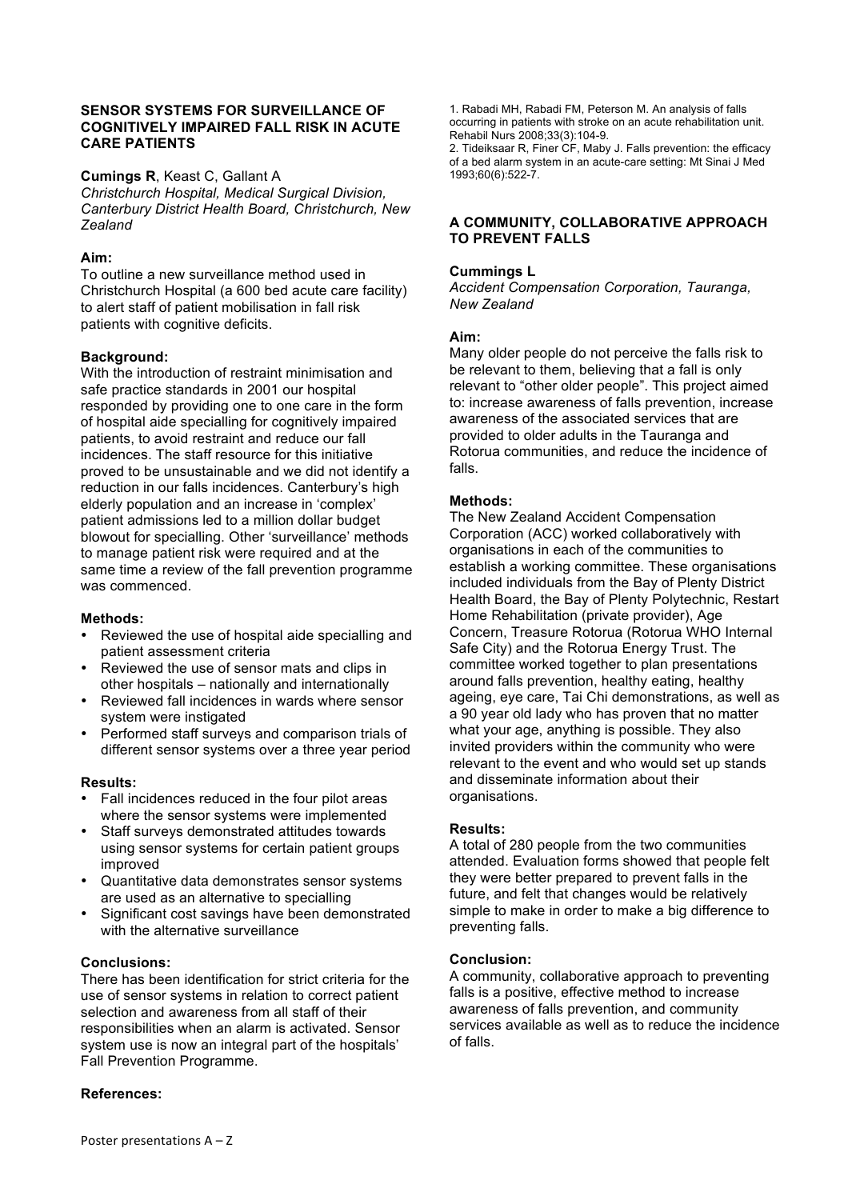## SENSOR SYSTEMS FOR SURVEILLANCE OF COGNITIVELY IMPAIRED FALL RISK IN ACUTE CARE PATIENTS

**Cumings R**, Keast C, Gallant A
*Christchurch Hospital, Medical Surgical Division, Canterbury District Health Board, Christchurch, New Zealand*

**Aim:**
To outline a new surveillance method used in Christchurch Hospital (a 600 bed acute care facility) to alert staff of patient mobilisation in fall risk patients with cognitive deficits.

**Background:**
With the introduction of restraint minimisation and safe practice standards in 2001 our hospital responded by providing one to one care in the form of hospital aide specialling for cognitively impaired patients, to avoid restraint and reduce our fall incidences. The staff resource for this initiative proved to be unsustainable and we did not identify a reduction in our falls incidences. Canterbury's high elderly population and an increase in 'complex' patient admissions led to a million dollar budget blowout for specialling. Other 'surveillance' methods to manage patient risk were required and at the same time a review of the fall prevention programme was commenced.

**Methods:**

- Reviewed the use of hospital aide specialling and patient assessment criteria
- Reviewed the use of sensor mats and clips in other hospitals – nationally and internationally
- Reviewed fall incidences in wards where sensor system were instigated
- Performed staff surveys and comparison trials of different sensor systems over a three year period

**Results:**

- Fall incidences reduced in the four pilot areas where the sensor systems were implemented
- Staff surveys demonstrated attitudes towards using sensor systems for certain patient groups improved
- Quantitative data demonstrates sensor systems are used as an alternative to specialling
- Significant cost savings have been demonstrated with the alternative surveillance

**Conclusions:**
There has been identification for strict criteria for the use of sensor systems in relation to correct patient selection and awareness from all staff of their responsibilities when an alarm is activated. Sensor system use is now an integral part of the hospitals' Fall Prevention Programme.

**References:**

1. Rabadi MH, Rabadi FM, Peterson M. An analysis of falls occurring in patients with stroke on an acute rehabilitation unit. Rehabil Nurs 2008;33(3):104-9.
2. Tideiksaar R, Finer CF, Maby J. Falls prevention: the efficacy of a bed alarm system in an acute-care setting: Mt Sinai J Med 1993;60(6):522-7.

## A COMMUNITY, COLLABORATIVE APPROACH TO PREVENT FALLS

**Cummings L**
*Accident Compensation Corporation, Tauranga, New Zealand*

**Aim:**
Many older people do not perceive the falls risk to be relevant to them, believing that a fall is only relevant to "other older people". This project aimed to: increase awareness of falls prevention, increase awareness of the associated services that are provided to older adults in the Tauranga and Rotorua communities, and reduce the incidence of falls.

**Methods:**
The New Zealand Accident Compensation Corporation (ACC) worked collaboratively with organisations in each of the communities to establish a working committee. These organisations included individuals from the Bay of Plenty District Health Board, the Bay of Plenty Polytechnic, Restart Home Rehabilitation (private provider), Age Concern, Treasure Rotorua (Rotorua WHO Internal Safe City) and the Rotorua Energy Trust. The committee worked together to plan presentations around falls prevention, healthy eating, healthy ageing, eye care, Tai Chi demonstrations, as well as a 90 year old lady who has proven that no matter what your age, anything is possible. They also invited providers within the community who were relevant to the event and who would set up stands and disseminate information about their organisations.

**Results:**
A total of 280 people from the two communities attended. Evaluation forms showed that people felt they were better prepared to prevent falls in the future, and felt that changes would be relatively simple to make in order to make a big difference to preventing falls.

**Conclusion:**
A community, collaborative approach to preventing falls is a positive, effective method to increase awareness of falls prevention, and community services available as well as to reduce the incidence of falls.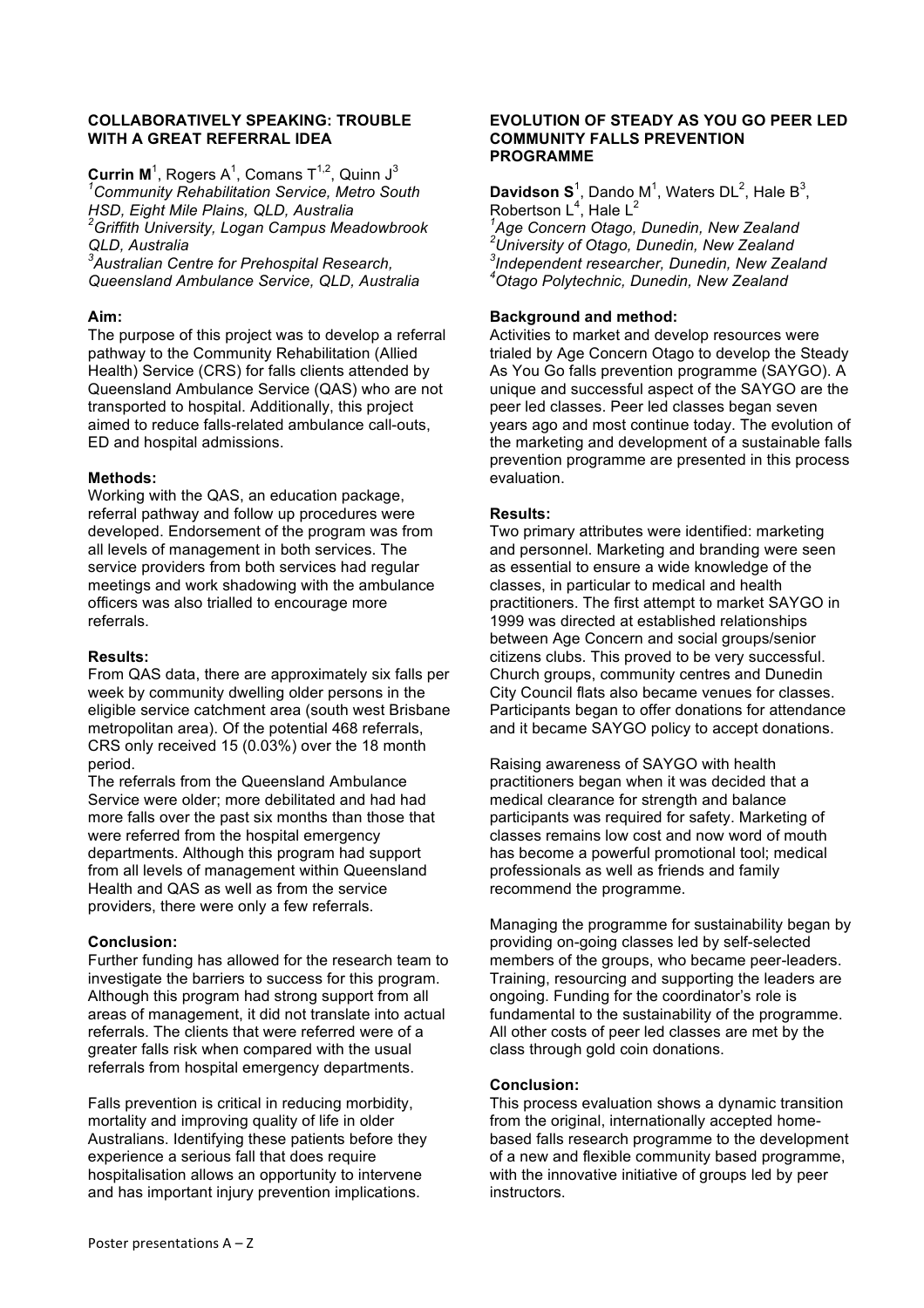## COLLABORATIVELY SPEAKING: TROUBLE WITH A GREAT REFERRAL IDEA

**Currin M**[1], Rogers A[1], Comans T[1,2], Quinn J[3]

*[1]Community Rehabilitation Service, Metro South HSD, Eight Mile Plains, QLD, Australia*
*[2]Griffith University, Logan Campus Meadowbrook QLD, Australia*
*[3]Australian Centre for Prehospital Research, Queensland Ambulance Service, QLD, Australia*

**Aim:**
The purpose of this project was to develop a referral pathway to the Community Rehabilitation (Allied Health) Service (CRS) for falls clients attended by Queensland Ambulance Service (QAS) who are not transported to hospital. Additionally, this project aimed to reduce falls-related ambulance call-outs, ED and hospital admissions.

**Methods:**
Working with the QAS, an education package, referral pathway and follow up procedures were developed. Endorsement of the program was from all levels of management in both services. The service providers from both services had regular meetings and work shadowing with the ambulance officers was also trialled to encourage more referrals.

**Results:**
From QAS data, there are approximately six falls per week by community dwelling older persons in the eligible service catchment area (south west Brisbane metropolitan area). Of the potential 468 referrals, CRS only received 15 (0.03%) over the 18 month period.
The referrals from the Queensland Ambulance Service were older; more debilitated and had had more falls over the past six months than those that were referred from the hospital emergency departments. Although this program had support from all levels of management within Queensland Health and QAS as well as from the service providers, there were only a few referrals.

**Conclusion:**
Further funding has allowed for the research team to investigate the barriers to success for this program. Although this program had strong support from all areas of management, it did not translate into actual referrals. The clients that were referred were of a greater falls risk when compared with the usual referrals from hospital emergency departments.

Falls prevention is critical in reducing morbidity, mortality and improving quality of life in older Australians. Identifying these patients before they experience a serious fall that does require hospitalisation allows an opportunity to intervene and has important injury prevention implications.

## EVOLUTION OF STEADY AS YOU GO PEER LED COMMUNITY FALLS PREVENTION PROGRAMME

**Davidson S**[1], Dando M[1], Waters DL[2], Hale B[3], Robertson L[4], Hale L[2]

*[1]Age Concern Otago, Dunedin, New Zealand*
*[2]University of Otago, Dunedin, New Zealand*
*[3]Independent researcher, Dunedin, New Zealand*
*[4]Otago Polytechnic, Dunedin, New Zealand*

**Background and method:**
Activities to market and develop resources were trialed by Age Concern Otago to develop the Steady As You Go falls prevention programme (SAYGO). A unique and successful aspect of the SAYGO are the peer led classes. Peer led classes began seven years ago and most continue today. The evolution of the marketing and development of a sustainable falls prevention programme are presented in this process evaluation.

**Results:**
Two primary attributes were identified: marketing and personnel. Marketing and branding were seen as essential to ensure a wide knowledge of the classes, in particular to medical and health practitioners. The first attempt to market SAYGO in 1999 was directed at established relationships between Age Concern and social groups/senior citizens clubs. This proved to be very successful. Church groups, community centres and Dunedin City Council flats also became venues for classes. Participants began to offer donations for attendance and it became SAYGO policy to accept donations.

Raising awareness of SAYGO with health practitioners began when it was decided that a medical clearance for strength and balance participants was required for safety. Marketing of classes remains low cost and now word of mouth has become a powerful promotional tool; medical professionals as well as friends and family recommend the programme.

Managing the programme for sustainability began by providing on-going classes led by self-selected members of the groups, who became peer-leaders. Training, resourcing and supporting the leaders are ongoing. Funding for the coordinator's role is fundamental to the sustainability of the programme. All other costs of peer led classes are met by the class through gold coin donations.

**Conclusion:**
This process evaluation shows a dynamic transition from the original, internationally accepted home-based falls research programme to the development of a new and flexible community based programme, with the innovative initiative of groups led by peer instructors.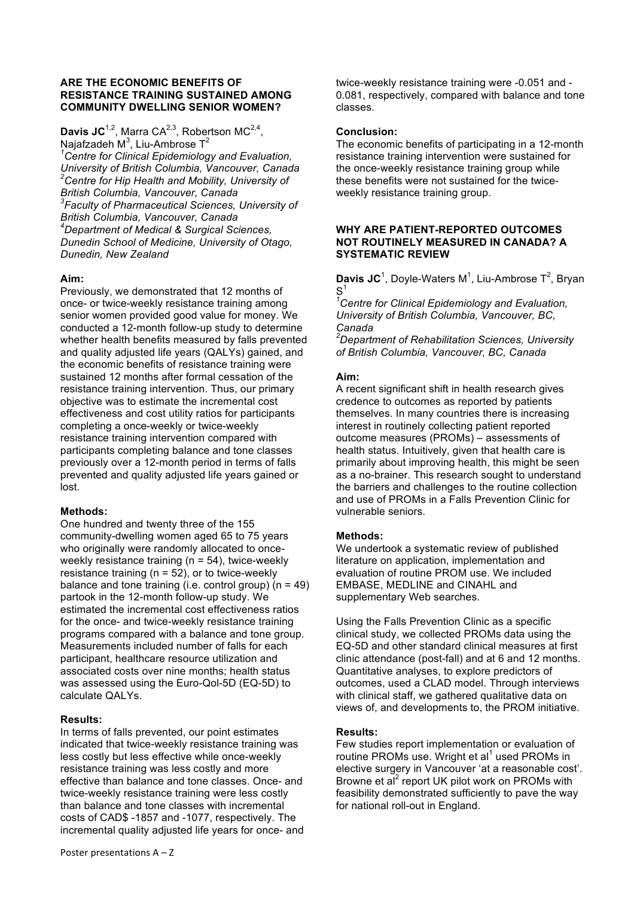## ARE THE ECONOMIC BENEFITS OF RESISTANCE TRAINING SUSTAINED AMONG COMMUNITY DWELLING SENIOR WOMEN?

**Davis JC**[1,2], Marra CA[2,3], Robertson MC[2,4], Najafzadeh M[3], Liu-Ambrose T[2]

*[1]Centre for Clinical Epidemiology and Evaluation, University of British Columbia, Vancouver, Canada*
*[2]Centre for Hip Health and Mobility, University of British Columbia, Vancouver, Canada*
*[3]Faculty of Pharmaceutical Sciences, University of British Columbia, Vancouver, Canada*
*[4]Department of Medical & Surgical Sciences, Dunedin School of Medicine, University of Otago, Dunedin, New Zealand*

**Aim:**

Previously, we demonstrated that 12 months of once- or twice-weekly resistance training among senior women provided good value for money. We conducted a 12-month follow-up study to determine whether health benefits measured by falls prevented and quality adjusted life years (QALYs) gained, and the economic benefits of resistance training were sustained 12 months after formal cessation of the resistance training intervention. Thus, our primary objective was to estimate the incremental cost effectiveness and cost utility ratios for participants completing a once-weekly or twice-weekly resistance training intervention compared with participants completing balance and tone classes previously over a 12-month period in terms of falls prevented and quality adjusted life years gained or lost.

**Methods:**

One hundred and twenty three of the 155 community-dwelling women aged 65 to 75 years who originally were randomly allocated to once-weekly resistance training (n = 54), twice-weekly resistance training (n = 52), or to twice-weekly balance and tone training (i.e. control group) (n = 49) partook in the 12-month follow-up study. We estimated the incremental cost effectiveness ratios for the once- and twice-weekly resistance training programs compared with a balance and tone group. Measurements included number of falls for each participant, healthcare resource utilization and associated costs over nine months; health status was assessed using the Euro-Qol-5D (EQ-5D) to calculate QALYs.

**Results:**

In terms of falls prevented, our point estimates indicated that twice-weekly resistance training was less costly but less effective while once-weekly resistance training was less costly and more effective than balance and tone classes. Once- and twice-weekly resistance training were less costly than balance and tone classes with incremental costs of CAD$ -1857 and -1077, respectively. The incremental quality adjusted life years for once- and twice-weekly resistance training were -0.051 and -0.081, respectively, compared with balance and tone classes.

**Conclusion:**

The economic benefits of participating in a 12-month resistance training intervention were sustained for the once-weekly resistance training group while these benefits were not sustained for the twice-weekly resistance training group.

## WHY ARE PATIENT-REPORTED OUTCOMES NOT ROUTINELY MEASURED IN CANADA? A SYSTEMATIC REVIEW

**Davis JC**[1], Doyle-Waters M[1], Liu-Ambrose T[2], Bryan S[1]

*[1]Centre for Clinical Epidemiology and Evaluation, University of British Columbia, Vancouver, BC, Canada*
*[2]Department of Rehabilitation Sciences, University of British Columbia, Vancouver, BC, Canada*

**Aim:**

A recent significant shift in health research gives credence to outcomes as reported by patients themselves. In many countries there is increasing interest in routinely collecting patient reported outcome measures (PROMs) – assessments of health status. Intuitively, given that health care is primarily about improving health, this might be seen as a no-brainer. This research sought to understand the barriers and challenges to the routine collection and use of PROMs in a Falls Prevention Clinic for vulnerable seniors.

**Methods:**

We undertook a systematic review of published literature on application, implementation and evaluation of routine PROM use. We included EMBASE, MEDLINE and CINAHL and supplementary Web searches.

Using the Falls Prevention Clinic as a specific clinical study, we collected PROMs data using the EQ-5D and other standard clinical measures at first clinic attendance (post-fall) and at 6 and 12 months. Quantitative analyses, to explore predictors of outcomes, used a CLAD model. Through interviews with clinical staff, we gathered qualitative data on views of, and developments to, the PROM initiative.

**Results:**

Few studies report implementation or evaluation of routine PROMs use. Wright et al[1] used PROMs in elective surgery in Vancouver 'at a reasonable cost'. Browne et al[2] report UK pilot work on PROMs with feasibility demonstrated sufficiently to pave the way for national roll-out in England.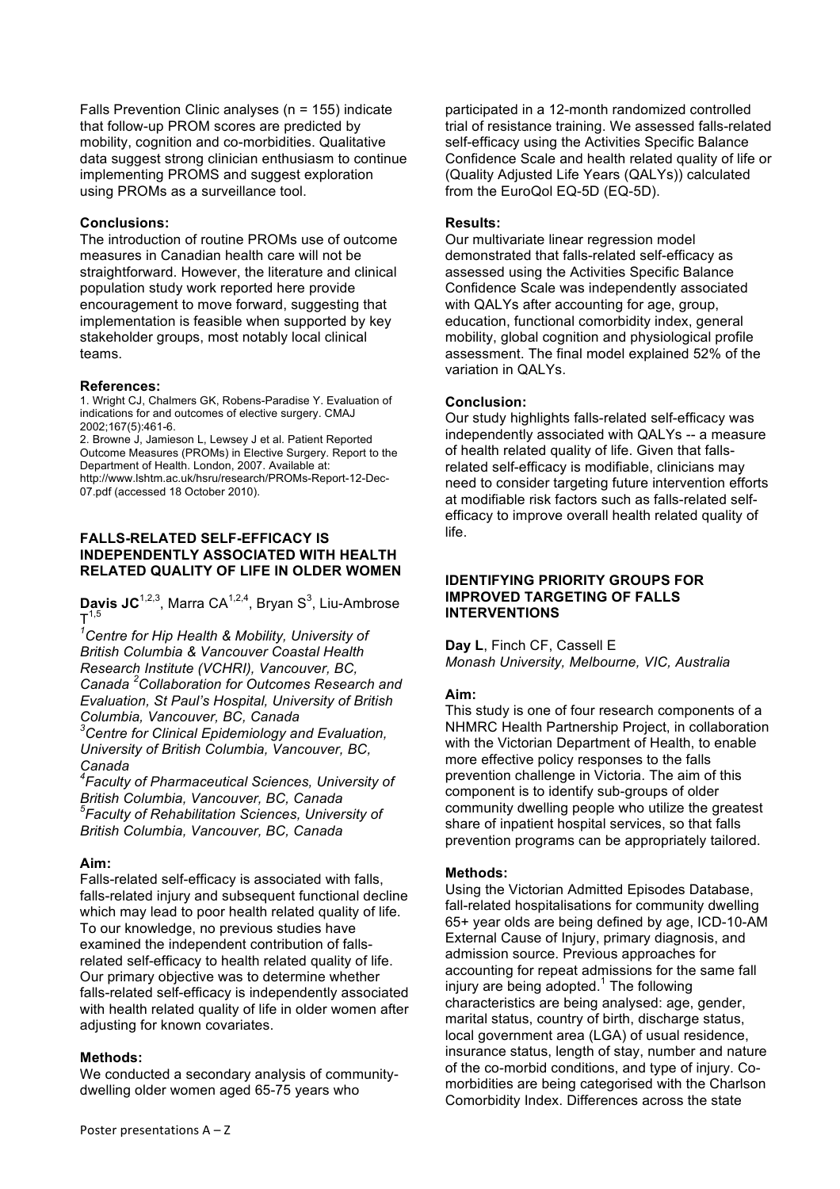Falls Prevention Clinic analyses (n = 155) indicate that follow-up PROM scores are predicted by mobility, cognition and co-morbidities. Qualitative data suggest strong clinician enthusiasm to continue implementing PROMS and suggest exploration using PROMs as a surveillance tool.

**Conclusions:**

The introduction of routine PROMs use of outcome measures in Canadian health care will not be straightforward. However, the literature and clinical population study work reported here provide encouragement to move forward, suggesting that implementation is feasible when supported by key stakeholder groups, most notably local clinical teams.

**References:**

1. Wright CJ, Chalmers GK, Robens-Paradise Y. Evaluation of indications for and outcomes of elective surgery. CMAJ 2002;167(5):461-6.
2. Browne J, Jamieson L, Lewsey J et al. Patient Reported Outcome Measures (PROMs) in Elective Surgery. Report to the Department of Health. London, 2007. Available at: http://www.lshtm.ac.uk/hsru/research/PROMs-Report-12-Dec-07.pdf (accessed 18 October 2010).

### FALLS-RELATED SELF-EFFICACY IS INDEPENDENTLY ASSOCIATED WITH HEALTH RELATED QUALITY OF LIFE IN OLDER WOMEN

**Davis JC**[1,2,3], Marra CA[1,2,4], Bryan S[3], Liu-Ambrose T[1,5]

*[1]Centre for Hip Health & Mobility, University of British Columbia & Vancouver Coastal Health Research Institute (VCHRI), Vancouver, BC, Canada [2]Collaboration for Outcomes Research and Evaluation, St Paul's Hospital, University of British Columbia, Vancouver, BC, Canada*
*[3]Centre for Clinical Epidemiology and Evaluation, University of British Columbia, Vancouver, BC, Canada*
*[4]Faculty of Pharmaceutical Sciences, University of British Columbia, Vancouver, BC, Canada*
*[5]Faculty of Rehabilitation Sciences, University of British Columbia, Vancouver, BC, Canada*

**Aim:**

Falls-related self-efficacy is associated with falls, falls-related injury and subsequent functional decline which may lead to poor health related quality of life. To our knowledge, no previous studies have examined the independent contribution of falls-related self-efficacy to health related quality of life. Our primary objective was to determine whether falls-related self-efficacy is independently associated with health related quality of life in older women after adjusting for known covariates.

**Methods:**

We conducted a secondary analysis of community-dwelling older women aged 65-75 years who participated in a 12-month randomized controlled trial of resistance training. We assessed falls-related self-efficacy using the Activities Specific Balance Confidence Scale and health related quality of life or (Quality Adjusted Life Years (QALYs)) calculated from the EuroQol EQ-5D (EQ-5D).

**Results:**

Our multivariate linear regression model demonstrated that falls-related self-efficacy as assessed using the Activities Specific Balance Confidence Scale was independently associated with QALYs after accounting for age, group, education, functional comorbidity index, general mobility, global cognition and physiological profile assessment. The final model explained 52% of the variation in QALYs.

**Conclusion:**

Our study highlights falls-related self-efficacy was independently associated with QALYs -- a measure of health related quality of life. Given that falls-related self-efficacy is modifiable, clinicians may need to consider targeting future intervention efforts at modifiable risk factors such as falls-related self-efficacy to improve overall health related quality of life.

### IDENTIFYING PRIORITY GROUPS FOR IMPROVED TARGETING OF FALLS INTERVENTIONS

**Day L**, Finch CF, Cassell E

*Monash University, Melbourne, VIC, Australia*

**Aim:**

This study is one of four research components of a NHMRC Health Partnership Project, in collaboration with the Victorian Department of Health, to enable more effective policy responses to the falls prevention challenge in Victoria. The aim of this component is to identify sub-groups of older community dwelling people who utilize the greatest share of inpatient hospital services, so that falls prevention programs can be appropriately tailored.

**Methods:**

Using the Victorian Admitted Episodes Database, fall-related hospitalisations for community dwelling 65+ year olds are being defined by age, ICD-10-AM External Cause of Injury, primary diagnosis, and admission source. Previous approaches for accounting for repeat admissions for the same fall injury are being adopted.[1] The following characteristics are being analysed: age, gender, marital status, country of birth, discharge status, local government area (LGA) of usual residence, insurance status, length of stay, number and nature of the co-morbid conditions, and type of injury. Co-morbidities are being categorised with the Charlson Comorbidity Index. Differences across the state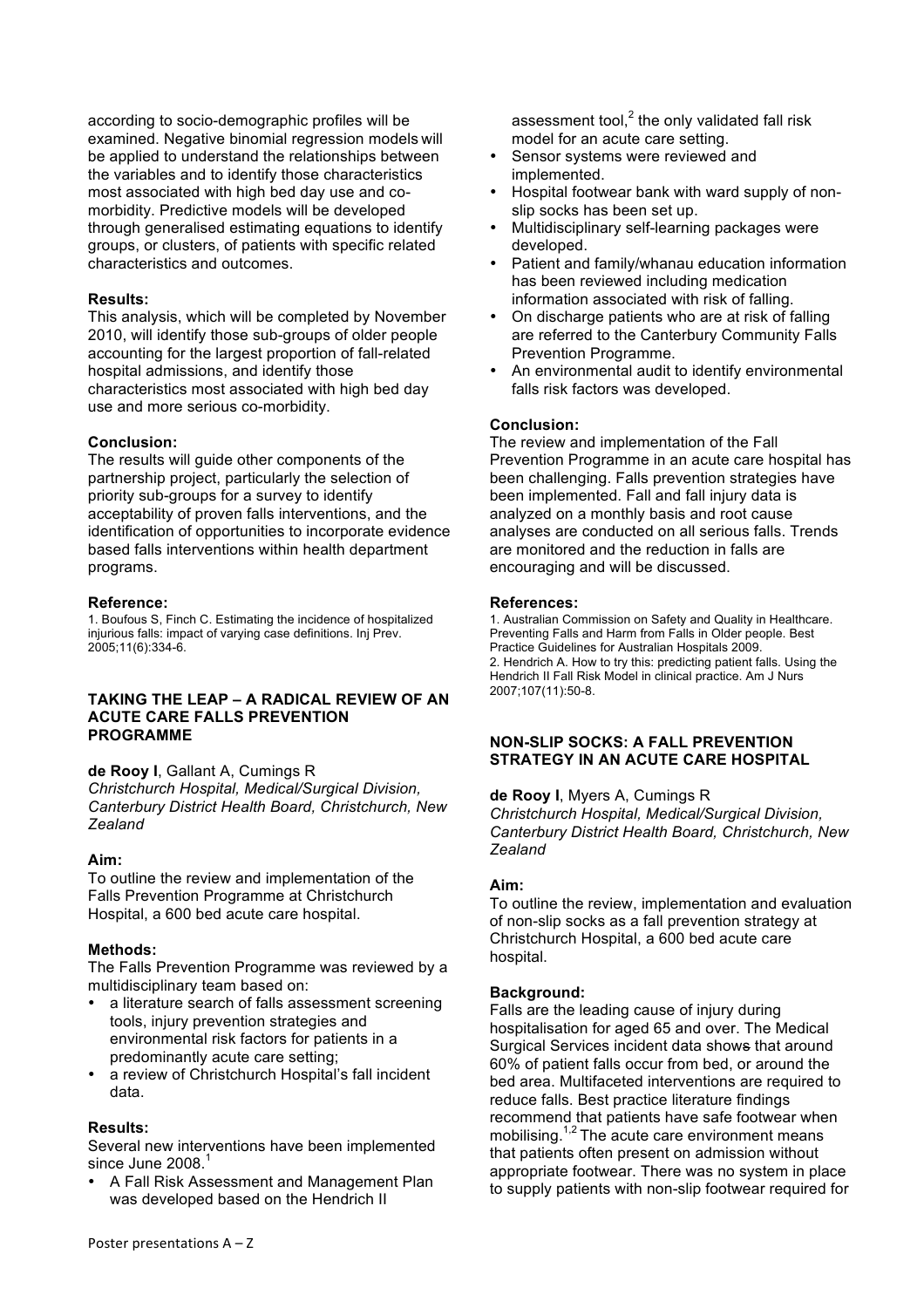according to socio-demographic profiles will be examined. Negative binomial regression models will be applied to understand the relationships between the variables and to identify those characteristics most associated with high bed day use and co-morbidity. Predictive models will be developed through generalised estimating equations to identify groups, or clusters, of patients with specific related characteristics and outcomes.

**Results:**
This analysis, which will be completed by November 2010, will identify those sub-groups of older people accounting for the largest proportion of fall-related hospital admissions, and identify those characteristics most associated with high bed day use and more serious co-morbidity.

**Conclusion:**
The results will guide other components of the partnership project, particularly the selection of priority sub-groups for a survey to identify acceptability of proven falls interventions, and the identification of opportunities to incorporate evidence based falls interventions within health department programs.

**Reference:**
1. Boufous S, Finch C. Estimating the incidence of hospitalized injurious falls: impact of varying case definitions. Inj Prev. 2005;11(6):334-6.

### TAKING THE LEAP – A RADICAL REVIEW OF AN ACUTE CARE FALLS PREVENTION PROGRAMME

**de Rooy I**, Gallant A, Cumings R
*Christchurch Hospital, Medical/Surgical Division, Canterbury District Health Board, Christchurch, New Zealand*

**Aim:**
To outline the review and implementation of the Falls Prevention Programme at Christchurch Hospital, a 600 bed acute care hospital.

**Methods:**
The Falls Prevention Programme was reviewed by a multidisciplinary team based on:

- a literature search of falls assessment screening tools, injury prevention strategies and environmental risk factors for patients in a predominantly acute care setting;
- a review of Christchurch Hospital's fall incident data.

**Results:**
Several new interventions have been implemented since June 2008.[1]

- A Fall Risk Assessment and Management Plan was developed based on the Hendrich II assessment tool,[2] the only validated fall risk model for an acute care setting.
- Sensor systems were reviewed and implemented.
- Hospital footwear bank with ward supply of non-slip socks has been set up.
- Multidisciplinary self-learning packages were developed.
- Patient and family/whanau education information has been reviewed including medication information associated with risk of falling.
- On discharge patients who are at risk of falling are referred to the Canterbury Community Falls Prevention Programme.
- An environmental audit to identify environmental falls risk factors was developed.

**Conclusion:**
The review and implementation of the Fall Prevention Programme in an acute care hospital has been challenging. Falls prevention strategies have been implemented. Fall and fall injury data is analyzed on a monthly basis and root cause analyses are conducted on all serious falls. Trends are monitored and the reduction in falls are encouraging and will be discussed.

**References:**
1. Australian Commission on Safety and Quality in Healthcare. Preventing Falls and Harm from Falls in Older people. Best Practice Guidelines for Australian Hospitals 2009.
2. Hendrich A. How to try this: predicting patient falls. Using the Hendrich II Fall Risk Model in clinical practice. Am J Nurs 2007;107(11):50-8.

### NON-SLIP SOCKS: A FALL PREVENTION STRATEGY IN AN ACUTE CARE HOSPITAL

**de Rooy I**, Myers A, Cumings R
*Christchurch Hospital, Medical/Surgical Division, Canterbury District Health Board, Christchurch, New Zealand*

**Aim:**
To outline the review, implementation and evaluation of non-slip socks as a fall prevention strategy at Christchurch Hospital, a 600 bed acute care hospital.

**Background:**
Falls are the leading cause of injury during hospitalisation for aged 65 and over. The Medical Surgical Services incident data shows that around 60% of patient falls occur from bed, or around the bed area. Multifaceted interventions are required to reduce falls. Best practice literature findings recommend that patients have safe footwear when mobilising.[1,2] The acute care environment means that patients often present on admission without appropriate footwear. There was no system in place to supply patients with non-slip footwear required for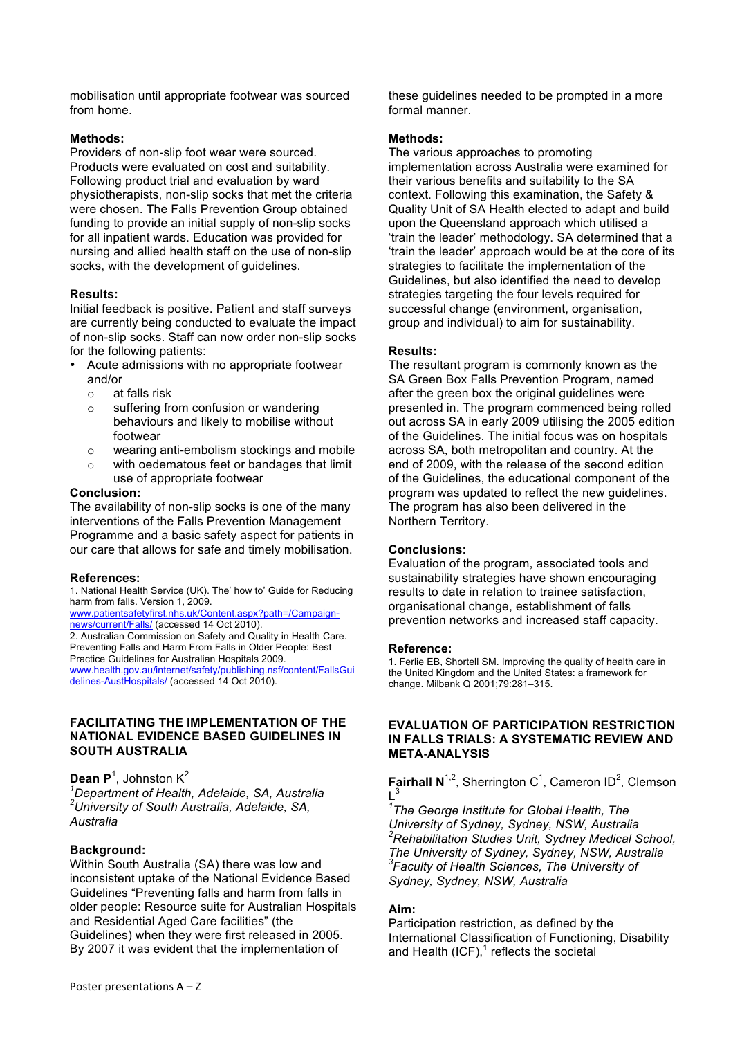mobilisation until appropriate footwear was sourced from home.

**Methods:**
Providers of non-slip foot wear were sourced. Products were evaluated on cost and suitability. Following product trial and evaluation by ward physiotherapists, non-slip socks that met the criteria were chosen. The Falls Prevention Group obtained funding to provide an initial supply of non-slip socks for all inpatient wards. Education was provided for nursing and allied health staff on the use of non-slip socks, with the development of guidelines.

**Results:**
Initial feedback is positive. Patient and staff surveys are currently being conducted to evaluate the impact of non-slip socks. Staff can now order non-slip socks for the following patients:

- Acute admissions with no appropriate footwear and/or
  - at falls risk
  - suffering from confusion or wandering behaviours and likely to mobilise without footwear
  - wearing anti-embolism stockings and mobile
  - with oedematous feet or bandages that limit use of appropriate footwear

**Conclusion:**
The availability of non-slip socks is one of the many interventions of the Falls Prevention Management Programme and a basic safety aspect for patients in our care that allows for safe and timely mobilisation.

**References:**
1. National Health Service (UK). The' how to' Guide for Reducing harm from falls. Version 1, 2009. www.patientsafetyfirst.nhs.uk/Content.aspx?path=/Campaign-news/current/Falls/ (accessed 14 Oct 2010).
2. Australian Commission on Safety and Quality in Health Care. Preventing Falls and Harm From Falls in Older People: Best Practice Guidelines for Australian Hospitals 2009. www.health.gov.au/internet/safety/publishing.nsf/content/FallsGuidelines-AustHospitals/ (accessed 14 Oct 2010).

## FACILITATING THE IMPLEMENTATION OF THE NATIONAL EVIDENCE BASED GUIDELINES IN SOUTH AUSTRALIA

**Dean P**[1], Johnston K[2]

*[1]Department of Health, Adelaide, SA, Australia*
*[2]University of South Australia, Adelaide, SA, Australia*

**Background:**
Within South Australia (SA) there was low and inconsistent uptake of the National Evidence Based Guidelines "Preventing falls and harm from falls in older people: Resource suite for Australian Hospitals and Residential Aged Care facilities" (the Guidelines) when they were first released in 2005. By 2007 it was evident that the implementation of these guidelines needed to be prompted in a more formal manner.

**Methods:**
The various approaches to promoting implementation across Australia were examined for their various benefits and suitability to the SA context. Following this examination, the Safety & Quality Unit of SA Health elected to adapt and build upon the Queensland approach which utilised a 'train the leader' methodology. SA determined that a 'train the leader' approach would be at the core of its strategies to facilitate the implementation of the Guidelines, but also identified the need to develop strategies targeting the four levels required for successful change (environment, organisation, group and individual) to aim for sustainability.

**Results:**
The resultant program is commonly known as the SA Green Box Falls Prevention Program, named after the green box the original guidelines were presented in. The program commenced being rolled out across SA in early 2009 utilising the 2005 edition of the Guidelines. The initial focus was on hospitals across SA, both metropolitan and country. At the end of 2009, with the release of the second edition of the Guidelines, the educational component of the program was updated to reflect the new guidelines. The program has also been delivered in the Northern Territory.

**Conclusions:**
Evaluation of the program, associated tools and sustainability strategies have shown encouraging results to date in relation to trainee satisfaction, organisational change, establishment of falls prevention networks and increased staff capacity.

**Reference:**
1. Ferlie EB, Shortell SM. Improving the quality of health care in the United Kingdom and the United States: a framework for change. Milbank Q 2001;79:281–315.

## EVALUATION OF PARTICIPATION RESTRICTION IN FALLS TRIALS: A SYSTEMATIC REVIEW AND META-ANALYSIS

**Fairhall N**[1,2], Sherrington C[1], Cameron ID[2], Clemson L[3]

*[1]The George Institute for Global Health, The University of Sydney, Sydney, NSW, Australia*
*[2]Rehabilitation Studies Unit, Sydney Medical School, The University of Sydney, Sydney, NSW, Australia*
*[3]Faculty of Health Sciences, The University of Sydney, Sydney, NSW, Australia*

**Aim:**
Participation restriction, as defined by the International Classification of Functioning, Disability and Health (ICF),[1] reflects the societal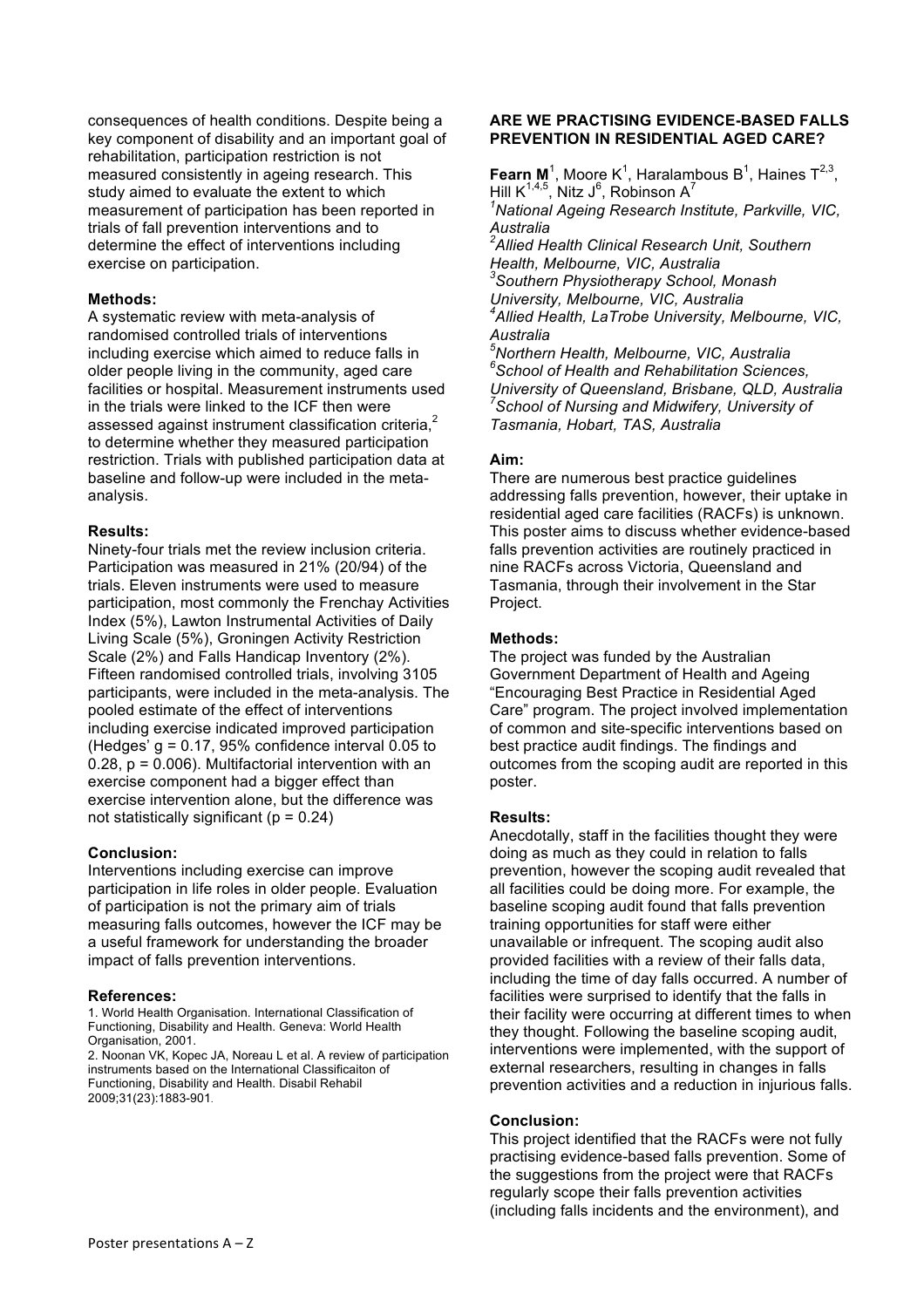consequences of health conditions. Despite being a key component of disability and an important goal of rehabilitation, participation restriction is not measured consistently in ageing research. This study aimed to evaluate the extent to which measurement of participation has been reported in trials of fall prevention interventions and to determine the effect of interventions including exercise on participation.

**Methods:**
A systematic review with meta-analysis of randomised controlled trials of interventions including exercise which aimed to reduce falls in older people living in the community, aged care facilities or hospital. Measurement instruments used in the trials were linked to the ICF then were assessed against instrument classification criteria,[2] to determine whether they measured participation restriction. Trials with published participation data at baseline and follow-up were included in the meta-analysis.

**Results:**
Ninety-four trials met the review inclusion criteria. Participation was measured in 21% (20/94) of the trials. Eleven instruments were used to measure participation, most commonly the Frenchay Activities Index (5%), Lawton Instrumental Activities of Daily Living Scale (5%), Groningen Activity Restriction Scale (2%) and Falls Handicap Inventory (2%). Fifteen randomised controlled trials, involving 3105 participants, were included in the meta-analysis. The pooled estimate of the effect of interventions including exercise indicated improved participation (Hedges' $g = 0.17$, 95% confidence interval 0.05 to 0.28, $p = 0.006$). Multifactorial intervention with an exercise component had a bigger effect than exercise intervention alone, but the difference was not statistically significant ($p = 0.24$)

**Conclusion:**
Interventions including exercise can improve participation in life roles in older people. Evaluation of participation is not the primary aim of trials measuring falls outcomes, however the ICF may be a useful framework for understanding the broader impact of falls prevention interventions.

**References:**
1. World Health Organisation. International Classification of Functioning, Disability and Health. Geneva: World Health Organisation, 2001.
2. Noonan VK, Kopec JA, Noreau L et al. A review of participation instruments based on the International Classificaiton of Functioning, Disability and Health. Disabil Rehabil 2009;31(23):1883-901.

**ARE WE PRACTISING EVIDENCE-BASED FALLS PREVENTION IN RESIDENTIAL AGED CARE?**

**Fearn M**[1], Moore K[1], Haralambous B[1], Haines T[2,3], Hill K[1,4,5], Nitz J[6], Robinson A[7]

*[1]National Ageing Research Institute, Parkville, VIC, Australia*
*[2]Allied Health Clinical Research Unit, Southern Health, Melbourne, VIC, Australia*
*[3]Southern Physiotherapy School, Monash University, Melbourne, VIC, Australia*
*[4]Allied Health, LaTrobe University, Melbourne, VIC, Australia*
*[5]Northern Health, Melbourne, VIC, Australia*
*[6]School of Health and Rehabilitation Sciences, University of Queensland, Brisbane, QLD, Australia*
*[7]School of Nursing and Midwifery, University of Tasmania, Hobart, TAS, Australia*

**Aim:**
There are numerous best practice guidelines addressing falls prevention, however, their uptake in residential aged care facilities (RACFs) is unknown. This poster aims to discuss whether evidence-based falls prevention activities are routinely practiced in nine RACFs across Victoria, Queensland and Tasmania, through their involvement in the Star Project.

**Methods:**
The project was funded by the Australian Government Department of Health and Ageing "Encouraging Best Practice in Residential Aged Care" program. The project involved implementation of common and site-specific interventions based on best practice audit findings. The findings and outcomes from the scoping audit are reported in this poster.

**Results:**
Anecdotally, staff in the facilities thought they were doing as much as they could in relation to falls prevention, however the scoping audit revealed that all facilities could be doing more. For example, the baseline scoping audit found that falls prevention training opportunities for staff were either unavailable or infrequent. The scoping audit also provided facilities with a review of their falls data, including the time of day falls occurred. A number of facilities were surprised to identify that the falls in their facility were occurring at different times to when they thought. Following the baseline scoping audit, interventions were implemented, with the support of external researchers, resulting in changes in falls prevention activities and a reduction in injurious falls.

**Conclusion:**
This project identified that the RACFs were not fully practising evidence-based falls prevention. Some of the suggestions from the project were that RACFs regularly scope their falls prevention activities (including falls incidents and the environment), and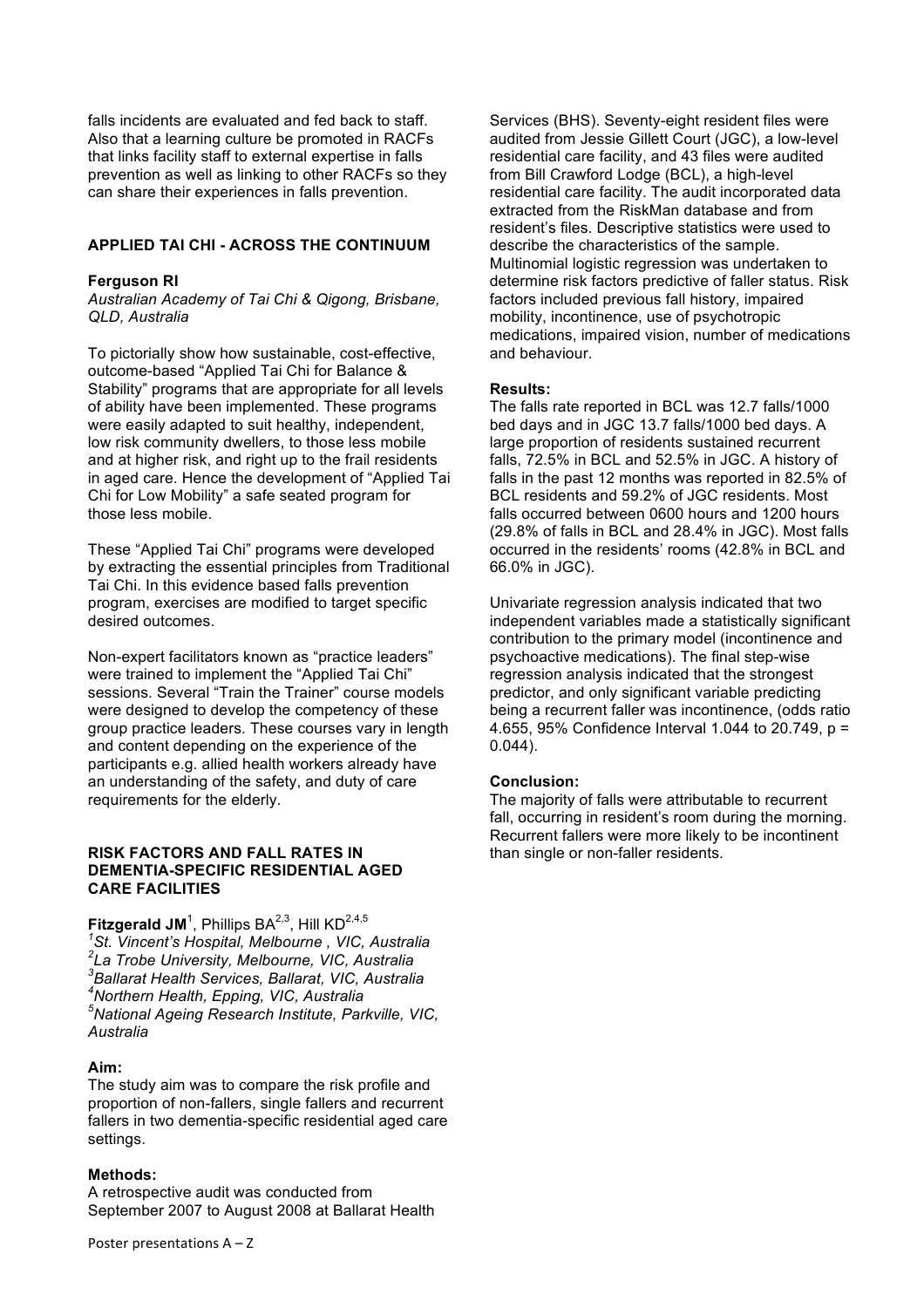falls incidents are evaluated and fed back to staff. Also that a learning culture be promoted in RACFs that links facility staff to external expertise in falls prevention as well as linking to other RACFs so they can share their experiences in falls prevention.

## APPLIED TAI CHI - ACROSS THE CONTINUUM

**Ferguson RI**

*Australian Academy of Tai Chi & Qigong, Brisbane, QLD, Australia*

To pictorially show how sustainable, cost-effective, outcome-based "Applied Tai Chi for Balance & Stability" programs that are appropriate for all levels of ability have been implemented. These programs were easily adapted to suit healthy, independent, low risk community dwellers, to those less mobile and at higher risk, and right up to the frail residents in aged care. Hence the development of "Applied Tai Chi for Low Mobility" a safe seated program for those less mobile.

These "Applied Tai Chi" programs were developed by extracting the essential principles from Traditional Tai Chi. In this evidence based falls prevention program, exercises are modified to target specific desired outcomes.

Non-expert facilitators known as "practice leaders" were trained to implement the "Applied Tai Chi" sessions. Several "Train the Trainer" course models were designed to develop the competency of these group practice leaders. These courses vary in length and content depending on the experience of the participants e.g. allied health workers already have an understanding of the safety, and duty of care requirements for the elderly.

## RISK FACTORS AND FALL RATES IN DEMENTIA-SPECIFIC RESIDENTIAL AGED CARE FACILITIES

**Fitzgerald JM**[1], Phillips BA[2,3], Hill KD[2,4,5]

[1]*St. Vincent's Hospital, Melbourne , VIC, Australia*
[2]*La Trobe University, Melbourne, VIC, Australia*
[3]*Ballarat Health Services, Ballarat, VIC, Australia*
[4]*Northern Health, Epping, VIC, Australia*
[5]*National Ageing Research Institute, Parkville, VIC, Australia*

**Aim:**

The study aim was to compare the risk profile and proportion of non-fallers, single fallers and recurrent fallers in two dementia-specific residential aged care settings.

**Methods:**

A retrospective audit was conducted from September 2007 to August 2008 at Ballarat Health Services (BHS). Seventy-eight resident files were audited from Jessie Gillett Court (JGC), a low-level residential care facility, and 43 files were audited from Bill Crawford Lodge (BCL), a high-level residential care facility. The audit incorporated data extracted from the RiskMan database and from resident's files. Descriptive statistics were used to describe the characteristics of the sample. Multinomial logistic regression was undertaken to determine risk factors predictive of faller status. Risk factors included previous fall history, impaired mobility, incontinence, use of psychotropic medications, impaired vision, number of medications and behaviour.

**Results:**

The falls rate reported in BCL was 12.7 falls/1000 bed days and in JGC 13.7 falls/1000 bed days. A large proportion of residents sustained recurrent falls, 72.5% in BCL and 52.5% in JGC. A history of falls in the past 12 months was reported in 82.5% of BCL residents and 59.2% of JGC residents. Most falls occurred between 0600 hours and 1200 hours (29.8% of falls in BCL and 28.4% in JGC). Most falls occurred in the residents' rooms (42.8% in BCL and 66.0% in JGC).

Univariate regression analysis indicated that two independent variables made a statistically significant contribution to the primary model (incontinence and psychoactive medications). The final step-wise regression analysis indicated that the strongest predictor, and only significant variable predicting being a recurrent faller was incontinence, (odds ratio 4.655, 95% Confidence Interval 1.044 to 20.749, $p = 0.044$).

**Conclusion:**

The majority of falls were attributable to recurrent fall, occurring in resident's room during the morning. Recurrent fallers were more likely to be incontinent than single or non-faller residents.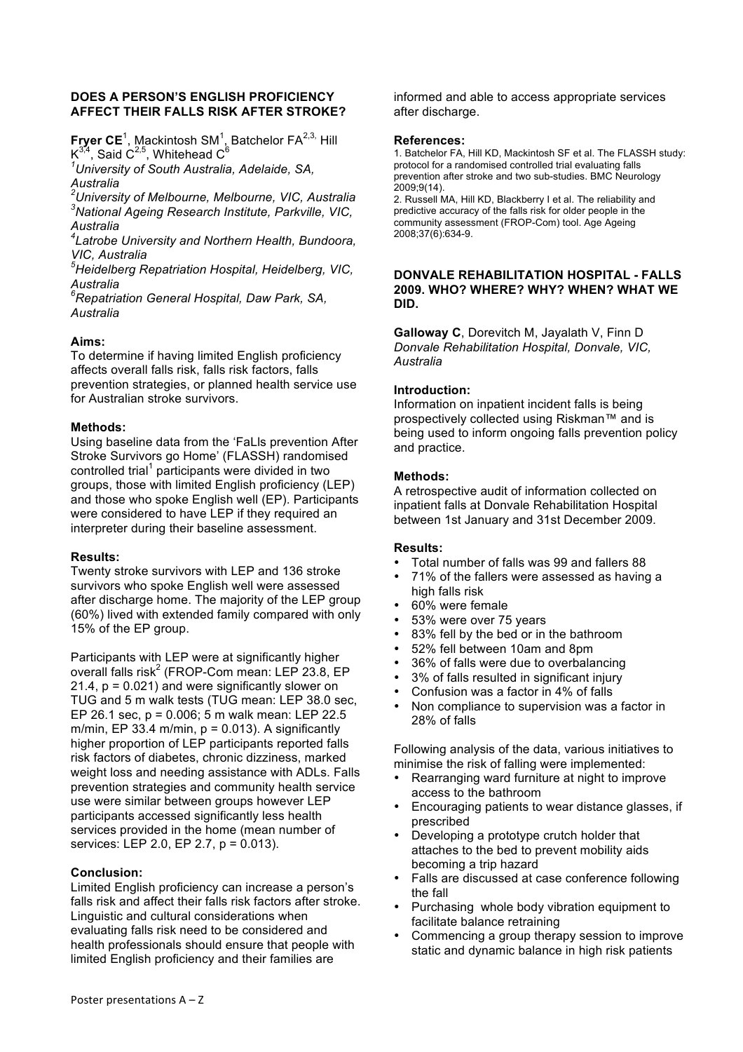## DOES A PERSON'S ENGLISH PROFICIENCY AFFECT THEIR FALLS RISK AFTER STROKE?

**Fryer CE**[1], Mackintosh SM[1], Batchelor FA[2,3], Hill K[3,4], Said C[2,5], Whitehead C[6]

[1]*University of South Australia, Adelaide, SA, Australia*
[2]*University of Melbourne, Melbourne, VIC, Australia*
[3]*National Ageing Research Institute, Parkville, VIC, Australia*
[4]*Latrobe University and Northern Health, Bundoora, VIC, Australia*
[5]*Heidelberg Repatriation Hospital, Heidelberg, VIC, Australia*
[6]*Repatriation General Hospital, Daw Park, SA, Australia*

**Aims:**
To determine if having limited English proficiency affects overall falls risk, falls risk factors, falls prevention strategies, or planned health service use for Australian stroke survivors.

**Methods:**
Using baseline data from the 'FaLls prevention After Stroke Survivors go Home' (FLASSH) randomised controlled trial[1] participants were divided in two groups, those with limited English proficiency (LEP) and those who spoke English well (EP). Participants were considered to have LEP if they required an interpreter during their baseline assessment.

**Results:**
Twenty stroke survivors with LEP and 136 stroke survivors who spoke English well were assessed after discharge home. The majority of the LEP group (60%) lived with extended family compared with only 15% of the EP group.

Participants with LEP were at significantly higher overall falls risk[2] (FROP-Com mean: LEP 23.8, EP 21.4, $p = 0.021$) and were significantly slower on TUG and 5 m walk tests (TUG mean: LEP 38.0 sec, EP 26.1 sec, $p = 0.006$; 5 m walk mean: LEP 22.5 m/min, EP 33.4 m/min, $p = 0.013$). A significantly higher proportion of LEP participants reported falls risk factors of diabetes, chronic dizziness, marked weight loss and needing assistance with ADLs. Falls prevention strategies and community health service use were similar between groups however LEP participants accessed significantly less health services provided in the home (mean number of services: LEP 2.0, EP 2.7, $p = 0.013$).

**Conclusion:**
Limited English proficiency can increase a person's falls risk and affect their falls risk factors after stroke. Linguistic and cultural considerations when evaluating falls risk need to be considered and health professionals should ensure that people with limited English proficiency and their families are informed and able to access appropriate services after discharge.

**References:**
1. Batchelor FA, Hill KD, Mackintosh SF et al. The FLASSH study: protocol for a randomised controlled trial evaluating falls prevention after stroke and two sub-studies. BMC Neurology 2009;9(14).
2. Russell MA, Hill KD, Blackberry I et al. The reliability and predictive accuracy of the falls risk for older people in the community assessment (FROP-Com) tool. Age Ageing 2008;37(6):634-9.

## DONVALE REHABILITATION HOSPITAL - FALLS 2009. WHO? WHERE? WHY? WHEN? WHAT WE DID.

**Galloway C**, Dorevitch M, Jayalath V, Finn D
*Donvale Rehabilitation Hospital, Donvale, VIC, Australia*

**Introduction:**
Information on inpatient incident falls is being prospectively collected using Riskman™ and is being used to inform ongoing falls prevention policy and practice.

**Methods:**
A retrospective audit of information collected on inpatient falls at Donvale Rehabilitation Hospital between 1st January and 31st December 2009.

**Results:**

- Total number of falls was 99 and fallers 88
- 71% of the fallers were assessed as having a high falls risk
- 60% were female
- 53% were over 75 years
- 83% fell by the bed or in the bathroom
- 52% fell between 10am and 8pm
- 36% of falls were due to overbalancing
- 3% of falls resulted in significant injury
- Confusion was a factor in 4% of falls
- Non compliance to supervision was a factor in 28% of falls

Following analysis of the data, various initiatives to minimise the risk of falling were implemented:

- Rearranging ward furniture at night to improve access to the bathroom
- Encouraging patients to wear distance glasses, if prescribed
- Developing a prototype crutch holder that attaches to the bed to prevent mobility aids becoming a trip hazard
- Falls are discussed at case conference following the fall
- Purchasing whole body vibration equipment to facilitate balance retraining
- Commencing a group therapy session to improve static and dynamic balance in high risk patients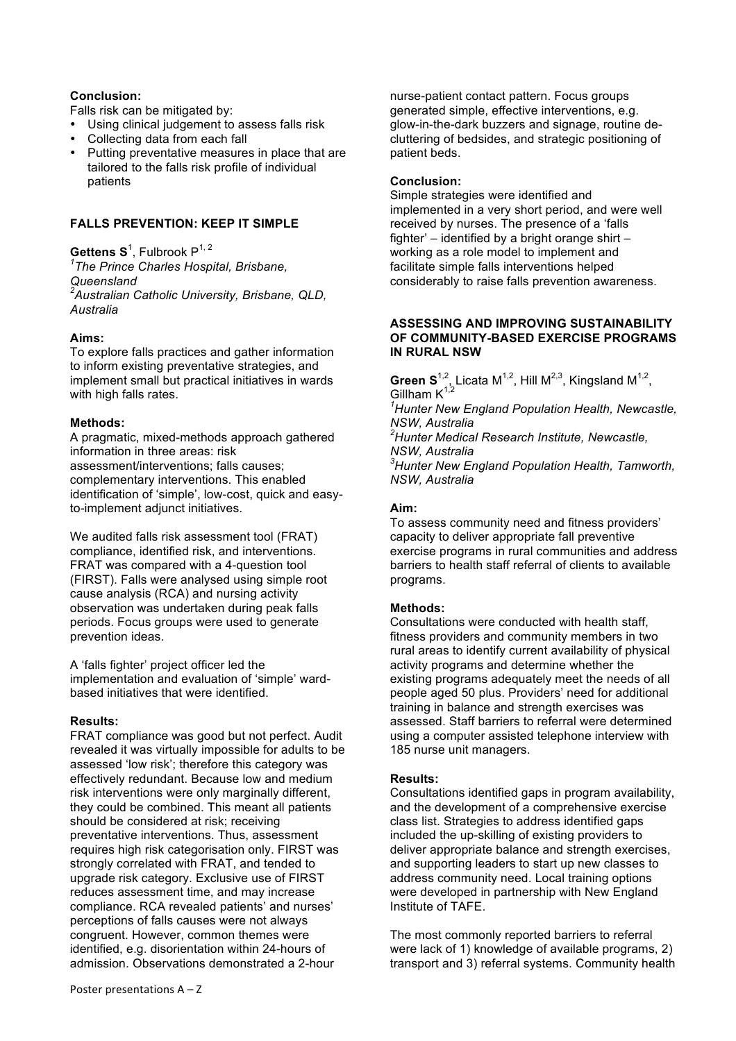**Conclusion:**

Falls risk can be mitigated by:

- Using clinical judgement to assess falls risk
- Collecting data from each fall
- Putting preventative measures in place that are tailored to the falls risk profile of individual patients

## FALLS PREVENTION: KEEP IT SIMPLE

**Gettens S**[1], Fulbrook P[1, 2]

[1]*The Prince Charles Hospital, Brisbane, Queensland*
[2]*Australian Catholic University, Brisbane, QLD, Australia*

**Aims:**

To explore falls practices and gather information to inform existing preventative strategies, and implement small but practical initiatives in wards with high falls rates.

**Methods:**

A pragmatic, mixed-methods approach gathered information in three areas: risk assessment/interventions; falls causes; complementary interventions. This enabled identification of 'simple', low-cost, quick and easy-to-implement adjunct initiatives.

We audited falls risk assessment tool (FRAT) compliance, identified risk, and interventions. FRAT was compared with a 4-question tool (FIRST). Falls were analysed using simple root cause analysis (RCA) and nursing activity observation was undertaken during peak falls periods. Focus groups were used to generate prevention ideas.

A 'falls fighter' project officer led the implementation and evaluation of 'simple' ward-based initiatives that were identified.

**Results:**

FRAT compliance was good but not perfect. Audit revealed it was virtually impossible for adults to be assessed 'low risk'; therefore this category was effectively redundant. Because low and medium risk interventions were only marginally different, they could be combined. This meant all patients should be considered at risk; receiving preventative interventions. Thus, assessment requires high risk categorisation only. FIRST was strongly correlated with FRAT, and tended to upgrade risk category. Exclusive use of FIRST reduces assessment time, and may increase compliance. RCA revealed patients' and nurses' perceptions of falls causes were not always congruent. However, common themes were identified, e.g. disorientation within 24-hours of admission. Observations demonstrated a 2-hour nurse-patient contact pattern. Focus groups generated simple, effective interventions, e.g. glow-in-the-dark buzzers and signage, routine de-cluttering of bedsides, and strategic positioning of patient beds.

**Conclusion:**

Simple strategies were identified and implemented in a very short period, and were well received by nurses. The presence of a 'falls fighter' – identified by a bright orange shirt – working as a role model to implement and facilitate simple falls interventions helped considerably to raise falls prevention awareness.

## ASSESSING AND IMPROVING SUSTAINABILITY OF COMMUNITY-BASED EXERCISE PROGRAMS IN RURAL NSW

**Green S**[1,2], Licata M[1,2], Hill M[2,3], Kingsland M[1,2], Gillham K[1,2]

[1]*Hunter New England Population Health, Newcastle, NSW, Australia*
[2]*Hunter Medical Research Institute, Newcastle, NSW, Australia*
[3]*Hunter New England Population Health, Tamworth, NSW, Australia*

**Aim:**

To assess community need and fitness providers' capacity to deliver appropriate fall preventive exercise programs in rural communities and address barriers to health staff referral of clients to available programs.

**Methods:**

Consultations were conducted with health staff, fitness providers and community members in two rural areas to identify current availability of physical activity programs and determine whether the existing programs adequately meet the needs of all people aged 50 plus. Providers' need for additional training in balance and strength exercises was assessed. Staff barriers to referral were determined using a computer assisted telephone interview with 185 nurse unit managers.

**Results:**

Consultations identified gaps in program availability, and the development of a comprehensive exercise class list. Strategies to address identified gaps included the up-skilling of existing providers to deliver appropriate balance and strength exercises, and supporting leaders to start up new classes to address community need. Local training options were developed in partnership with New England Institute of TAFE.

The most commonly reported barriers to referral were lack of 1) knowledge of available programs, 2) transport and 3) referral systems. Community health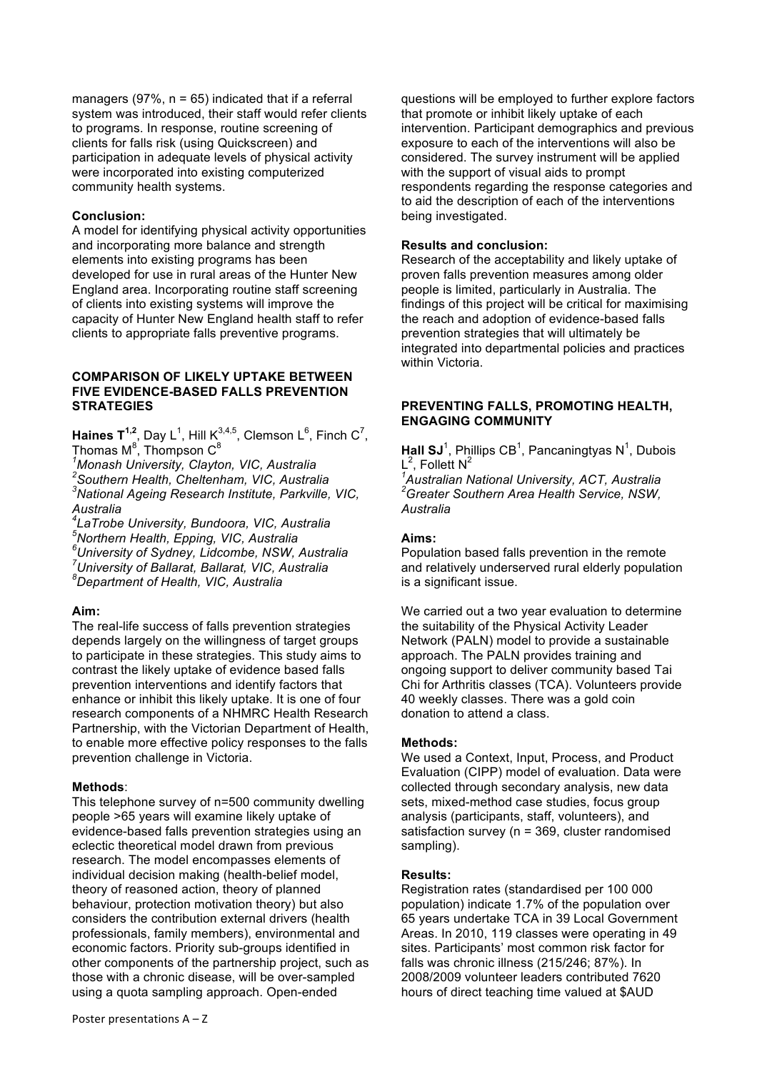managers (97%, n = 65) indicated that if a referral system was introduced, their staff would refer clients to programs. In response, routine screening of clients for falls risk (using Quickscreen) and participation in adequate levels of physical activity were incorporated into existing computerized community health systems.

**Conclusion:**
A model for identifying physical activity opportunities and incorporating more balance and strength elements into existing programs has been developed for use in rural areas of the Hunter New England area. Incorporating routine staff screening of clients into existing systems will improve the capacity of Hunter New England health staff to refer clients to appropriate falls preventive programs.

### COMPARISON OF LIKELY UPTAKE BETWEEN FIVE EVIDENCE-BASED FALLS PREVENTION STRATEGIES

**Haines T**[1,2], Day L[1], Hill K[3,4,5], Clemson L[6], Finch C[7], Thomas M[8], Thompson C[8]

[1]*Monash University, Clayton, VIC, Australia*
[2]*Southern Health, Cheltenham, VIC, Australia*
[3]*National Ageing Research Institute, Parkville, VIC, Australia*
[4]*LaTrobe University, Bundoora, VIC, Australia*
[5]*Northern Health, Epping, VIC, Australia*
[6]*University of Sydney, Lidcombe, NSW, Australia*
[7]*University of Ballarat, Ballarat, VIC, Australia*
[8]*Department of Health, VIC, Australia*

**Aim:**
The real-life success of falls prevention strategies depends largely on the willingness of target groups to participate in these strategies. This study aims to contrast the likely uptake of evidence based falls prevention interventions and identify factors that enhance or inhibit this likely uptake. It is one of four research components of a NHMRC Health Research Partnership, with the Victorian Department of Health, to enable more effective policy responses to the falls prevention challenge in Victoria.

**Methods**:
This telephone survey of n=500 community dwelling people >65 years will examine likely uptake of evidence-based falls prevention strategies using an eclectic theoretical model drawn from previous research. The model encompasses elements of individual decision making (health-belief model, theory of reasoned action, theory of planned behaviour, protection motivation theory) but also considers the contribution external drivers (health professionals, family members), environmental and economic factors. Priority sub-groups identified in other components of the partnership project, such as those with a chronic disease, will be over-sampled using a quota sampling approach. Open-ended questions will be employed to further explore factors that promote or inhibit likely uptake of each intervention. Participant demographics and previous exposure to each of the interventions will also be considered. The survey instrument will be applied with the support of visual aids to prompt respondents regarding the response categories and to aid the description of each of the interventions being investigated.

**Results and conclusion:**
Research of the acceptability and likely uptake of proven falls prevention measures among older people is limited, particularly in Australia. The findings of this project will be critical for maximising the reach and adoption of evidence-based falls prevention strategies that will ultimately be integrated into departmental policies and practices within Victoria.

### PREVENTING FALLS, PROMOTING HEALTH, ENGAGING COMMUNITY

**Hall SJ**[1], Phillips CB[1], Pancaningtyas N[1], Dubois L[2], Follett N[2]

[1]*Australian National University, ACT, Australia*
[2]*Greater Southern Area Health Service, NSW, Australia*

**Aims:**
Population based falls prevention in the remote and relatively underserved rural elderly population is a significant issue.

We carried out a two year evaluation to determine the suitability of the Physical Activity Leader Network (PALN) model to provide a sustainable approach. The PALN provides training and ongoing support to deliver community based Tai Chi for Arthritis classes (TCA). Volunteers provide 40 weekly classes. There was a gold coin donation to attend a class.

**Methods:**
We used a Context, Input, Process, and Product Evaluation (CIPP) model of evaluation. Data were collected through secondary analysis, new data sets, mixed-method case studies, focus group analysis (participants, staff, volunteers), and satisfaction survey (n = 369, cluster randomised sampling).

**Results:**
Registration rates (standardised per 100 000 population) indicate 1.7% of the population over 65 years undertake TCA in 39 Local Government Areas. In 2010, 119 classes were operating in 49 sites. Participants' most common risk factor for falls was chronic illness (215/246; 87%). In 2008/2009 volunteer leaders contributed 7620 hours of direct teaching time valued at $AUD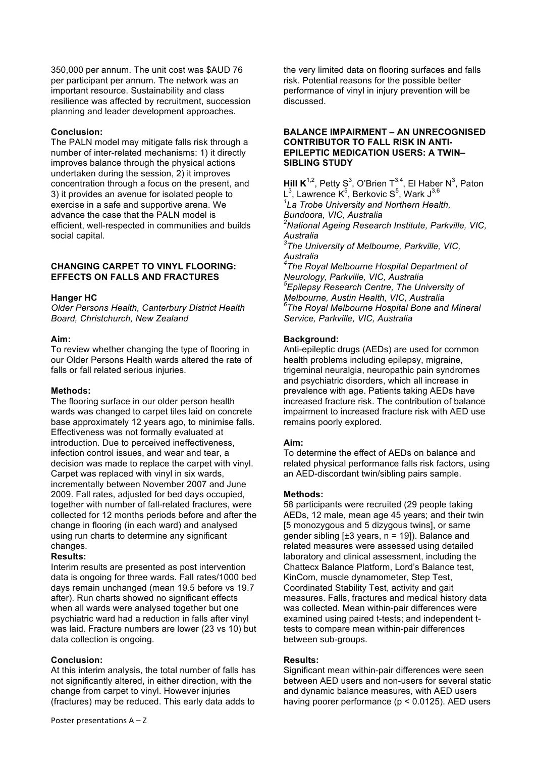350,000 per annum. The unit cost was $AUD 76 per participant per annum. The network was an important resource. Sustainability and class resilience was affected by recruitment, succession planning and leader development approaches.

**Conclusion:**

The PALN model may mitigate falls risk through a number of inter-related mechanisms: 1) it directly improves balance through the physical actions undertaken during the session, 2) it improves concentration through a focus on the present, and 3) it provides an avenue for isolated people to exercise in a safe and supportive arena. We advance the case that the PALN model is efficient, well-respected in communities and builds social capital.

## CHANGING CARPET TO VINYL FLOORING: EFFECTS ON FALLS AND FRACTURES

**Hanger HC**

*Older Persons Health, Canterbury District Health Board, Christchurch, New Zealand*

**Aim:**

To review whether changing the type of flooring in our Older Persons Health wards altered the rate of falls or fall related serious injuries.

**Methods:**

The flooring surface in our older person health wards was changed to carpet tiles laid on concrete base approximately 12 years ago, to minimise falls. Effectiveness was not formally evaluated at introduction. Due to perceived ineffectiveness, infection control issues, and wear and tear, a decision was made to replace the carpet with vinyl. Carpet was replaced with vinyl in six wards, incrementally between November 2007 and June 2009. Fall rates, adjusted for bed days occupied, together with number of fall-related fractures, were collected for 12 months periods before and after the change in flooring (in each ward) and analysed using run charts to determine any significant changes.

**Results:**

Interim results are presented as post intervention data is ongoing for three wards. Fall rates/1000 bed days remain unchanged (mean 19.5 before vs 19.7 after). Run charts showed no significant effects when all wards were analysed together but one psychiatric ward had a reduction in falls after vinyl was laid. Fracture numbers are lower (23 vs 10) but data collection is ongoing.

**Conclusion:**

At this interim analysis, the total number of falls has not significantly altered, in either direction, with the change from carpet to vinyl. However injuries (fractures) may be reduced. This early data adds to the very limited data on flooring surfaces and falls risk. Potential reasons for the possible better performance of vinyl in injury prevention will be discussed.

## BALANCE IMPAIRMENT – AN UNRECOGNISED CONTRIBUTOR TO FALL RISK IN ANTI-EPILEPTIC MEDICATION USERS: A TWIN–SIBLING STUDY

**Hill K**[1,2], Petty S[3], O'Brien T[3,4], El Haber N[3], Paton L[3], Lawrence K[5], Berkovic S[5], Wark J[3,6]

[1]*La Trobe University and Northern Health, Bundoora, VIC, Australia*
[2]*National Ageing Research Institute, Parkville, VIC, Australia*
[3]*The University of Melbourne, Parkville, VIC, Australia*
[4]*The Royal Melbourne Hospital Department of Neurology, Parkville, VIC, Australia*
[5]*Epilepsy Research Centre, The University of Melbourne, Austin Health, VIC, Australia*
[6]*The Royal Melbourne Hospital Bone and Mineral Service, Parkville, VIC, Australia*

**Background:**

Anti-epileptic drugs (AEDs) are used for common health problems including epilepsy, migraine, trigeminal neuralgia, neuropathic pain syndromes and psychiatric disorders, which all increase in prevalence with age. Patients taking AEDs have increased fracture risk. The contribution of balance impairment to increased fracture risk with AED use remains poorly explored.

**Aim:**

To determine the effect of AEDs on balance and related physical performance falls risk factors, using an AED-discordant twin/sibling pairs sample.

**Methods:**

58 participants were recruited (29 people taking AEDs, 12 male, mean age 45 years; and their twin [5 monozygous and 5 dizygous twins], or same gender sibling [±3 years, n = 19]). Balance and related measures were assessed using detailed laboratory and clinical assessment, including the Chattecx Balance Platform, Lord's Balance test, KinCom, muscle dynamometer, Step Test, Coordinated Stability Test, activity and gait measures. Falls, fractures and medical history data was collected. Mean within-pair differences were examined using paired t-tests; and independent t-tests to compare mean within-pair differences between sub-groups.

**Results:**

Significant mean within-pair differences were seen between AED users and non-users for several static and dynamic balance measures, with AED users having poorer performance ($p < 0.0125$). AED users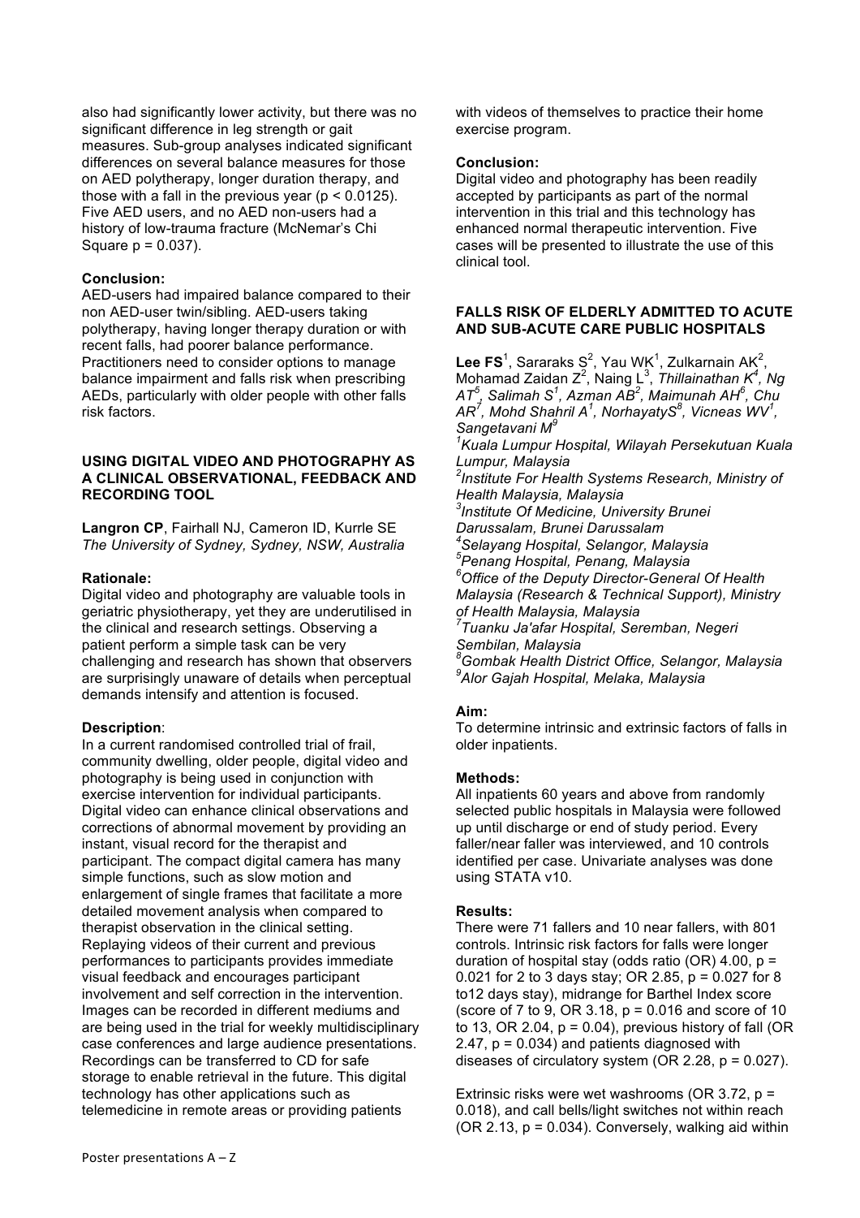also had significantly lower activity, but there was no significant difference in leg strength or gait measures. Sub-group analyses indicated significant differences on several balance measures for those on AED polytherapy, longer duration therapy, and those with a fall in the previous year ($p < 0.0125$). Five AED users, and no AED non-users had a history of low-trauma fracture (McNemar's Chi Square $p = 0.037$).

**Conclusion:**
AED-users had impaired balance compared to their non AED-user twin/sibling. AED-users taking polytherapy, having longer therapy duration or with recent falls, had poorer balance performance. Practitioners need to consider options to manage balance impairment and falls risk when prescribing AEDs, particularly with older people with other falls risk factors.

### USING DIGITAL VIDEO AND PHOTOGRAPHY AS A CLINICAL OBSERVATIONAL, FEEDBACK AND RECORDING TOOL

**Langron CP**, Fairhall NJ, Cameron ID, Kurrle SE
*The University of Sydney, Sydney, NSW, Australia*

**Rationale:**
Digital video and photography are valuable tools in geriatric physiotherapy, yet they are underutilised in the clinical and research settings. Observing a patient perform a simple task can be very challenging and research has shown that observers are surprisingly unaware of details when perceptual demands intensify and attention is focused.

**Description**:
In a current randomised controlled trial of frail, community dwelling, older people, digital video and photography is being used in conjunction with exercise intervention for individual participants. Digital video can enhance clinical observations and corrections of abnormal movement by providing an instant, visual record for the therapist and participant. The compact digital camera has many simple functions, such as slow motion and enlargement of single frames that facilitate a more detailed movement analysis when compared to therapist observation in the clinical setting. Replaying videos of their current and previous performances to participants provides immediate visual feedback and encourages participant involvement and self correction in the intervention. Images can be recorded in different mediums and are being used in the trial for weekly multidisciplinary case conferences and large audience presentations. Recordings can be transferred to CD for safe storage to enable retrieval in the future. This digital technology has other applications such as telemedicine in remote areas or providing patients with videos of themselves to practice their home exercise program.

**Conclusion:**
Digital video and photography has been readily accepted by participants as part of the normal intervention in this trial and this technology has enhanced normal therapeutic intervention. Five cases will be presented to illustrate the use of this clinical tool.

### FALLS RISK OF ELDERLY ADMITTED TO ACUTE AND SUB-ACUTE CARE PUBLIC HOSPITALS

**Lee FS**[1], Sararaks S[2], Yau WK[1], Zulkarnain AK[2], Mohamad Zaidan Z[2], Naing L[3], *Thillainathan K[4], Ng AT[5], Salimah S[1], Azman AB[2], Maimunah AH[6], Chu AR[7], Mohd Shahril A[1], NorhayatyS[8], Vicneas WV[1], Sangetavani M[9]*

[1]*Kuala Lumpur Hospital, Wilayah Persekutuan Kuala Lumpur, Malaysia*
[2]*Institute For Health Systems Research, Ministry of Health Malaysia, Malaysia*
[3]*Institute Of Medicine, University Brunei Darussalam, Brunei Darussalam*
[4]*Selayang Hospital, Selangor, Malaysia*
[5]*Penang Hospital, Penang, Malaysia*
[6]*Office of the Deputy Director-General Of Health Malaysia (Research & Technical Support), Ministry of Health Malaysia, Malaysia*
[7]*Tuanku Ja'afar Hospital, Seremban, Negeri Sembilan, Malaysia*
[8]*Gombak Health District Office, Selangor, Malaysia*
[9]*Alor Gajah Hospital, Melaka, Malaysia*

**Aim:**
To determine intrinsic and extrinsic factors of falls in older inpatients.

**Methods:**
All inpatients 60 years and above from randomly selected public hospitals in Malaysia were followed up until discharge or end of study period. Every faller/near faller was interviewed, and 10 controls identified per case. Univariate analyses was done using STATA v10.

**Results:**
There were 71 fallers and 10 near fallers, with 801 controls. Intrinsic risk factors for falls were longer duration of hospital stay (odds ratio (OR) 4.00, $p = 0.021$ for 2 to 3 days stay; OR 2.85, $p = 0.027$ for 8 to12 days stay), midrange for Barthel Index score (score of 7 to 9, OR 3.18, $p = 0.016$ and score of 10 to 13, OR 2.04, $p = 0.04$), previous history of fall (OR 2.47, $p = 0.034$) and patients diagnosed with diseases of circulatory system (OR 2.28, $p = 0.027$).

Extrinsic risks were wet washrooms (OR 3.72, $p = 0.018$), and call bells/light switches not within reach (OR 2.13, $p = 0.034$). Conversely, walking aid within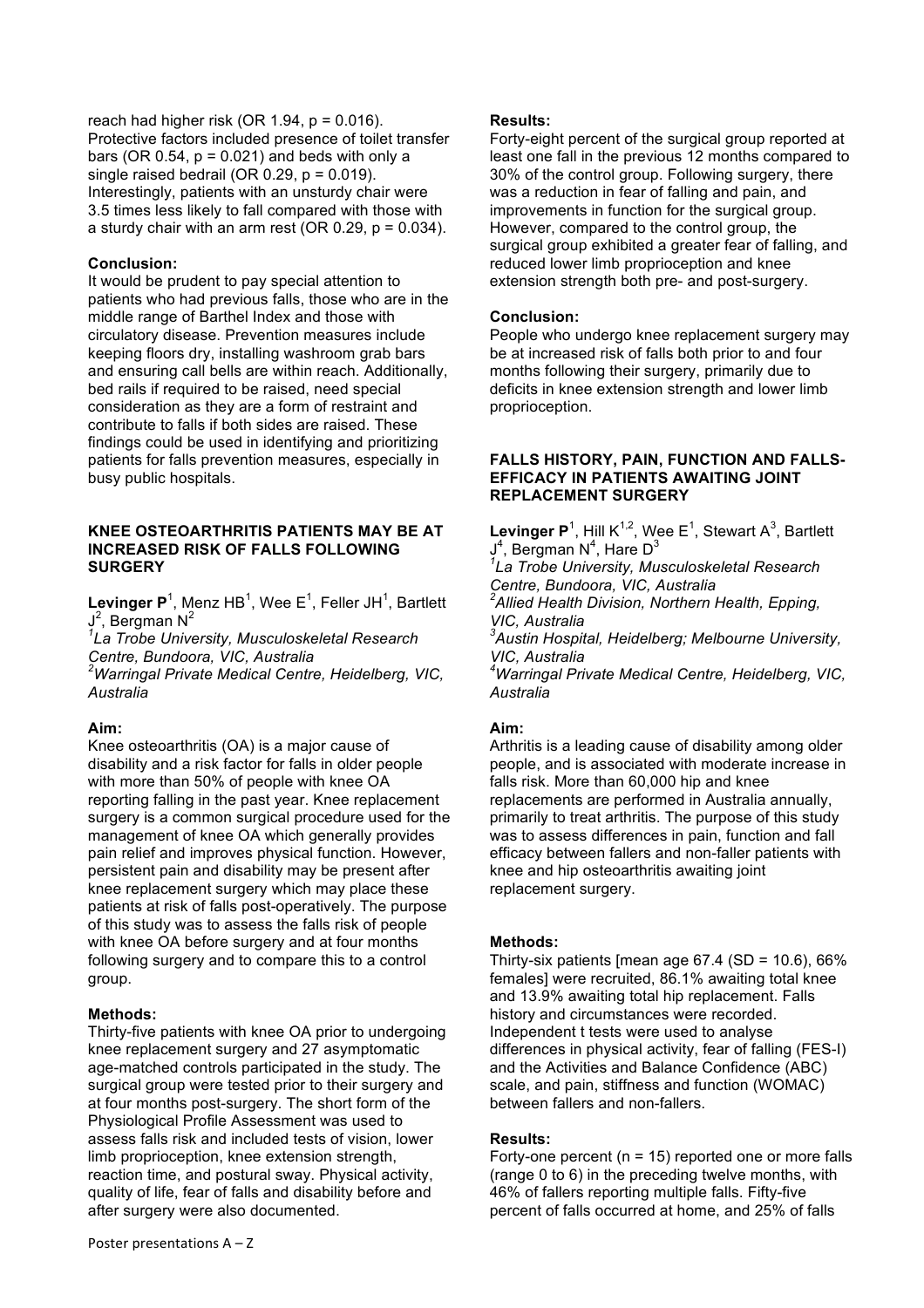reach had higher risk (OR 1.94, $p = 0.016$). Protective factors included presence of toilet transfer bars (OR 0.54, $p = 0.021$) and beds with only a single raised bedrail (OR 0.29, $p = 0.019$). Interestingly, patients with an unsturdy chair were 3.5 times less likely to fall compared with those with a sturdy chair with an arm rest (OR 0.29, $p = 0.034$).

**Conclusion:**

It would be prudent to pay special attention to patients who had previous falls, those who are in the middle range of Barthel Index and those with circulatory disease. Prevention measures include keeping floors dry, installing washroom grab bars and ensuring call bells are within reach. Additionally, bed rails if required to be raised, need special consideration as they are a form of restraint and contribute to falls if both sides are raised. These findings could be used in identifying and prioritizing patients for falls prevention measures, especially in busy public hospitals.

### KNEE OSTEOARTHRITIS PATIENTS MAY BE AT INCREASED RISK OF FALLS FOLLOWING SURGERY

**Levinger P**[1], Menz HB[1], Wee E[1], Feller JH[1], Bartlett J[2], Bergman N[2]

*[1]La Trobe University, Musculoskeletal Research Centre, Bundoora, VIC, Australia*
*[2]Warringal Private Medical Centre, Heidelberg, VIC, Australia*

**Aim:**

Knee osteoarthritis (OA) is a major cause of disability and a risk factor for falls in older people with more than 50% of people with knee OA reporting falling in the past year. Knee replacement surgery is a common surgical procedure used for the management of knee OA which generally provides pain relief and improves physical function. However, persistent pain and disability may be present after knee replacement surgery which may place these patients at risk of falls post-operatively. The purpose of this study was to assess the falls risk of people with knee OA before surgery and at four months following surgery and to compare this to a control group.

**Methods:**

Thirty-five patients with knee OA prior to undergoing knee replacement surgery and 27 asymptomatic age-matched controls participated in the study. The surgical group were tested prior to their surgery and at four months post-surgery. The short form of the Physiological Profile Assessment was used to assess falls risk and included tests of vision, lower limb proprioception, knee extension strength, reaction time, and postural sway. Physical activity, quality of life, fear of falls and disability before and after surgery were also documented.

**Results:**

Forty-eight percent of the surgical group reported at least one fall in the previous 12 months compared to 30% of the control group. Following surgery, there was a reduction in fear of falling and pain, and improvements in function for the surgical group. However, compared to the control group, the surgical group exhibited a greater fear of falling, and reduced lower limb proprioception and knee extension strength both pre- and post-surgery.

**Conclusion:**

People who undergo knee replacement surgery may be at increased risk of falls both prior to and four months following their surgery, primarily due to deficits in knee extension strength and lower limb proprioception.

### FALLS HISTORY, PAIN, FUNCTION AND FALLS-EFFICACY IN PATIENTS AWAITING JOINT REPLACEMENT SURGERY

**Levinger P**[1], Hill K[1,2], Wee E[1], Stewart A[3], Bartlett J[4], Bergman N[4], Hare D[3]

*[1]La Trobe University, Musculoskeletal Research Centre, Bundoora, VIC, Australia*
*[2]Allied Health Division, Northern Health, Epping, VIC, Australia*
*[3]Austin Hospital, Heidelberg; Melbourne University, VIC, Australia*
*[4]Warringal Private Medical Centre, Heidelberg, VIC, Australia*

**Aim:**

Arthritis is a leading cause of disability among older people, and is associated with moderate increase in falls risk. More than 60,000 hip and knee replacements are performed in Australia annually, primarily to treat arthritis. The purpose of this study was to assess differences in pain, function and fall efficacy between fallers and non-faller patients with knee and hip osteoarthritis awaiting joint replacement surgery.

**Methods:**

Thirty-six patients [mean age 67.4 (SD = 10.6), 66% females] were recruited, 86.1% awaiting total knee and 13.9% awaiting total hip replacement. Falls history and circumstances were recorded. Independent t tests were used to analyse differences in physical activity, fear of falling (FES-I) and the Activities and Balance Confidence (ABC) scale, and pain, stiffness and function (WOMAC) between fallers and non-fallers.

**Results:**

Forty-one percent ($n = 15$) reported one or more falls (range 0 to 6) in the preceding twelve months, with 46% of fallers reporting multiple falls. Fifty-five percent of falls occurred at home, and 25% of falls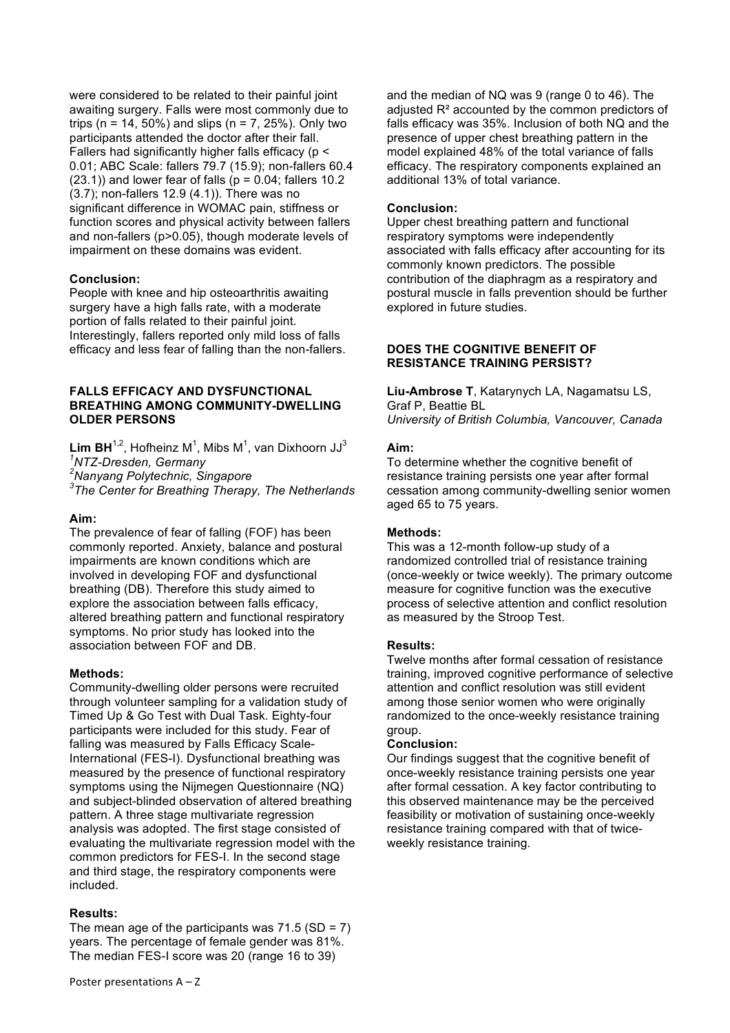were considered to be related to their painful joint awaiting surgery. Falls were most commonly due to trips (n = 14, 50%) and slips (n = 7, 25%). Only two participants attended the doctor after their fall. Fallers had significantly higher falls efficacy ($p < 0.01$; ABC Scale: fallers 79.7 (15.9); non-fallers 60.4 (23.1)) and lower fear of falls ($p = 0.04$; fallers 10.2 (3.7); non-fallers 12.9 (4.1)). There was no significant difference in WOMAC pain, stiffness or function scores and physical activity between fallers and non-fallers ($p>0.05$), though moderate levels of impairment on these domains was evident.

**Conclusion:**
People with knee and hip osteoarthritis awaiting surgery have a high falls rate, with a moderate portion of falls related to their painful joint. Interestingly, fallers reported only mild loss of falls efficacy and less fear of falling than the non-fallers.

### FALLS EFFICACY AND DYSFUNCTIONAL BREATHING AMONG COMMUNITY-DWELLING OLDER PERSONS

**Lim BH**[1,2], Hofheinz M[1], Mibs M[1], van Dixhoorn JJ[3]
*[1]NTZ-Dresden, Germany*
*[2]Nanyang Polytechnic, Singapore*
*[3]The Center for Breathing Therapy, The Netherlands*

**Aim:**
The prevalence of fear of falling (FOF) has been commonly reported. Anxiety, balance and postural impairments are known conditions which are involved in developing FOF and dysfunctional breathing (DB). Therefore this study aimed to explore the association between falls efficacy, altered breathing pattern and functional respiratory symptoms. No prior study has looked into the association between FOF and DB.

**Methods:**
Community-dwelling older persons were recruited through volunteer sampling for a validation study of Timed Up & Go Test with Dual Task. Eighty-four participants were included for this study. Fear of falling was measured by Falls Efficacy Scale-International (FES-I). Dysfunctional breathing was measured by the presence of functional respiratory symptoms using the Nijmegen Questionnaire (NQ) and subject-blinded observation of altered breathing pattern. A three stage multivariate regression analysis was adopted. The first stage consisted of evaluating the multivariate regression model with the common predictors for FES-I. In the second stage and third stage, the respiratory components were included.

**Results:**
The mean age of the participants was 71.5 (SD = 7) years. The percentage of female gender was 81%. The median FES-I score was 20 (range 16 to 39) and the median of NQ was 9 (range 0 to 46). The adjusted $R^2$ accounted by the common predictors of falls efficacy was 35%. Inclusion of both NQ and the presence of upper chest breathing pattern in the model explained 48% of the total variance of falls efficacy. The respiratory components explained an additional 13% of total variance.

**Conclusion:**
Upper chest breathing pattern and functional respiratory symptoms were independently associated with falls efficacy after accounting for its commonly known predictors. The possible contribution of the diaphragm as a respiratory and postural muscle in falls prevention should be further explored in future studies.

### DOES THE COGNITIVE BENEFIT OF RESISTANCE TRAINING PERSIST?

**Liu-Ambrose T**, Katarynych LA, Nagamatsu LS, Graf P, Beattie BL
*University of British Columbia, Vancouver, Canada*

**Aim:**
To determine whether the cognitive benefit of resistance training persists one year after formal cessation among community-dwelling senior women aged 65 to 75 years.

**Methods:**
This was a 12-month follow-up study of a randomized controlled trial of resistance training (once-weekly or twice weekly). The primary outcome measure for cognitive function was the executive process of selective attention and conflict resolution as measured by the Stroop Test.

**Results:**
Twelve months after formal cessation of resistance training, improved cognitive performance of selective attention and conflict resolution was still evident among those senior women who were originally randomized to the once-weekly resistance training group.

**Conclusion:**
Our findings suggest that the cognitive benefit of once-weekly resistance training persists one year after formal cessation. A key factor contributing to this observed maintenance may be the perceived feasibility or motivation of sustaining once-weekly resistance training compared with that of twice-weekly resistance training.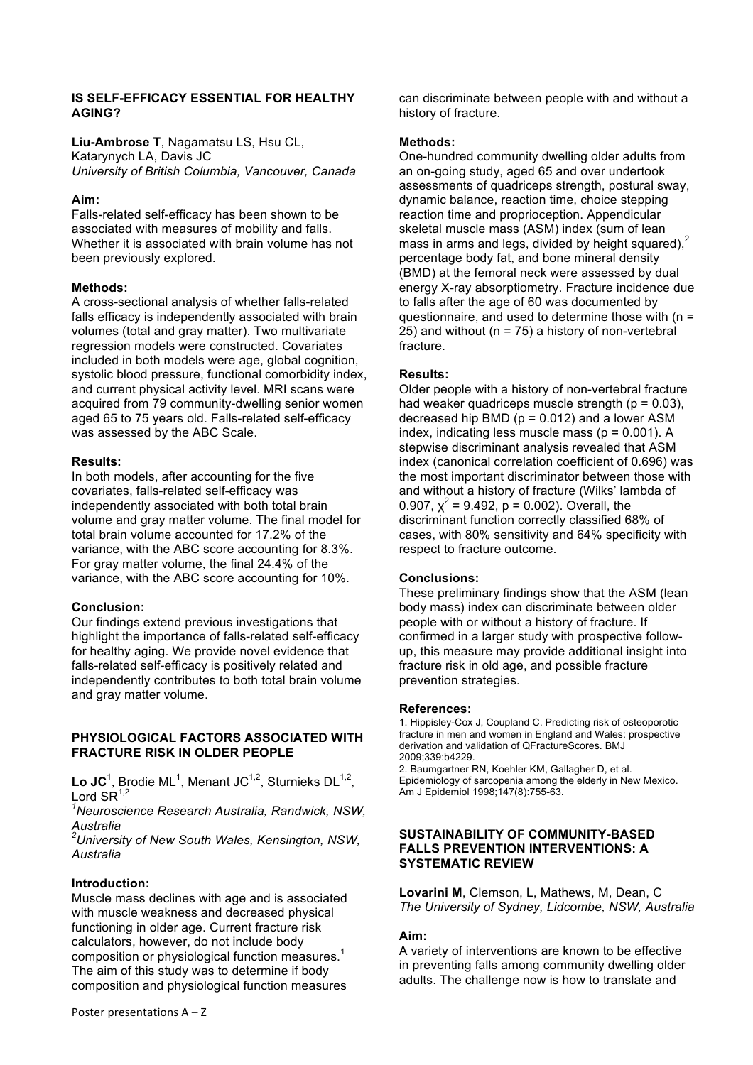### IS SELF-EFFICACY ESSENTIAL FOR HEALTHY AGING?

**Liu-Ambrose T**, Nagamatsu LS, Hsu CL, Katarynych LA, Davis JC
*University of British Columbia, Vancouver, Canada*

**Aim:**
Falls-related self-efficacy has been shown to be associated with measures of mobility and falls. Whether it is associated with brain volume has not been previously explored.

**Methods:**
A cross-sectional analysis of whether falls-related falls efficacy is independently associated with brain volumes (total and gray matter). Two multivariate regression models were constructed. Covariates included in both models were age, global cognition, systolic blood pressure, functional comorbidity index, and current physical activity level. MRI scans were acquired from 79 community-dwelling senior women aged 65 to 75 years old. Falls-related self-efficacy was assessed by the ABC Scale.

**Results:**
In both models, after accounting for the five covariates, falls-related self-efficacy was independently associated with both total brain volume and gray matter volume. The final model for total brain volume accounted for 17.2% of the variance, with the ABC score accounting for 8.3%. For gray matter volume, the final 24.4% of the variance, with the ABC score accounting for 10%.

**Conclusion:**
Our findings extend previous investigations that highlight the importance of falls-related self-efficacy for healthy aging. We provide novel evidence that falls-related self-efficacy is positively related and independently contributes to both total brain volume and gray matter volume.

### PHYSIOLOGICAL FACTORS ASSOCIATED WITH FRACTURE RISK IN OLDER PEOPLE

**Lo JC**[1], Brodie ML[1], Menant JC[1,2], Sturnieks DL[1,2], Lord SR[1,2]
[1]*Neuroscience Research Australia, Randwick, NSW, Australia*
[2]*University of New South Wales, Kensington, NSW, Australia*

**Introduction:**
Muscle mass declines with age and is associated with muscle weakness and decreased physical functioning in older age. Current fracture risk calculators, however, do not include body composition or physiological function measures.[1] The aim of this study was to determine if body composition and physiological function measures can discriminate between people with and without a history of fracture.

**Methods:**
One-hundred community dwelling older adults from an on-going study, aged 65 and over undertook assessments of quadriceps strength, postural sway, dynamic balance, reaction time, choice stepping reaction time and proprioception. Appendicular skeletal muscle mass (ASM) index (sum of lean mass in arms and legs, divided by height squared),[2] percentage body fat, and bone mineral density (BMD) at the femoral neck were assessed by dual energy X-ray absorptiometry. Fracture incidence due to falls after the age of 60 was documented by questionnaire, and used to determine those with ($n = 25$) and without ($n = 75$) a history of non-vertebral fracture.

**Results:**
Older people with a history of non-vertebral fracture had weaker quadriceps muscle strength ($p = 0.03$), decreased hip BMD ($p = 0.012$) and a lower ASM index, indicating less muscle mass ($p = 0.001$). A stepwise discriminant analysis revealed that ASM index (canonical correlation coefficient of 0.696) was the most important discriminator between those with and without a history of fracture (Wilks' lambda of 0.907, $\chi^2 = 9.492$, $p = 0.002$). Overall, the discriminant function correctly classified 68% of cases, with 80% sensitivity and 64% specificity with respect to fracture outcome.

**Conclusions:**
These preliminary findings show that the ASM (lean body mass) index can discriminate between older people with or without a history of fracture. If confirmed in a larger study with prospective follow-up, this measure may provide additional insight into fracture risk in old age, and possible fracture prevention strategies.

**References:**
1. Hippisley-Cox J, Coupland C. Predicting risk of osteoporotic fracture in men and women in England and Wales: prospective derivation and validation of QFractureScores. BMJ 2009;339:b4229.
2. Baumgartner RN, Koehler KM, Gallagher D, et al. Epidemiology of sarcopenia among the elderly in New Mexico. Am J Epidemiol 1998;147(8):755-63.

### SUSTAINABILITY OF COMMUNITY-BASED FALLS PREVENTION INTERVENTIONS: A SYSTEMATIC REVIEW

**Lovarini M**, Clemson, L, Mathews, M, Dean, C
*The University of Sydney, Lidcombe, NSW, Australia*

**Aim:**
A variety of interventions are known to be effective in preventing falls among community dwelling older adults. The challenge now is how to translate and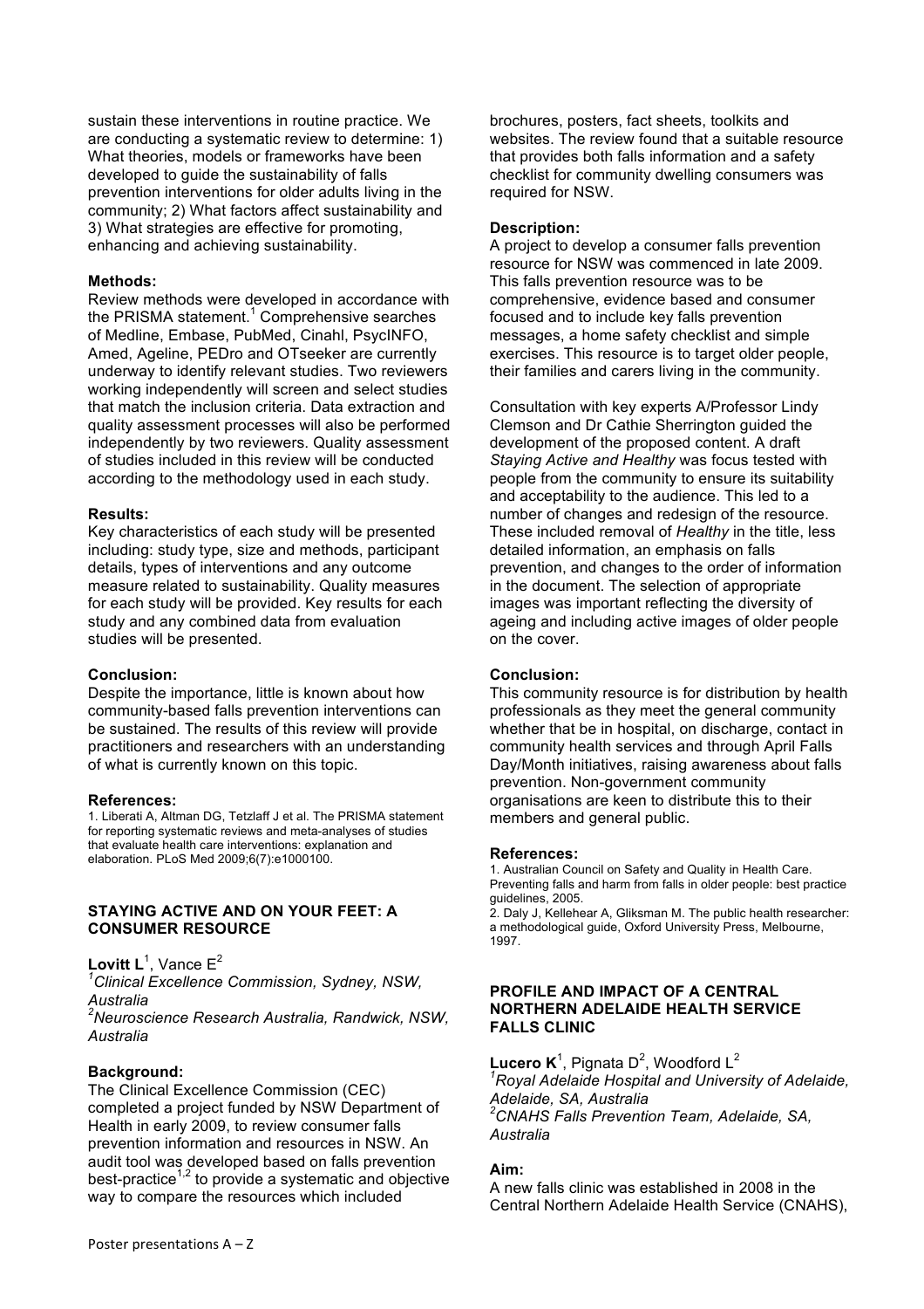sustain these interventions in routine practice. We are conducting a systematic review to determine: 1) What theories, models or frameworks have been developed to guide the sustainability of falls prevention interventions for older adults living in the community; 2) What factors affect sustainability and 3) What strategies are effective for promoting, enhancing and achieving sustainability.

**Methods:**

Review methods were developed in accordance with the PRISMA statement.[1] Comprehensive searches of Medline, Embase, PubMed, Cinahl, PsycINFO, Amed, Ageline, PEDro and OTseeker are currently underway to identify relevant studies. Two reviewers working independently will screen and select studies that match the inclusion criteria. Data extraction and quality assessment processes will also be performed independently by two reviewers. Quality assessment of studies included in this review will be conducted according to the methodology used in each study.

**Results:**

Key characteristics of each study will be presented including: study type, size and methods, participant details, types of interventions and any outcome measure related to sustainability. Quality measures for each study will be provided. Key results for each study and any combined data from evaluation studies will be presented.

**Conclusion:**

Despite the importance, little is known about how community-based falls prevention interventions can be sustained. The results of this review will provide practitioners and researchers with an understanding of what is currently known on this topic.

**References:**

1. Liberati A, Altman DG, Tetzlaff J et al. The PRISMA statement for reporting systematic reviews and meta-analyses of studies that evaluate health care interventions: explanation and elaboration. PLoS Med 2009;6(7):e1000100.

## STAYING ACTIVE AND ON YOUR FEET: A CONSUMER RESOURCE

**Lovitt L**[1], Vance E[2]

[1]*Clinical Excellence Commission, Sydney, NSW, Australia*
[2]*Neuroscience Research Australia, Randwick, NSW, Australia*

**Background:**

The Clinical Excellence Commission (CEC) completed a project funded by NSW Department of Health in early 2009, to review consumer falls prevention information and resources in NSW. An audit tool was developed based on falls prevention best-practice[1,2] to provide a systematic and objective way to compare the resources which included brochures, posters, fact sheets, toolkits and websites. The review found that a suitable resource that provides both falls information and a safety checklist for community dwelling consumers was required for NSW.

**Description:**

A project to develop a consumer falls prevention resource for NSW was commenced in late 2009. This falls prevention resource was to be comprehensive, evidence based and consumer focused and to include key falls prevention messages, a home safety checklist and simple exercises. This resource is to target older people, their families and carers living in the community.

Consultation with key experts A/Professor Lindy Clemson and Dr Cathie Sherrington guided the development of the proposed content. A draft *Staying Active and Healthy* was focus tested with people from the community to ensure its suitability and acceptability to the audience. This led to a number of changes and redesign of the resource. These included removal of *Healthy* in the title, less detailed information, an emphasis on falls prevention, and changes to the order of information in the document. The selection of appropriate images was important reflecting the diversity of ageing and including active images of older people on the cover.

**Conclusion:**

This community resource is for distribution by health professionals as they meet the general community whether that be in hospital, on discharge, contact in community health services and through April Falls Day/Month initiatives, raising awareness about falls prevention. Non-government community organisations are keen to distribute this to their members and general public.

**References:**

1. Australian Council on Safety and Quality in Health Care. Preventing falls and harm from falls in older people: best practice guidelines, 2005.
2. Daly J, Kellehear A, Gliksman M. The public health researcher: a methodological guide, Oxford University Press, Melbourne, 1997.

## PROFILE AND IMPACT OF A CENTRAL NORTHERN ADELAIDE HEALTH SERVICE FALLS CLINIC

**Lucero K**[1], Pignata D[2], Woodford L[2]

[1]*Royal Adelaide Hospital and University of Adelaide, Adelaide, SA, Australia*
[2]*CNAHS Falls Prevention Team, Adelaide, SA, Australia*

**Aim:**

A new falls clinic was established in 2008 in the Central Northern Adelaide Health Service (CNAHS),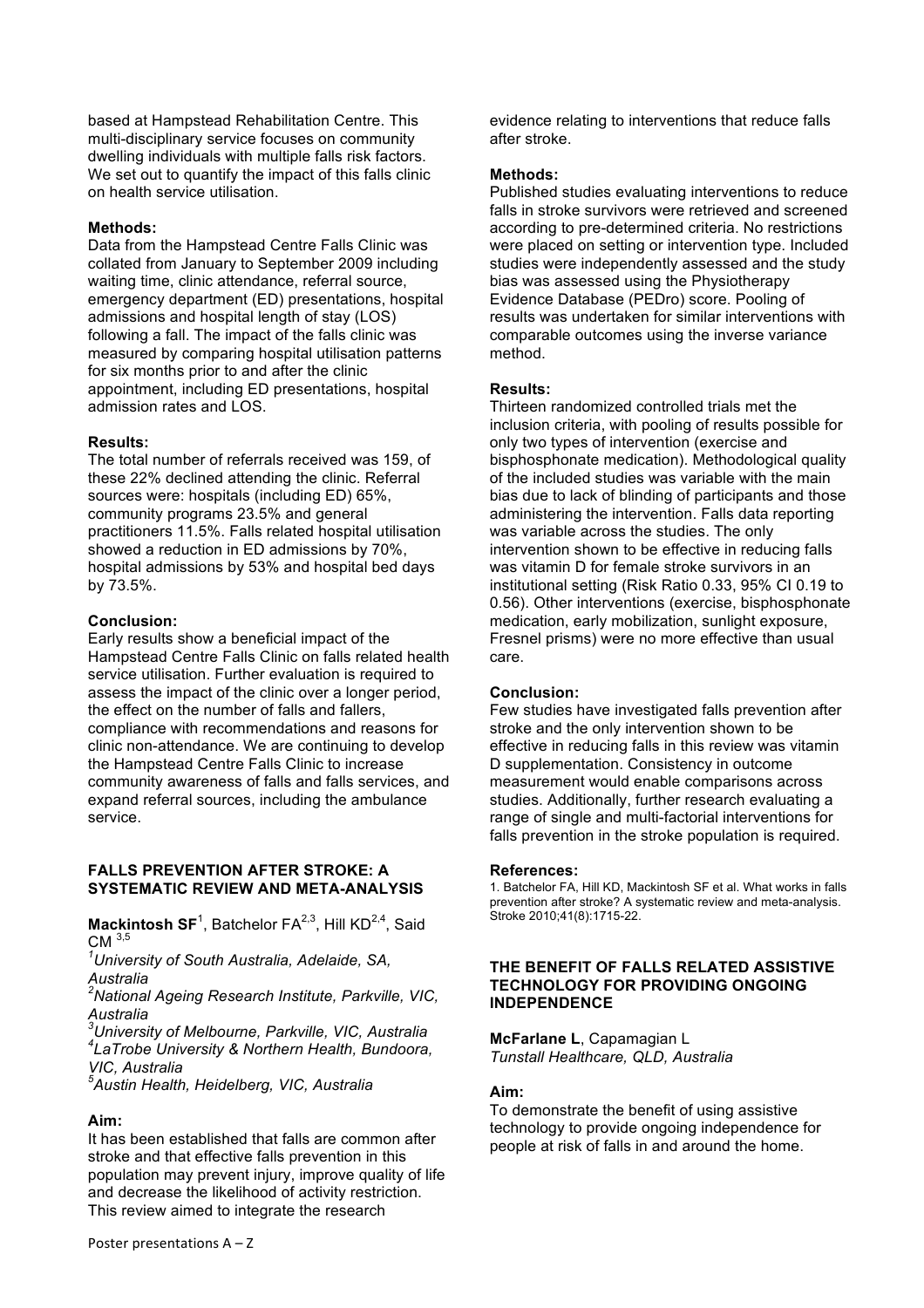based at Hampstead Rehabilitation Centre. This multi-disciplinary service focuses on community dwelling individuals with multiple falls risk factors. We set out to quantify the impact of this falls clinic on health service utilisation.

**Methods:**
Data from the Hampstead Centre Falls Clinic was collated from January to September 2009 including waiting time, clinic attendance, referral source, emergency department (ED) presentations, hospital admissions and hospital length of stay (LOS) following a fall. The impact of the falls clinic was measured by comparing hospital utilisation patterns for six months prior to and after the clinic appointment, including ED presentations, hospital admission rates and LOS.

**Results:**
The total number of referrals received was 159, of these 22% declined attending the clinic. Referral sources were: hospitals (including ED) 65%, community programs 23.5% and general practitioners 11.5%. Falls related hospital utilisation showed a reduction in ED admissions by 70%, hospital admissions by 53% and hospital bed days by 73.5%.

**Conclusion:**
Early results show a beneficial impact of the Hampstead Centre Falls Clinic on falls related health service utilisation. Further evaluation is required to assess the impact of the clinic over a longer period, the effect on the number of falls and fallers, compliance with recommendations and reasons for clinic non-attendance. We are continuing to develop the Hampstead Centre Falls Clinic to increase community awareness of falls and falls services, and expand referral sources, including the ambulance service.

## FALLS PREVENTION AFTER STROKE: A SYSTEMATIC REVIEW AND META-ANALYSIS

**Mackintosh SF**[1], Batchelor FA[2,3], Hill KD[2,4], Said CM [3,5]

[1]*University of South Australia, Adelaide, SA, Australia*
[2]*National Ageing Research Institute, Parkville, VIC, Australia*
[3]*University of Melbourne, Parkville, VIC, Australia*
[4]*LaTrobe University & Northern Health, Bundoora, VIC, Australia*
[5]*Austin Health, Heidelberg, VIC, Australia*

**Aim:**
It has been established that falls are common after stroke and that effective falls prevention in this population may prevent injury, improve quality of life and decrease the likelihood of activity restriction. This review aimed to integrate the research evidence relating to interventions that reduce falls after stroke.

**Methods:**
Published studies evaluating interventions to reduce falls in stroke survivors were retrieved and screened according to pre-determined criteria. No restrictions were placed on setting or intervention type. Included studies were independently assessed and the study bias was assessed using the Physiotherapy Evidence Database (PEDro) score. Pooling of results was undertaken for similar interventions with comparable outcomes using the inverse variance method.

**Results:**
Thirteen randomized controlled trials met the inclusion criteria, with pooling of results possible for only two types of intervention (exercise and bisphosphonate medication). Methodological quality of the included studies was variable with the main bias due to lack of blinding of participants and those administering the intervention. Falls data reporting was variable across the studies. The only intervention shown to be effective in reducing falls was vitamin D for female stroke survivors in an institutional setting (Risk Ratio 0.33, 95% CI 0.19 to 0.56). Other interventions (exercise, bisphosphonate medication, early mobilization, sunlight exposure, Fresnel prisms) were no more effective than usual care.

**Conclusion:**
Few studies have investigated falls prevention after stroke and the only intervention shown to be effective in reducing falls in this review was vitamin D supplementation. Consistency in outcome measurement would enable comparisons across studies. Additionally, further research evaluating a range of single and multi-factorial interventions for falls prevention in the stroke population is required.

**References:**
1. Batchelor FA, Hill KD, Mackintosh SF et al. What works in falls prevention after stroke? A systematic review and meta-analysis. Stroke 2010;41(8):1715-22.

## THE BENEFIT OF FALLS RELATED ASSISTIVE TECHNOLOGY FOR PROVIDING ONGOING INDEPENDENCE

**McFarlane L**, Capamagian L
*Tunstall Healthcare, QLD, Australia*

**Aim:**
To demonstrate the benefit of using assistive technology to provide ongoing independence for people at risk of falls in and around the home.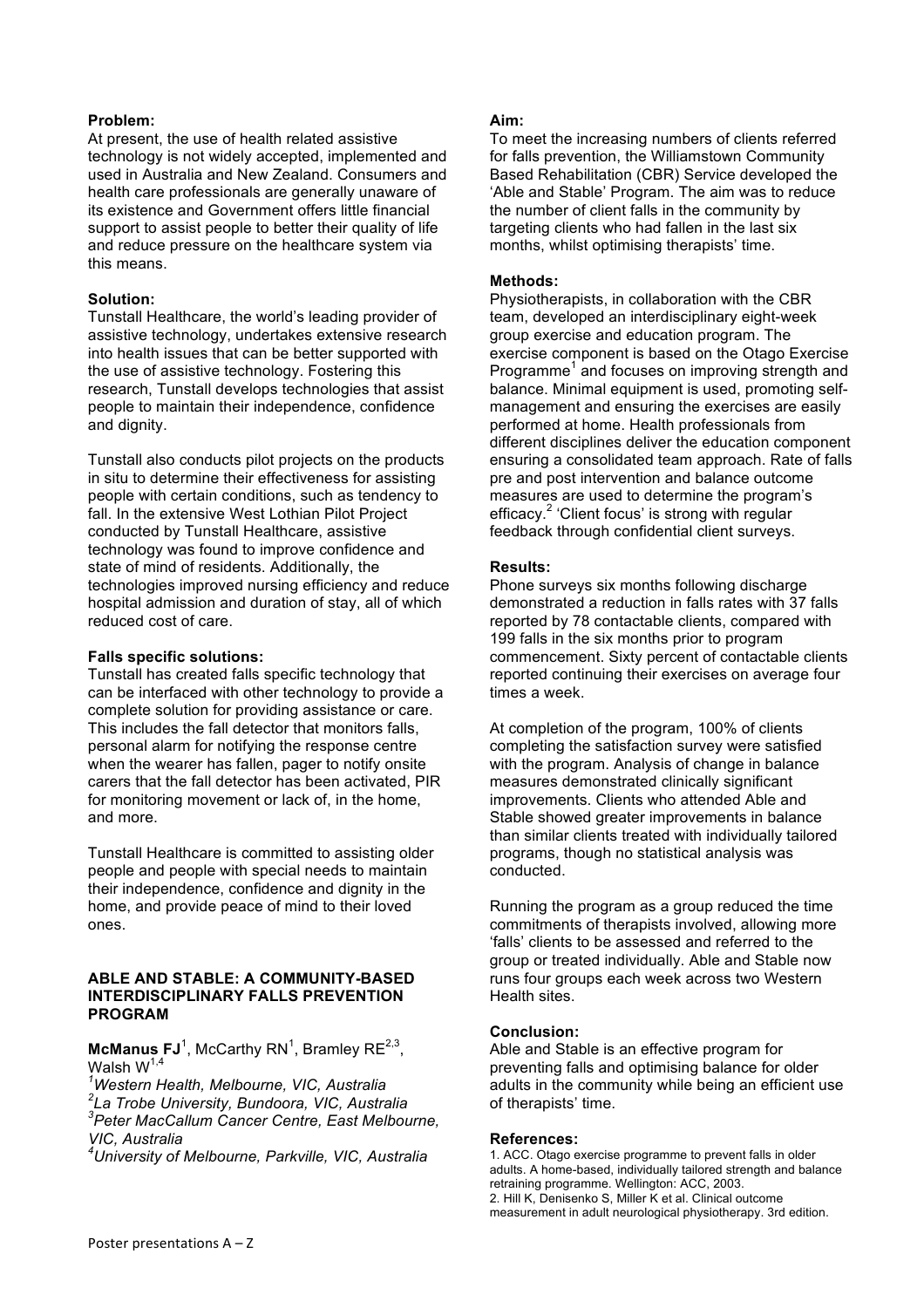**Problem:**

At present, the use of health related assistive technology is not widely accepted, implemented and used in Australia and New Zealand. Consumers and health care professionals are generally unaware of its existence and Government offers little financial support to assist people to better their quality of life and reduce pressure on the healthcare system via this means.

**Solution:**

Tunstall Healthcare, the world's leading provider of assistive technology, undertakes extensive research into health issues that can be better supported with the use of assistive technology. Fostering this research, Tunstall develops technologies that assist people to maintain their independence, confidence and dignity.

Tunstall also conducts pilot projects on the products in situ to determine their effectiveness for assisting people with certain conditions, such as tendency to fall. In the extensive West Lothian Pilot Project conducted by Tunstall Healthcare, assistive technology was found to improve confidence and state of mind of residents. Additionally, the technologies improved nursing efficiency and reduce hospital admission and duration of stay, all of which reduced cost of care.

**Falls specific solutions:**

Tunstall has created falls specific technology that can be interfaced with other technology to provide a complete solution for providing assistance or care. This includes the fall detector that monitors falls, personal alarm for notifying the response centre when the wearer has fallen, pager to notify onsite carers that the fall detector has been activated, PIR for monitoring movement or lack of, in the home, and more.

Tunstall Healthcare is committed to assisting older people and people with special needs to maintain their independence, confidence and dignity in the home, and provide peace of mind to their loved ones.

## ABLE AND STABLE: A COMMUNITY-BASED INTERDISCIPLINARY FALLS PREVENTION PROGRAM

**McManus FJ**[1], McCarthy RN[1], Bramley RE[2,3], Walsh W[1,4]

*[1]Western Health, Melbourne, VIC, Australia*
*[2]La Trobe University, Bundoora, VIC, Australia*
*[3]Peter MacCallum Cancer Centre, East Melbourne, VIC, Australia*
*[4]University of Melbourne, Parkville, VIC, Australia*

**Aim:**

To meet the increasing numbers of clients referred for falls prevention, the Williamstown Community Based Rehabilitation (CBR) Service developed the 'Able and Stable' Program. The aim was to reduce the number of client falls in the community by targeting clients who had fallen in the last six months, whilst optimising therapists' time.

**Methods:**

Physiotherapists, in collaboration with the CBR team, developed an interdisciplinary eight-week group exercise and education program. The exercise component is based on the Otago Exercise Programme[1] and focuses on improving strength and balance. Minimal equipment is used, promoting self-management and ensuring the exercises are easily performed at home. Health professionals from different disciplines deliver the education component ensuring a consolidated team approach. Rate of falls pre and post intervention and balance outcome measures are used to determine the program's efficacy.[2] 'Client focus' is strong with regular feedback through confidential client surveys.

**Results:**

Phone surveys six months following discharge demonstrated a reduction in falls rates with 37 falls reported by 78 contactable clients, compared with 199 falls in the six months prior to program commencement. Sixty percent of contactable clients reported continuing their exercises on average four times a week.

At completion of the program, 100% of clients completing the satisfaction survey were satisfied with the program. Analysis of change in balance measures demonstrated clinically significant improvements. Clients who attended Able and Stable showed greater improvements in balance than similar clients treated with individually tailored programs, though no statistical analysis was conducted.

Running the program as a group reduced the time commitments of therapists involved, allowing more 'falls' clients to be assessed and referred to the group or treated individually. Able and Stable now runs four groups each week across two Western Health sites.

**Conclusion:**

Able and Stable is an effective program for preventing falls and optimising balance for older adults in the community while being an efficient use of therapists' time.

**References:**

1. ACC. Otago exercise programme to prevent falls in older adults. A home-based, individually tailored strength and balance retraining programme. Wellington: ACC, 2003.
2. Hill K, Denisenko S, Miller K et al. Clinical outcome measurement in adult neurological physiotherapy. 3rd edition.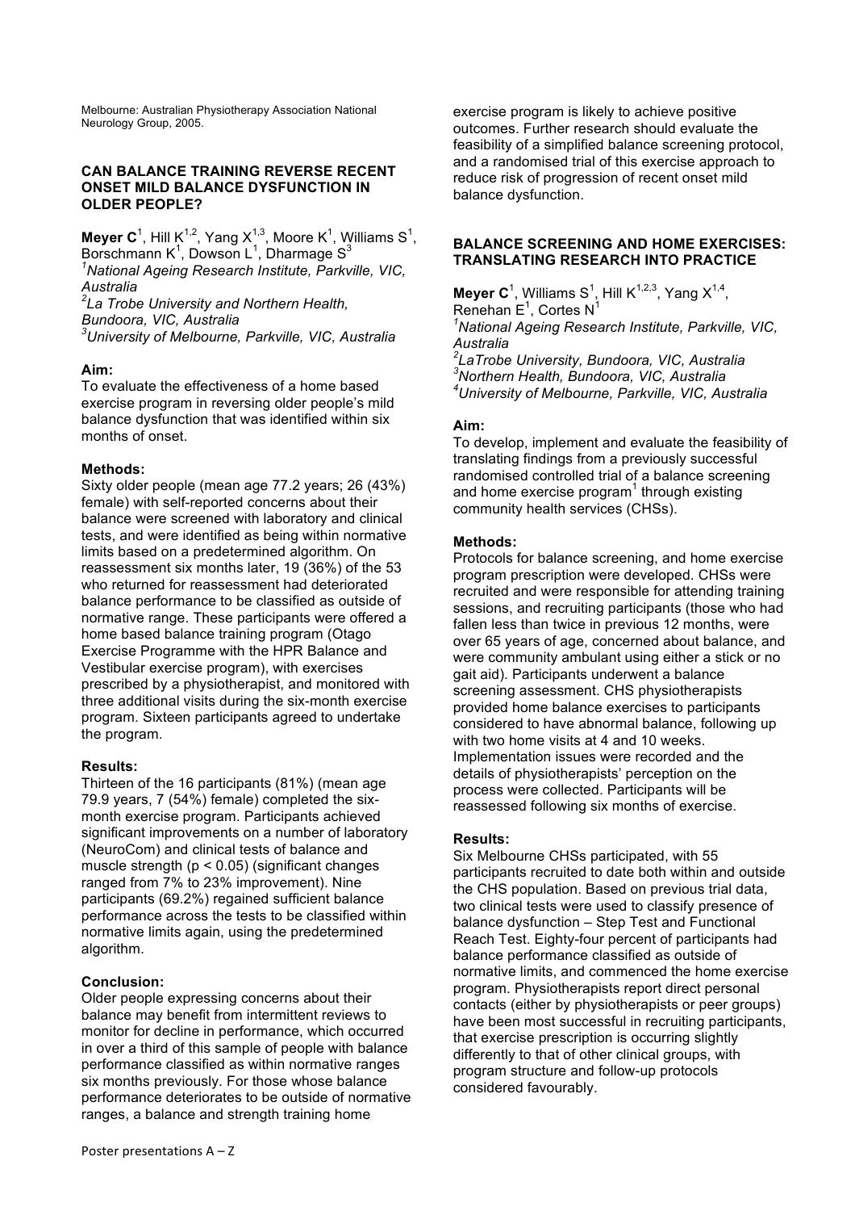Melbourne: Australian Physiotherapy Association National Neurology Group, 2005.

### CAN BALANCE TRAINING REVERSE RECENT ONSET MILD BALANCE DYSFUNCTION IN OLDER PEOPLE?

**Meyer C**[1], Hill K[1,2], Yang X[1,3], Moore K[1], Williams S[1], Borschmann K[1], Dowson L[1], Dharmage S[3]

[1]*National Ageing Research Institute, Parkville, VIC, Australia*
[2]*La Trobe University and Northern Health, Bundoora, VIC, Australia*
[3]*University of Melbourne, Parkville, VIC, Australia*

**Aim:**
To evaluate the effectiveness of a home based exercise program in reversing older people's mild balance dysfunction that was identified within six months of onset.

**Methods:**
Sixty older people (mean age 77.2 years; 26 (43%) female) with self-reported concerns about their balance were screened with laboratory and clinical tests, and were identified as being within normative limits based on a predetermined algorithm. On reassessment six months later, 19 (36%) of the 53 who returned for reassessment had deteriorated balance performance to be classified as outside of normative range. These participants were offered a home based balance training program (Otago Exercise Programme with the HPR Balance and Vestibular exercise program), with exercises prescribed by a physiotherapist, and monitored with three additional visits during the six-month exercise program. Sixteen participants agreed to undertake the program.

**Results:**
Thirteen of the 16 participants (81%) (mean age 79.9 years, 7 (54%) female) completed the six-month exercise program. Participants achieved significant improvements on a number of laboratory (NeuroCom) and clinical tests of balance and muscle strength ($p < 0.05$) (significant changes ranged from 7% to 23% improvement). Nine participants (69.2%) regained sufficient balance performance across the tests to be classified within normative limits again, using the predetermined algorithm.

**Conclusion:**
Older people expressing concerns about their balance may benefit from intermittent reviews to monitor for decline in performance, which occurred in over a third of this sample of people with balance performance classified as within normative ranges six months previously. For those whose balance performance deteriorates to be outside of normative ranges, a balance and strength training home exercise program is likely to achieve positive outcomes. Further research should evaluate the feasibility of a simplified balance screening protocol, and a randomised trial of this exercise approach to reduce risk of progression of recent onset mild balance dysfunction.

### BALANCE SCREENING AND HOME EXERCISES: TRANSLATING RESEARCH INTO PRACTICE

**Meyer C**[1], Williams S[1], Hill K[1,2,3], Yang X[1,4], Renehan E[1], Cortes N[1]

[1]*National Ageing Research Institute, Parkville, VIC, Australia*
[2]*LaTrobe University, Bundoora, VIC, Australia*
[3]*Northern Health, Bundoora, VIC, Australia*
[4]*University of Melbourne, Parkville, VIC, Australia*

**Aim:**
To develop, implement and evaluate the feasibility of translating findings from a previously successful randomised controlled trial of a balance screening and home exercise program[1] through existing community health services (CHSs).

**Methods:**
Protocols for balance screening, and home exercise program prescription were developed. CHSs were recruited and were responsible for attending training sessions, and recruiting participants (those who had fallen less than twice in previous 12 months, were over 65 years of age, concerned about balance, and were community ambulant using either a stick or no gait aid). Participants underwent a balance screening assessment. CHS physiotherapists provided home balance exercises to participants considered to have abnormal balance, following up with two home visits at 4 and 10 weeks. Implementation issues were recorded and the details of physiotherapists' perception on the process were collected. Participants will be reassessed following six months of exercise.

**Results:**
Six Melbourne CHSs participated, with 55 participants recruited to date both within and outside the CHS population. Based on previous trial data, two clinical tests were used to classify presence of balance dysfunction – Step Test and Functional Reach Test. Eighty-four percent of participants had balance performance classified as outside of normative limits, and commenced the home exercise program. Physiotherapists report direct personal contacts (either by physiotherapists or peer groups) have been most successful in recruiting participants, that exercise prescription is occurring slightly differently to that of other clinical groups, with program structure and follow-up protocols considered favourably.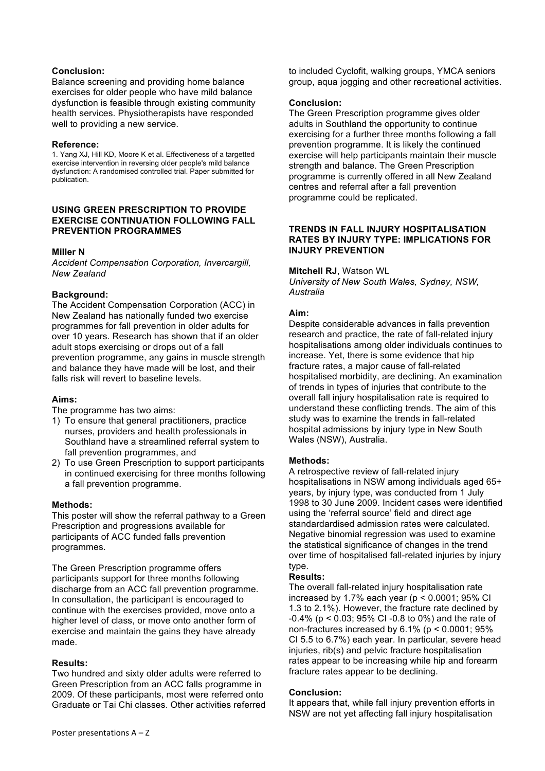**Conclusion:**

Balance screening and providing home balance exercises for older people who have mild balance dysfunction is feasible through existing community health services. Physiotherapists have responded well to providing a new service.

**Reference:**

1. Yang XJ, Hill KD, Moore K et al. Effectiveness of a targetted exercise intervention in reversing older people's mild balance dysfunction: A randomised controlled trial. Paper submitted for publication.

### USING GREEN PRESCRIPTION TO PROVIDE EXERCISE CONTINUATION FOLLOWING FALL PREVENTION PROGRAMMES

**Miller N**

*Accident Compensation Corporation, Invercargill, New Zealand*

**Background:**

The Accident Compensation Corporation (ACC) in New Zealand has nationally funded two exercise programmes for fall prevention in older adults for over 10 years. Research has shown that if an older adult stops exercising or drops out of a fall prevention programme, any gains in muscle strength and balance they have made will be lost, and their falls risk will revert to baseline levels.

**Aims:**

The programme has two aims:

1) To ensure that general practitioners, practice nurses, providers and health professionals in Southland have a streamlined referral system to fall prevention programmes, and
2) To use Green Prescription to support participants in continued exercising for three months following a fall prevention programme.

**Methods:**

This poster will show the referral pathway to a Green Prescription and progressions available for participants of ACC funded falls prevention programmes.

The Green Prescription programme offers participants support for three months following discharge from an ACC fall prevention programme. In consultation, the participant is encouraged to continue with the exercises provided, move onto a higher level of class, or move onto another form of exercise and maintain the gains they have already made.

**Results:**

Two hundred and sixty older adults were referred to Green Prescription from an ACC falls programme in 2009. Of these participants, most were referred onto Graduate or Tai Chi classes. Other activities referred to included Cyclofit, walking groups, YMCA seniors group, aqua jogging and other recreational activities.

**Conclusion:**

The Green Prescription programme gives older adults in Southland the opportunity to continue exercising for a further three months following a fall prevention programme. It is likely the continued exercise will help participants maintain their muscle strength and balance. The Green Prescription programme is currently offered in all New Zealand centres and referral after a fall prevention programme could be replicated.

### TRENDS IN FALL INJURY HOSPITALISATION RATES BY INJURY TYPE: IMPLICATIONS FOR INJURY PREVENTION

**Mitchell RJ**, Watson WL

*University of New South Wales, Sydney, NSW, Australia*

**Aim:**

Despite considerable advances in falls prevention research and practice, the rate of fall-related injury hospitalisations among older individuals continues to increase. Yet, there is some evidence that hip fracture rates, a major cause of fall-related hospitalised morbidity, are declining. An examination of trends in types of injuries that contribute to the overall fall injury hospitalisation rate is required to understand these conflicting trends. The aim of this study was to examine the trends in fall-related hospital admissions by injury type in New South Wales (NSW), Australia.

**Methods:**

A retrospective review of fall-related injury hospitalisations in NSW among individuals aged 65+ years, by injury type, was conducted from 1 July 1998 to 30 June 2009. Incident cases were identified using the 'referral source' field and direct age standardardised admission rates were calculated. Negative binomial regression was used to examine the statistical significance of changes in the trend over time of hospitalised fall-related injuries by injury type.

**Results:**

The overall fall-related injury hospitalisation rate increased by 1.7% each year ($p < 0.0001$; 95% CI 1.3 to 2.1%). However, the fracture rate declined by -0.4% ($p < 0.03$; 95% CI -0.8 to 0%) and the rate of non-fractures increased by 6.1% ($p < 0.0001$; 95% CI 5.5 to 6.7%) each year. In particular, severe head injuries, rib(s) and pelvic fracture hospitalisation rates appear to be increasing while hip and forearm fracture rates appear to be declining.

**Conclusion:**

It appears that, while fall injury prevention efforts in NSW are not yet affecting fall injury hospitalisation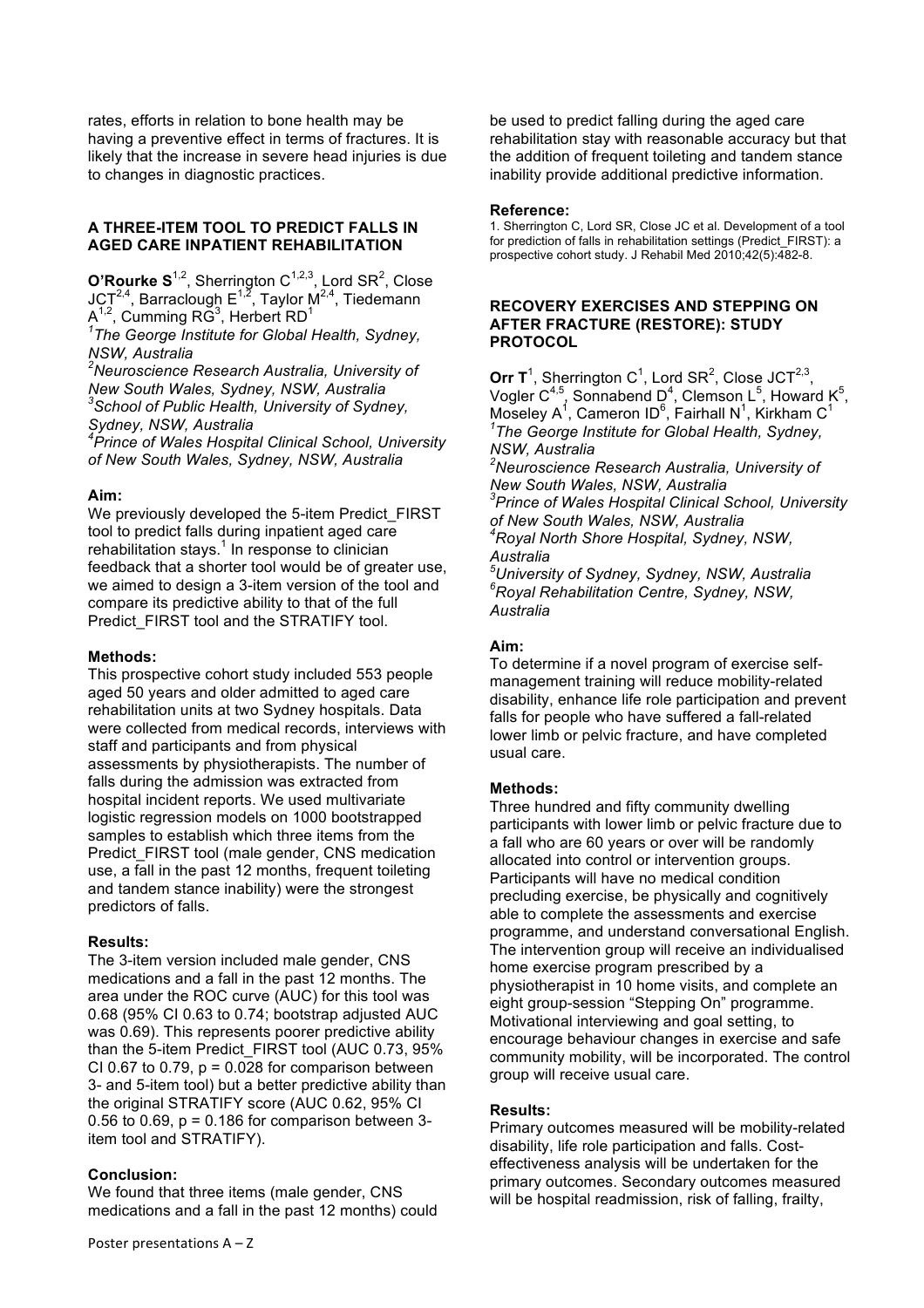rates, efforts in relation to bone health may be having a preventive effect in terms of fractures. It is likely that the increase in severe head injuries is due to changes in diagnostic practices.

## A THREE-ITEM TOOL TO PREDICT FALLS IN AGED CARE INPATIENT REHABILITATION

**O'Rourke S**[1,2], Sherrington C[1,2,3], Lord SR[2], Close JCT[2,4], Barraclough E[1,2], Taylor M[2,4], Tiedemann A[1,2], Cumming RG[3], Herbert RD[1]

*[1]The George Institute for Global Health, Sydney, NSW, Australia*
*[2]Neuroscience Research Australia, University of New South Wales, Sydney, NSW, Australia*
*[3]School of Public Health, University of Sydney, Sydney, NSW, Australia*
*[4]Prince of Wales Hospital Clinical School, University of New South Wales, Sydney, NSW, Australia*

**Aim:**
We previously developed the 5-item Predict_FIRST tool to predict falls during inpatient aged care rehabilitation stays.[1] In response to clinician feedback that a shorter tool would be of greater use, we aimed to design a 3-item version of the tool and compare its predictive ability to that of the full Predict_FIRST tool and the STRATIFY tool.

**Methods:**
This prospective cohort study included 553 people aged 50 years and older admitted to aged care rehabilitation units at two Sydney hospitals. Data were collected from medical records, interviews with staff and participants and from physical assessments by physiotherapists. The number of falls during the admission was extracted from hospital incident reports. We used multivariate logistic regression models on 1000 bootstrapped samples to establish which three items from the Predict_FIRST tool (male gender, CNS medication use, a fall in the past 12 months, frequent toileting and tandem stance inability) were the strongest predictors of falls.

**Results:**
The 3-item version included male gender, CNS medications and a fall in the past 12 months. The area under the ROC curve (AUC) for this tool was 0.68 (95% CI 0.63 to 0.74; bootstrap adjusted AUC was 0.69). This represents poorer predictive ability than the 5-item Predict_FIRST tool (AUC 0.73, 95% CI 0.67 to 0.79, $p = 0.028$ for comparison between 3- and 5-item tool) but a better predictive ability than the original STRATIFY score (AUC 0.62, 95% CI 0.56 to 0.69, $p = 0.186$ for comparison between 3-item tool and STRATIFY).

**Conclusion:**
We found that three items (male gender, CNS medications and a fall in the past 12 months) could be used to predict falling during the aged care rehabilitation stay with reasonable accuracy but that the addition of frequent toileting and tandem stance inability provide additional predictive information.

**Reference:**
1. Sherrington C, Lord SR, Close JC et al. Development of a tool for prediction of falls in rehabilitation settings (Predict_FIRST): a prospective cohort study. J Rehabil Med 2010;42(5):482-8.

## RECOVERY EXERCISES AND STEPPING ON AFTER FRACTURE (RESTORE): STUDY PROTOCOL

**Orr T**[1], Sherrington C[1], Lord SR[2], Close JCT[2,3], Vogler C[4,5], Sonnabend D[4], Clemson L[5], Howard K[5], Moseley A[1], Cameron ID[6], Fairhall N[1], Kirkham C[1]

*[1]The George Institute for Global Health, Sydney, NSW, Australia*
*[2]Neuroscience Research Australia, University of New South Wales, NSW, Australia*
*[3]Prince of Wales Hospital Clinical School, University of New South Wales, NSW, Australia*
*[4]Royal North Shore Hospital, Sydney, NSW, Australia*
*[5]University of Sydney, Sydney, NSW, Australia*
*[6]Royal Rehabilitation Centre, Sydney, NSW, Australia*

**Aim:**
To determine if a novel program of exercise self-management training will reduce mobility-related disability, enhance life role participation and prevent falls for people who have suffered a fall-related lower limb or pelvic fracture, and have completed usual care.

**Methods:**
Three hundred and fifty community dwelling participants with lower limb or pelvic fracture due to a fall who are 60 years or over will be randomly allocated into control or intervention groups. Participants will have no medical condition precluding exercise, be physically and cognitively able to complete the assessments and exercise programme, and understand conversational English. The intervention group will receive an individualised home exercise program prescribed by a physiotherapist in 10 home visits, and complete an eight group-session "Stepping On" programme. Motivational interviewing and goal setting, to encourage behaviour changes in exercise and safe community mobility, will be incorporated. The control group will receive usual care.

**Results:**
Primary outcomes measured will be mobility-related disability, life role participation and falls. Cost-effectiveness analysis will be undertaken for the primary outcomes. Secondary outcomes measured will be hospital readmission, risk of falling, frailty,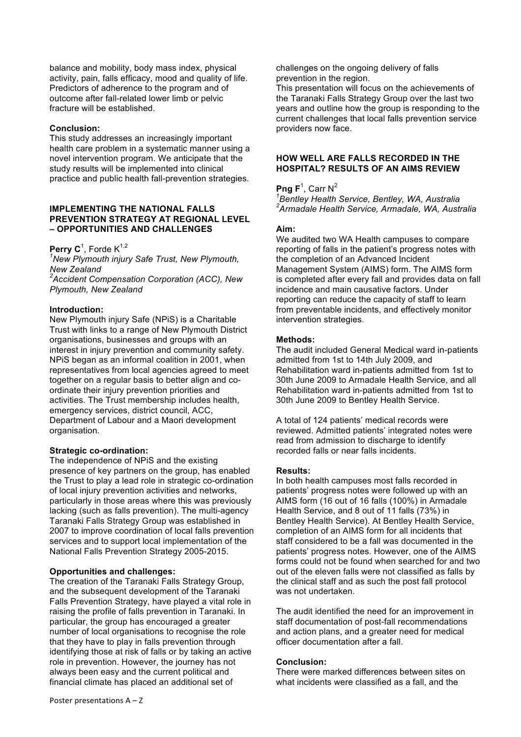balance and mobility, body mass index, physical activity, pain, falls efficacy, mood and quality of life. Predictors of adherence to the program and of outcome after fall-related lower limb or pelvic fracture will be established.

**Conclusion:**
This study addresses an increasingly important health care problem in a systematic manner using a novel intervention program. We anticipate that the study results will be implemented into clinical practice and public health fall-prevention strategies.

### IMPLEMENTING THE NATIONAL FALLS PREVENTION STRATEGY AT REGIONAL LEVEL – OPPORTUNITIES AND CHALLENGES

**Perry C**[1], Forde K[1,2]

[1]*New Plymouth injury Safe Trust, New Plymouth, New Zealand*
[2]*Accident Compensation Corporation (ACC), New Plymouth, New Zealand*

**Introduction:**
New Plymouth injury Safe (NPiS) is a Charitable Trust with links to a range of New Plymouth District organisations, businesses and groups with an interest in injury prevention and community safety. NPiS began as an informal coalition in 2001, when representatives from local agencies agreed to meet together on a regular basis to better align and co-ordinate their injury prevention priorities and activities. The Trust membership includes health, emergency services, district council, ACC, Department of Labour and a Maori development organisation.

**Strategic co-ordination:**
The independence of NPiS and the existing presence of key partners on the group, has enabled the Trust to play a lead role in strategic co-ordination of local injury prevention activities and networks, particularly in those areas where this was previously lacking (such as falls prevention). The multi-agency Taranaki Falls Strategy Group was established in 2007 to improve coordination of local falls prevention services and to support local implementation of the National Falls Prevention Strategy 2005-2015.

**Opportunities and challenges:**
The creation of the Taranaki Falls Strategy Group, and the subsequent development of the Taranaki Falls Prevention Strategy, have played a vital role in raising the profile of falls prevention in Taranaki. In particular, the group has encouraged a greater number of local organisations to recognise the role that they have to play in falls prevention through identifying those at risk of falls or by taking an active role in prevention. However, the journey has not always been easy and the current political and financial climate has placed an additional set of challenges on the ongoing delivery of falls prevention in the region.
This presentation will focus on the achievements of the Taranaki Falls Strategy Group over the last two years and outline how the group is responding to the current challenges that local falls prevention service providers now face.

### HOW WELL ARE FALLS RECORDED IN THE HOSPITAL? RESULTS OF AN AIMS REVIEW

**Png F**[1], Carr N[2]

[1]*Bentley Health Service, Bentley, WA, Australia*
[2]*Armadale Health Service, Armadale, WA, Australia*

**Aim:**
We audited two WA Health campuses to compare reporting of falls in the patient's progress notes with the completion of an Advanced Incident Management System (AIMS) form. The AIMS form is completed after every fall and provides data on fall incidence and main causative factors. Under reporting can reduce the capacity of staff to learn from preventable incidents, and effectively monitor intervention strategies.

**Methods:**
The audit included General Medical ward in-patients admitted from 1st to 14th July 2009, and Rehabilitation ward in-patients admitted from 1st to 30th June 2009 to Armadale Health Service, and all Rehabilitation ward in-patients admitted from 1st to 30th June 2009 to Bentley Health Service.

A total of 124 patients' medical records were reviewed. Admitted patients' integrated notes were read from admission to discharge to identify recorded falls or near falls incidents.

**Results:**
In both health campuses most falls recorded in patients' progress notes were followed up with an AIMS form (16 out of 16 falls (100%) in Armadale Health Service, and 8 out of 11 falls (73%) in Bentley Health Service). At Bentley Health Service, completion of an AIMS form for all incidents that staff considered to be a fall was documented in the patients' progress notes. However, one of the AIMS forms could not be found when searched for and two out of the eleven falls were not classified as falls by the clinical staff and as such the post fall protocol was not undertaken.

The audit identified the need for an improvement in staff documentation of post-fall recommendations and action plans, and a greater need for medical officer documentation after a fall.

**Conclusion:**
There were marked differences between sites on what incidents were classified as a fall, and the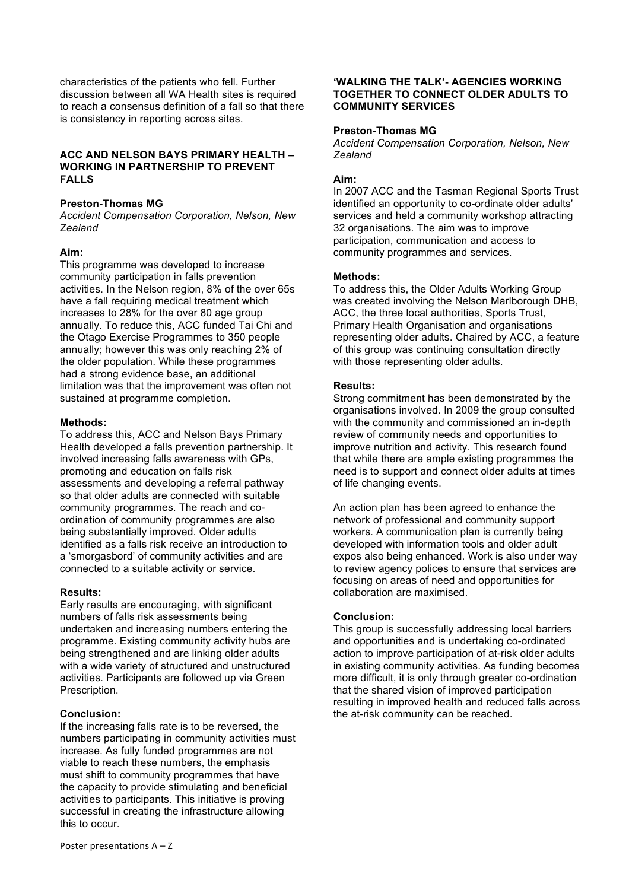characteristics of the patients who fell. Further discussion between all WA Health sites is required to reach a consensus definition of a fall so that there is consistency in reporting across sites.

### ACC AND NELSON BAYS PRIMARY HEALTH – WORKING IN PARTNERSHIP TO PREVENT FALLS

**Preston-Thomas MG**
*Accident Compensation Corporation, Nelson, New Zealand*

**Aim:**
This programme was developed to increase community participation in falls prevention activities. In the Nelson region, 8% of the over 65s have a fall requiring medical treatment which increases to 28% for the over 80 age group annually. To reduce this, ACC funded Tai Chi and the Otago Exercise Programmes to 350 people annually; however this was only reaching 2% of the older population. While these programmes had a strong evidence base, an additional limitation was that the improvement was often not sustained at programme completion.

**Methods:**
To address this, ACC and Nelson Bays Primary Health developed a falls prevention partnership. It involved increasing falls awareness with GPs, promoting and education on falls risk assessments and developing a referral pathway so that older adults are connected with suitable community programmes. The reach and co-ordination of community programmes are also being substantially improved. Older adults identified as a falls risk receive an introduction to a 'smorgasbord' of community activities and are connected to a suitable activity or service.

**Results:**
Early results are encouraging, with significant numbers of falls risk assessments being undertaken and increasing numbers entering the programme. Existing community activity hubs are being strengthened and are linking older adults with a wide variety of structured and unstructured activities. Participants are followed up via Green Prescription.

**Conclusion:**
If the increasing falls rate is to be reversed, the numbers participating in community activities must increase. As fully funded programmes are not viable to reach these numbers, the emphasis must shift to community programmes that have the capacity to provide stimulating and beneficial activities to participants. This initiative is proving successful in creating the infrastructure allowing this to occur.

### 'WALKING THE TALK'- AGENCIES WORKING TOGETHER TO CONNECT OLDER ADULTS TO COMMUNITY SERVICES

**Preston-Thomas MG**
*Accident Compensation Corporation, Nelson, New Zealand*

**Aim:**
In 2007 ACC and the Tasman Regional Sports Trust identified an opportunity to co-ordinate older adults' services and held a community workshop attracting 32 organisations. The aim was to improve participation, communication and access to community programmes and services.

**Methods:**
To address this, the Older Adults Working Group was created involving the Nelson Marlborough DHB, ACC, the three local authorities, Sports Trust, Primary Health Organisation and organisations representing older adults. Chaired by ACC, a feature of this group was continuing consultation directly with those representing older adults.

**Results:**
Strong commitment has been demonstrated by the organisations involved. In 2009 the group consulted with the community and commissioned an in-depth review of community needs and opportunities to improve nutrition and activity. This research found that while there are ample existing programmes the need is to support and connect older adults at times of life changing events.

An action plan has been agreed to enhance the network of professional and community support workers. A communication plan is currently being developed with information tools and older adult expos also being enhanced. Work is also under way to review agency polices to ensure that services are focusing on areas of need and opportunities for collaboration are maximised.

**Conclusion:**
This group is successfully addressing local barriers and opportunities and is undertaking co-ordinated action to improve participation of at-risk older adults in existing community activities. As funding becomes more difficult, it is only through greater co-ordination that the shared vision of improved participation resulting in improved health and reduced falls across the at-risk community can be reached.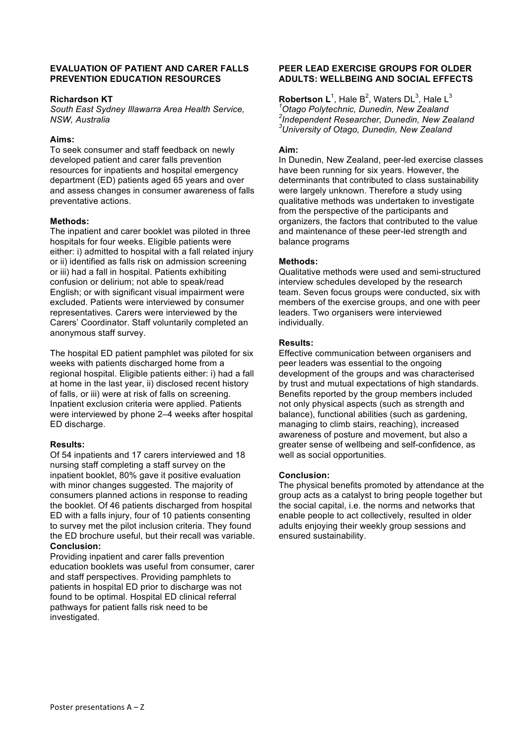## EVALUATION OF PATIENT AND CARER FALLS PREVENTION EDUCATION RESOURCES

**Richardson KT**

*South East Sydney Illawarra Area Health Service, NSW, Australia*

**Aims:**

To seek consumer and staff feedback on newly developed patient and carer falls prevention resources for inpatients and hospital emergency department (ED) patients aged 65 years and over and assess changes in consumer awareness of falls preventative actions.

**Methods:**

The inpatient and carer booklet was piloted in three hospitals for four weeks. Eligible patients were either: i) admitted to hospital with a fall related injury or ii) identified as falls risk on admission screening or iii) had a fall in hospital. Patients exhibiting confusion or delirium; not able to speak/read English; or with significant visual impairment were excluded. Patients were interviewed by consumer representatives. Carers were interviewed by the Carers' Coordinator. Staff voluntarily completed an anonymous staff survey.

The hospital ED patient pamphlet was piloted for six weeks with patients discharged home from a regional hospital. Eligible patients either: i) had a fall at home in the last year, ii) disclosed recent history of falls, or iii) were at risk of falls on screening. Inpatient exclusion criteria were applied. Patients were interviewed by phone 2–4 weeks after hospital ED discharge.

**Results:**

Of 54 inpatients and 17 carers interviewed and 18 nursing staff completing a staff survey on the inpatient booklet, 80% gave it positive evaluation with minor changes suggested. The majority of consumers planned actions in response to reading the booklet. Of 46 patients discharged from hospital ED with a falls injury, four of 10 patients consenting to survey met the pilot inclusion criteria. They found the ED brochure useful, but their recall was variable.

**Conclusion:**

Providing inpatient and carer falls prevention education booklets was useful from consumer, carer and staff perspectives. Providing pamphlets to patients in hospital ED prior to discharge was not found to be optimal. Hospital ED clinical referral pathways for patient falls risk need to be investigated.

## PEER LEAD EXERCISE GROUPS FOR OLDER ADULTS: WELLBEING AND SOCIAL EFFECTS

**Robertson L**[1], Hale B[2], Waters DL[3], Hale L[3]

[1]*Otago Polytechnic, Dunedin, New Zealand*
[2]*Independent Researcher, Dunedin, New Zealand*
[3]*University of Otago, Dunedin, New Zealand*

**Aim:**

In Dunedin, New Zealand, peer-led exercise classes have been running for six years. However, the determinants that contributed to class sustainability were largely unknown. Therefore a study using qualitative methods was undertaken to investigate from the perspective of the participants and organizers, the factors that contributed to the value and maintenance of these peer-led strength and balance programs

**Methods:**

Qualitative methods were used and semi-structured interview schedules developed by the research team. Seven focus groups were conducted, six with members of the exercise groups, and one with peer leaders. Two organisers were interviewed individually.

**Results:**

Effective communication between organisers and peer leaders was essential to the ongoing development of the groups and was characterised by trust and mutual expectations of high standards. Benefits reported by the group members included not only physical aspects (such as strength and balance), functional abilities (such as gardening, managing to climb stairs, reaching), increased awareness of posture and movement, but also a greater sense of wellbeing and self-confidence, as well as social opportunities.

**Conclusion:**

The physical benefits promoted by attendance at the group acts as a catalyst to bring people together but the social capital, i.e. the norms and networks that enable people to act collectively, resulted in older adults enjoying their weekly group sessions and ensured sustainability.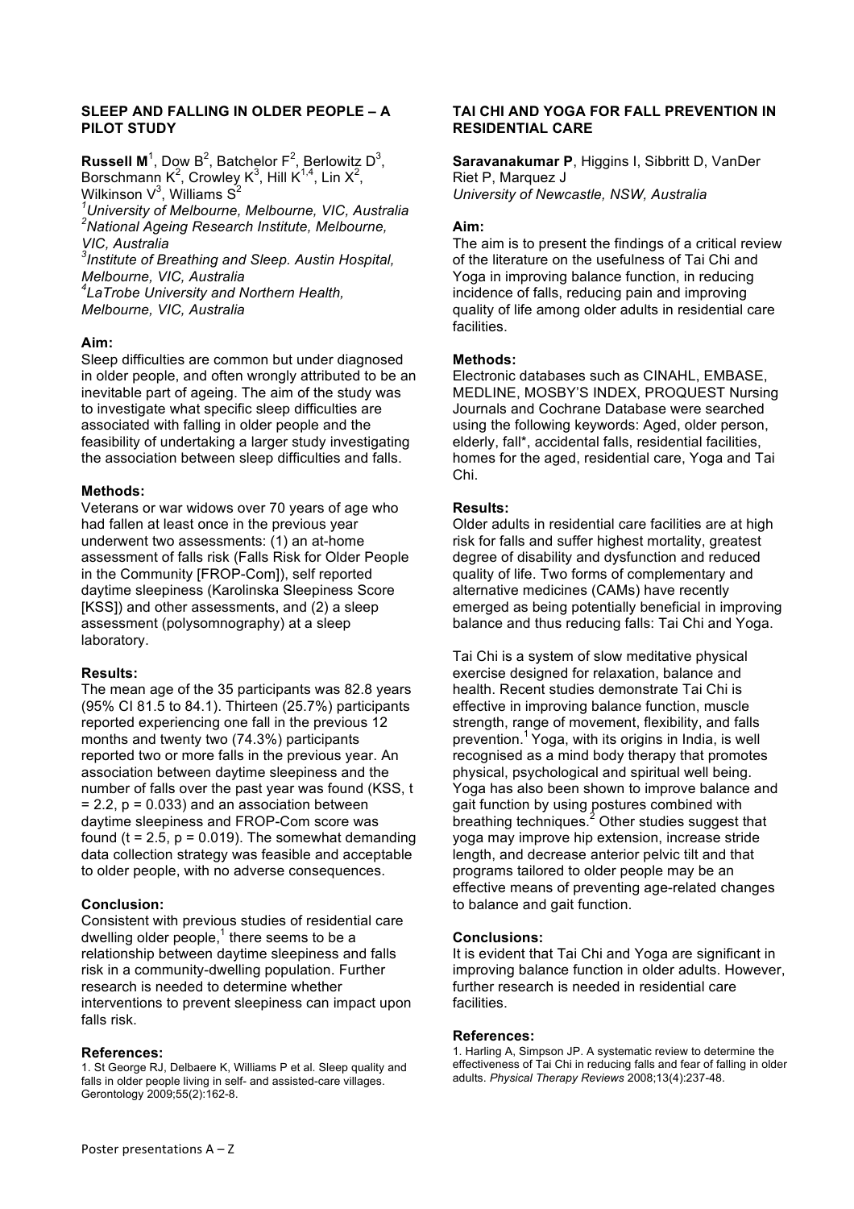## SLEEP AND FALLING IN OLDER PEOPLE – A PILOT STUDY

**Russell M**[1], Dow B[2], Batchelor F[2], Berlowitz D[3], Borschmann K[2], Crowley K[3], Hill K[1,4], Lin X[2], Wilkinson V[3], Williams S[2]

*[1]University of Melbourne, Melbourne, VIC, Australia*
*[2]National Ageing Research Institute, Melbourne, VIC, Australia*
*[3]Institute of Breathing and Sleep. Austin Hospital, Melbourne, VIC, Australia*
*[4]LaTrobe University and Northern Health, Melbourne, VIC, Australia*

### Aim:

Sleep difficulties are common but under diagnosed in older people, and often wrongly attributed to be an inevitable part of ageing. The aim of the study was to investigate what specific sleep difficulties are associated with falling in older people and the feasibility of undertaking a larger study investigating the association between sleep difficulties and falls.

### Methods:

Veterans or war widows over 70 years of age who had fallen at least once in the previous year underwent two assessments: (1) an at-home assessment of falls risk (Falls Risk for Older People in the Community [FROP-Com]), self reported daytime sleepiness (Karolinska Sleepiness Score [KSS]) and other assessments, and (2) a sleep assessment (polysomnography) at a sleep laboratory.

### Results:

The mean age of the 35 participants was 82.8 years (95% CI 81.5 to 84.1). Thirteen (25.7%) participants reported experiencing one fall in the previous 12 months and twenty two (74.3%) participants reported two or more falls in the previous year. An association between daytime sleepiness and the number of falls over the past year was found (KSS, $t = 2.2$, $p = 0.033$) and an association between daytime sleepiness and FROP-Com score was found ($t = 2.5$, $p = 0.019$). The somewhat demanding data collection strategy was feasible and acceptable to older people, with no adverse consequences.

### Conclusion:

Consistent with previous studies of residential care dwelling older people,[1] there seems to be a relationship between daytime sleepiness and falls risk in a community-dwelling population. Further research is needed to determine whether interventions to prevent sleepiness can impact upon falls risk.

### References:

1. St George RJ, Delbaere K, Williams P et al. Sleep quality and falls in older people living in self- and assisted-care villages. Gerontology 2009;55(2):162-8.

## TAI CHI AND YOGA FOR FALL PREVENTION IN RESIDENTIAL CARE

**Saravanakumar P**, Higgins I, Sibbritt D, VanDer Riet P, Marquez J
*University of Newcastle, NSW, Australia*

### Aim:

The aim is to present the findings of a critical review of the literature on the usefulness of Tai Chi and Yoga in improving balance function, in reducing incidence of falls, reducing pain and improving quality of life among older adults in residential care facilities.

### Methods:

Electronic databases such as CINAHL, EMBASE, MEDLINE, MOSBY'S INDEX, PROQUEST Nursing Journals and Cochrane Database were searched using the following keywords: Aged, older person, elderly, fall*, accidental falls, residential facilities, homes for the aged, residential care, Yoga and Tai Chi.

### Results:

Older adults in residential care facilities are at high risk for falls and suffer highest mortality, greatest degree of disability and dysfunction and reduced quality of life. Two forms of complementary and alternative medicines (CAMs) have recently emerged as being potentially beneficial in improving balance and thus reducing falls: Tai Chi and Yoga.

Tai Chi is a system of slow meditative physical exercise designed for relaxation, balance and health. Recent studies demonstrate Tai Chi is effective in improving balance function, muscle strength, range of movement, flexibility, and falls prevention.[1] Yoga, with its origins in India, is well recognised as a mind body therapy that promotes physical, psychological and spiritual well being. Yoga has also been shown to improve balance and gait function by using postures combined with breathing techniques.[2] Other studies suggest that yoga may improve hip extension, increase stride length, and decrease anterior pelvic tilt and that programs tailored to older people may be an effective means of preventing age-related changes to balance and gait function.

### Conclusions:

It is evident that Tai Chi and Yoga are significant in improving balance function in older adults. However, further research is needed in residential care facilities.

### References:

1. Harling A, Simpson JP. A systematic review to determine the effectiveness of Tai Chi in reducing falls and fear of falling in older adults. *Physical Therapy Reviews* 2008;13(4):237-48.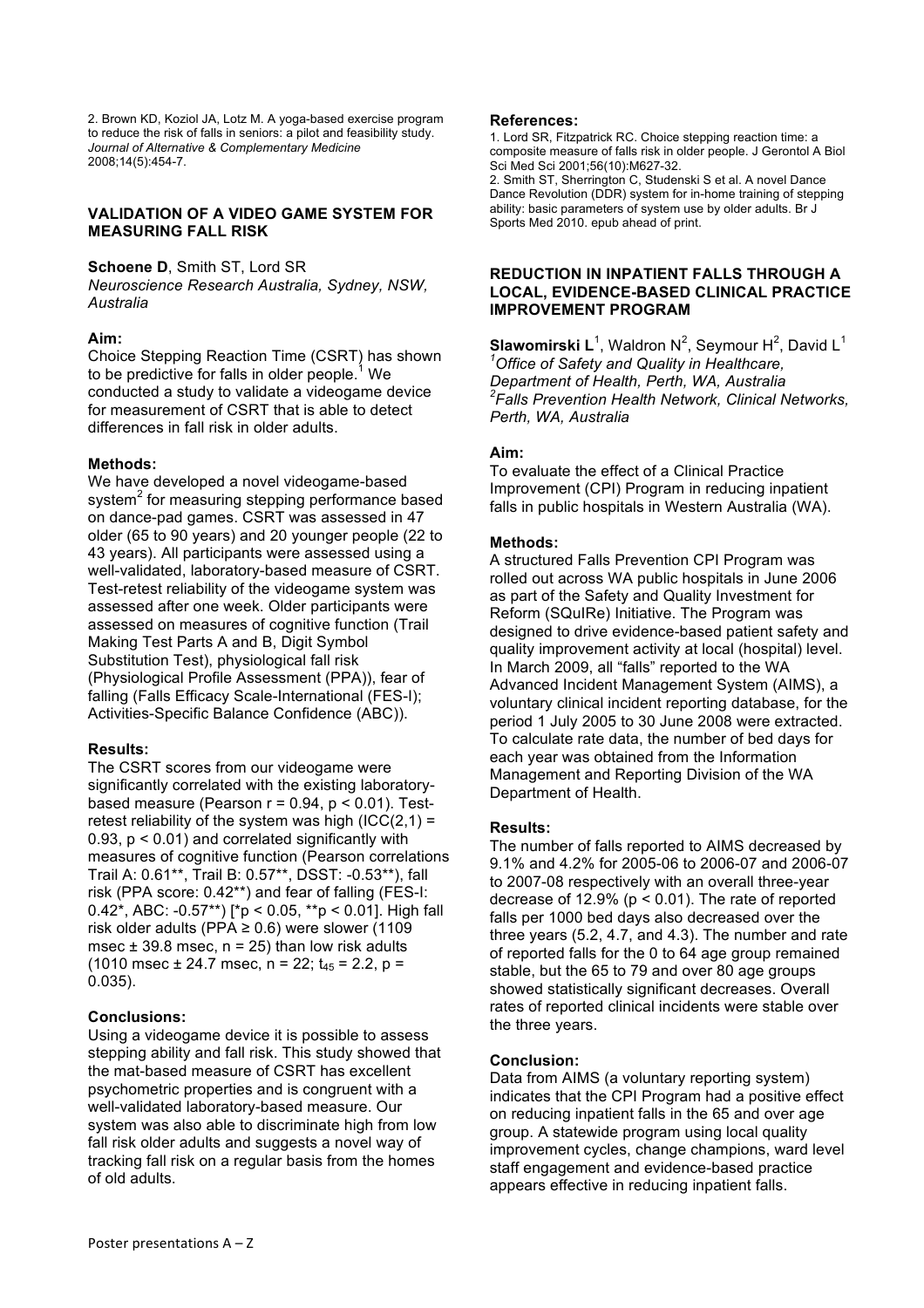2. Brown KD, Koziol JA, Lotz M. A yoga-based exercise program to reduce the risk of falls in seniors: a pilot and feasibility study. *Journal of Alternative & Complementary Medicine* 2008;14(5):454-7.

## VALIDATION OF A VIDEO GAME SYSTEM FOR MEASURING FALL RISK

**Schoene D**, Smith ST, Lord SR
*Neuroscience Research Australia, Sydney, NSW, Australia*

**Aim:**
Choice Stepping Reaction Time (CSRT) has shown to be predictive for falls in older people.[1] We conducted a study to validate a videogame device for measurement of CSRT that is able to detect differences in fall risk in older adults.

**Methods:**
We have developed a novel videogame-based system[2] for measuring stepping performance based on dance-pad games. CSRT was assessed in 47 older (65 to 90 years) and 20 younger people (22 to 43 years). All participants were assessed using a well-validated, laboratory-based measure of CSRT. Test-retest reliability of the videogame system was assessed after one week. Older participants were assessed on measures of cognitive function (Trail Making Test Parts A and B, Digit Symbol Substitution Test), physiological fall risk (Physiological Profile Assessment (PPA)), fear of falling (Falls Efficacy Scale-International (FES-I); Activities-Specific Balance Confidence (ABC)).

**Results:**
The CSRT scores from our videogame were significantly correlated with the existing laboratory-based measure (Pearson $r = 0.94$, $p < 0.01$). Test-retest reliability of the system was high ($ICC(2,1) = 0.93$, $p < 0.01$) and correlated significantly with measures of cognitive function (Pearson correlations Trail A: 0.61**, Trail B: 0.57**, DSST: -0.53**), fall risk (PPA score: 0.42**) and fear of falling (FES-I: 0.42*, ABC: -0.57**) [*$p < 0.05$, **$p < 0.01$]. High fall risk older adults (PPA ≥ 0.6) were slower (1109 msec ± 39.8 msec, n = 25) than low risk adults (1010 msec ± 24.7 msec, n = 22; $t_{45} = 2.2$, $p = 0.035$).

**Conclusions:**
Using a videogame device it is possible to assess stepping ability and fall risk. This study showed that the mat-based measure of CSRT has excellent psychometric properties and is congruent with a well-validated laboratory-based measure. Our system was also able to discriminate high from low fall risk older adults and suggests a novel way of tracking fall risk on a regular basis from the homes of old adults.

**References:**
1. Lord SR, Fitzpatrick RC. Choice stepping reaction time: a composite measure of falls risk in older people. J Gerontol A Biol Sci Med Sci 2001;56(10):M627-32.
2. Smith ST, Sherrington C, Studenski S et al. A novel Dance Dance Revolution (DDR) system for in-home training of stepping ability: basic parameters of system use by older adults. Br J Sports Med 2010. epub ahead of print.

## REDUCTION IN INPATIENT FALLS THROUGH A LOCAL, EVIDENCE-BASED CLINICAL PRACTICE IMPROVEMENT PROGRAM

**Slawomirski L**[1], Waldron N[2], Seymour H[2], David L[1]
[1]*Office of Safety and Quality in Healthcare, Department of Health, Perth, WA, Australia*
[2]*Falls Prevention Health Network, Clinical Networks, Perth, WA, Australia*

**Aim:**
To evaluate the effect of a Clinical Practice Improvement (CPI) Program in reducing inpatient falls in public hospitals in Western Australia (WA).

**Methods:**
A structured Falls Prevention CPI Program was rolled out across WA public hospitals in June 2006 as part of the Safety and Quality Investment for Reform (SQuIRe) Initiative. The Program was designed to drive evidence-based patient safety and quality improvement activity at local (hospital) level. In March 2009, all "falls" reported to the WA Advanced Incident Management System (AIMS), a voluntary clinical incident reporting database, for the period 1 July 2005 to 30 June 2008 were extracted. To calculate rate data, the number of bed days for each year was obtained from the Information Management and Reporting Division of the WA Department of Health.

**Results:**
The number of falls reported to AIMS decreased by 9.1% and 4.2% for 2005-06 to 2006-07 and 2006-07 to 2007-08 respectively with an overall three-year decrease of 12.9% ($p < 0.01$). The rate of reported falls per 1000 bed days also decreased over the three years (5.2, 4.7, and 4.3). The number and rate of reported falls for the 0 to 64 age group remained stable, but the 65 to 79 and over 80 age groups showed statistically significant decreases. Overall rates of reported clinical incidents were stable over the three years.

**Conclusion:**
Data from AIMS (a voluntary reporting system) indicates that the CPI Program had a positive effect on reducing inpatient falls in the 65 and over age group. A statewide program using local quality improvement cycles, change champions, ward level staff engagement and evidence-based practice appears effective in reducing inpatient falls.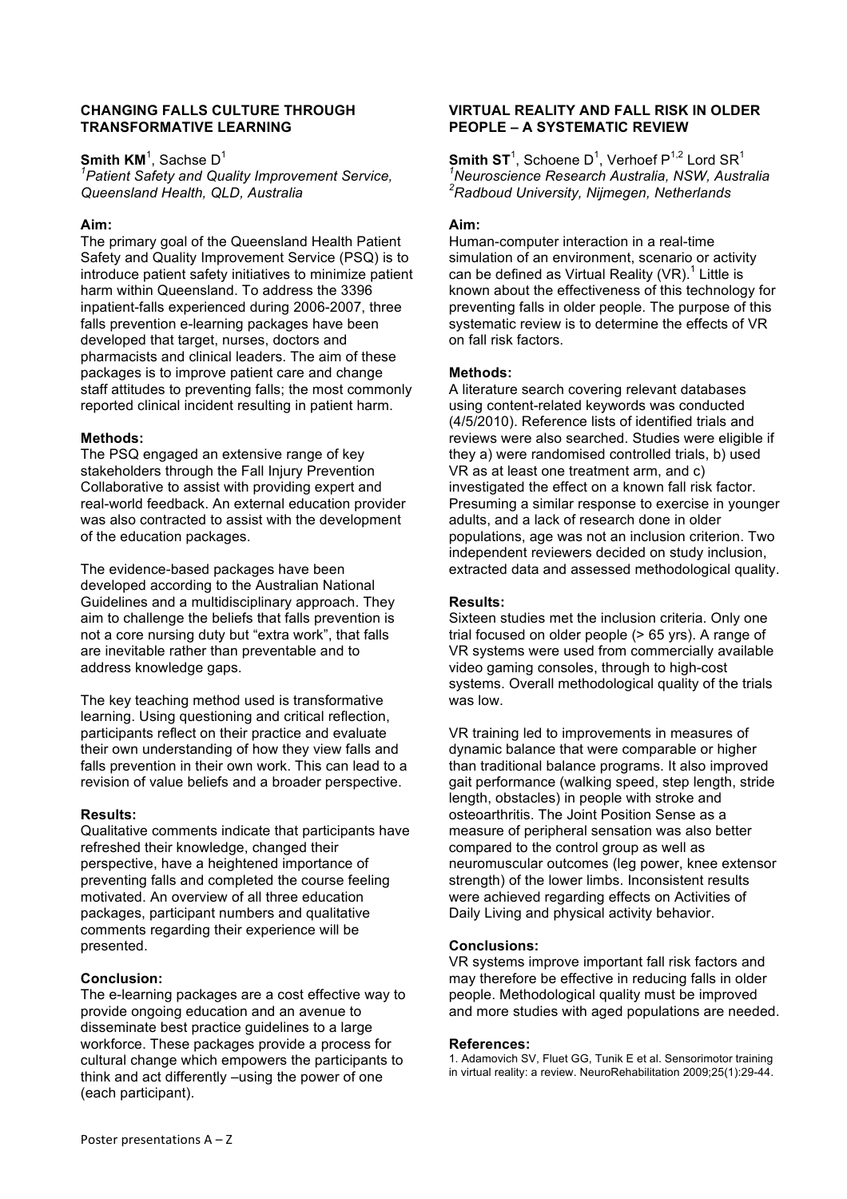## CHANGING FALLS CULTURE THROUGH TRANSFORMATIVE LEARNING

**Smith KM**[1], Sachse D[1]

[1]*Patient Safety and Quality Improvement Service, Queensland Health, QLD, Australia*

**Aim:**

The primary goal of the Queensland Health Patient Safety and Quality Improvement Service (PSQ) is to introduce patient safety initiatives to minimize patient harm within Queensland. To address the 3396 inpatient-falls experienced during 2006-2007, three falls prevention e-learning packages have been developed that target, nurses, doctors and pharmacists and clinical leaders. The aim of these packages is to improve patient care and change staff attitudes to preventing falls; the most commonly reported clinical incident resulting in patient harm.

**Methods:**

The PSQ engaged an extensive range of key stakeholders through the Fall Injury Prevention Collaborative to assist with providing expert and real-world feedback. An external education provider was also contracted to assist with the development of the education packages.

The evidence-based packages have been developed according to the Australian National Guidelines and a multidisciplinary approach. They aim to challenge the beliefs that falls prevention is not a core nursing duty but "extra work", that falls are inevitable rather than preventable and to address knowledge gaps.

The key teaching method used is transformative learning. Using questioning and critical reflection, participants reflect on their practice and evaluate their own understanding of how they view falls and falls prevention in their own work. This can lead to a revision of value beliefs and a broader perspective.

**Results:**

Qualitative comments indicate that participants have refreshed their knowledge, changed their perspective, have a heightened importance of preventing falls and completed the course feeling motivated. An overview of all three education packages, participant numbers and qualitative comments regarding their experience will be presented.

**Conclusion:**

The e-learning packages are a cost effective way to provide ongoing education and an avenue to disseminate best practice guidelines to a large workforce. These packages provide a process for cultural change which empowers the participants to think and act differently –using the power of one (each participant).

## VIRTUAL REALITY AND FALL RISK IN OLDER PEOPLE – A SYSTEMATIC REVIEW

**Smith ST**[1], Schoene D[1], Verhoef P[1,2] Lord SR[1]

[1]*Neuroscience Research Australia, NSW, Australia*
[2]*Radboud University, Nijmegen, Netherlands*

**Aim:**

Human-computer interaction in a real-time simulation of an environment, scenario or activity can be defined as Virtual Reality (VR).[1] Little is known about the effectiveness of this technology for preventing falls in older people. The purpose of this systematic review is to determine the effects of VR on fall risk factors.

**Methods:**

A literature search covering relevant databases using content-related keywords was conducted (4/5/2010). Reference lists of identified trials and reviews were also searched. Studies were eligible if they a) were randomised controlled trials, b) used VR as at least one treatment arm, and c) investigated the effect on a known fall risk factor. Presuming a similar response to exercise in younger adults, and a lack of research done in older populations, age was not an inclusion criterion. Two independent reviewers decided on study inclusion, extracted data and assessed methodological quality.

**Results:**

Sixteen studies met the inclusion criteria. Only one trial focused on older people (> 65 yrs). A range of VR systems were used from commercially available video gaming consoles, through to high-cost systems. Overall methodological quality of the trials was low.

VR training led to improvements in measures of dynamic balance that were comparable or higher than traditional balance programs. It also improved gait performance (walking speed, step length, stride length, obstacles) in people with stroke and osteoarthritis. The Joint Position Sense as a measure of peripheral sensation was also better compared to the control group as well as neuromuscular outcomes (leg power, knee extensor strength) of the lower limbs. Inconsistent results were achieved regarding effects on Activities of Daily Living and physical activity behavior.

**Conclusions:**

VR systems improve important fall risk factors and may therefore be effective in reducing falls in older people. Methodological quality must be improved and more studies with aged populations are needed.

**References:**

1. Adamovich SV, Fluet GG, Tunik E et al. Sensorimotor training in virtual reality: a review. NeuroRehabilitation 2009;25(1):29-44.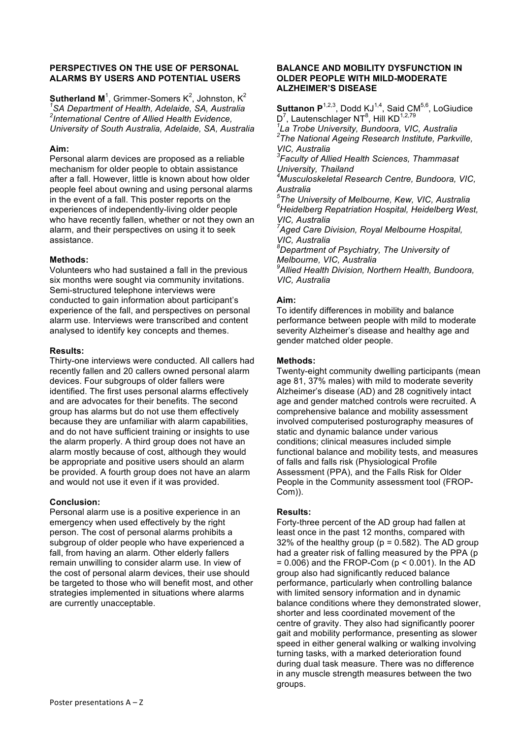## PERSPECTIVES ON THE USE OF PERSONAL ALARMS BY USERS AND POTENTIAL USERS

**Sutherland M**[1], Grimmer-Somers K[2], Johnston, K[2]

[1]*SA Department of Health, Adelaide, SA, Australia*
[2]*International Centre of Allied Health Evidence, University of South Australia, Adelaide, SA, Australia*

**Aim:**
Personal alarm devices are proposed as a reliable mechanism for older people to obtain assistance after a fall. However, little is known about how older people feel about owning and using personal alarms in the event of a fall. This poster reports on the experiences of independently-living older people who have recently fallen, whether or not they own an alarm, and their perspectives on using it to seek assistance.

**Methods:**
Volunteers who had sustained a fall in the previous six months were sought via community invitations. Semi-structured telephone interviews were conducted to gain information about participant's experience of the fall, and perspectives on personal alarm use. Interviews were transcribed and content analysed to identify key concepts and themes.

**Results:**
Thirty-one interviews were conducted. All callers had recently fallen and 20 callers owned personal alarm devices. Four subgroups of older fallers were identified. The first uses personal alarms effectively and are advocates for their benefits. The second group has alarms but do not use them effectively because they are unfamiliar with alarm capabilities, and do not have sufficient training or insights to use the alarm properly. A third group does not have an alarm mostly because of cost, although they would be appropriate and positive users should an alarm be provided. A fourth group does not have an alarm and would not use it even if it was provided.

**Conclusion:**
Personal alarm use is a positive experience in an emergency when used effectively by the right person. The cost of personal alarms prohibits a subgroup of older people who have experienced a fall, from having an alarm. Other elderly fallers remain unwilling to consider alarm use. In view of the cost of personal alarm devices, their use should be targeted to those who will benefit most, and other strategies implemented in situations where alarms are currently unacceptable.

## BALANCE AND MOBILITY DYSFUNCTION IN OLDER PEOPLE WITH MILD-MODERATE ALZHEIMER'S DISEASE

**Suttanon P**[1,2,3], Dodd KJ[1,4], Said CM[5,6], LoGiudice D[7], Lautenschlager NT[8], Hill KD[1,2,79]

[1]*La Trobe University, Bundoora, VIC, Australia*
[2]*The National Ageing Research Institute, Parkville, VIC, Australia*
[3]*Faculty of Allied Health Sciences, Thammasat University, Thailand*
[4]*Musculoskeletal Research Centre, Bundoora, VIC, Australia*
[5]*The University of Melbourne, Kew, VIC, Australia*
[6]*Heidelberg Repatriation Hospital, Heidelberg West, VIC, Australia*
[7]*Aged Care Division, Royal Melbourne Hospital, VIC, Australia*
[8]*Department of Psychiatry, The University of Melbourne, VIC, Australia*
[9]*Allied Health Division, Northern Health, Bundoora, VIC, Australia*

**Aim:**
To identify differences in mobility and balance performance between people with mild to moderate severity Alzheimer's disease and healthy age and gender matched older people.

**Methods:**
Twenty-eight community dwelling participants (mean age 81, 37% males) with mild to moderate severity Alzheimer's disease (AD) and 28 cognitively intact age and gender matched controls were recruited. A comprehensive balance and mobility assessment involved computerised posturography measures of static and dynamic balance under various conditions; clinical measures included simple functional balance and mobility tests, and measures of falls and falls risk (Physiological Profile Assessment (PPA), and the Falls Risk for Older People in the Community assessment tool (FROP-Com)).

**Results:**
Forty-three percent of the AD group had fallen at least once in the past 12 months, compared with 32% of the healthy group ($p = 0.582$). The AD group had a greater risk of falling measured by the PPA ($p = 0.006$) and the FROP-Com ($p < 0.001$). In the AD group also had significantly reduced balance performance, particularly when controlling balance with limited sensory information and in dynamic balance conditions where they demonstrated slower, shorter and less coordinated movement of the centre of gravity. They also had significantly poorer gait and mobility performance, presenting as slower speed in either general walking or walking involving turning tasks, with a marked deterioration found during dual task measure. There was no difference in any muscle strength measures between the two groups.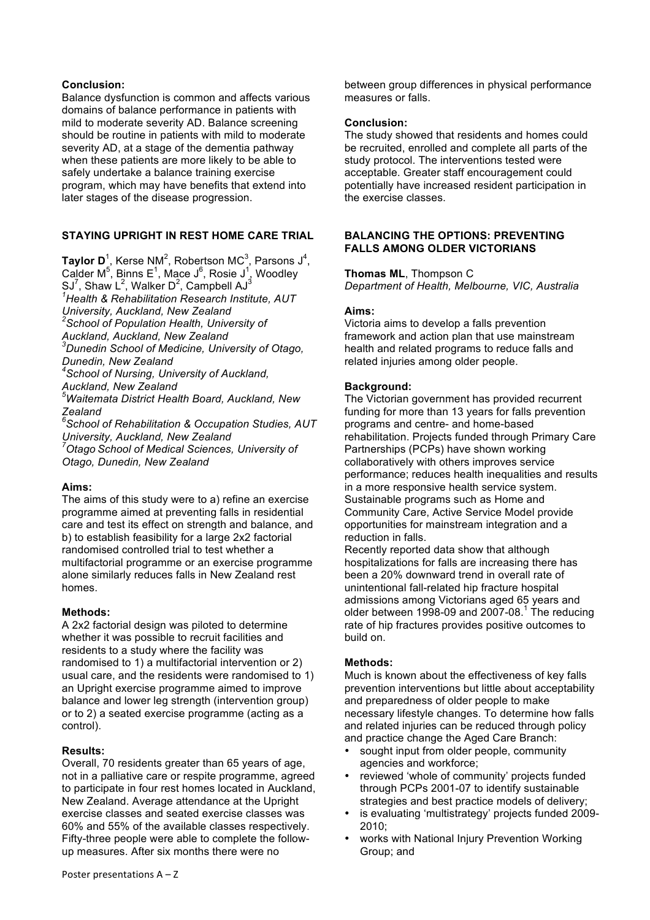**Conclusion:**
Balance dysfunction is common and affects various domains of balance performance in patients with mild to moderate severity AD. Balance screening should be routine in patients with mild to moderate severity AD, at a stage of the dementia pathway when these patients are more likely to be able to safely undertake a balance training exercise program, which may have benefits that extend into later stages of the disease progression.

## STAYING UPRIGHT IN REST HOME CARE TRIAL

**Taylor D**[1], Kerse NM[2], Robertson MC[3], Parsons J[4], Calder M[5], Binns E[1], Mace J[6], Rosie J[1], Woodley SJ[7], Shaw L[2], Walker D[2], Campbell AJ[3]

*[1]Health & Rehabilitation Research Institute, AUT University, Auckland, New Zealand*
*[2]School of Population Health, University of Auckland, Auckland, New Zealand*
*[3]Dunedin School of Medicine, University of Otago, Dunedin, New Zealand*
*[4]School of Nursing, University of Auckland, Auckland, New Zealand*
*[5]Waitemata District Health Board, Auckland, New Zealand*
*[6]School of Rehabilitation & Occupation Studies, AUT University, Auckland, New Zealand*
*[7]Otago School of Medical Sciences, University of Otago, Dunedin, New Zealand*

**Aims:**
The aims of this study were to a) refine an exercise programme aimed at preventing falls in residential care and test its effect on strength and balance, and b) to establish feasibility for a large 2x2 factorial randomised controlled trial to test whether a multifactorial programme or an exercise programme alone similarly reduces falls in New Zealand rest homes.

**Methods:**
A 2x2 factorial design was piloted to determine whether it was possible to recruit facilities and residents to a study where the facility was randomised to 1) a multifactorial intervention or 2) usual care, and the residents were randomised to 1) an Upright exercise programme aimed to improve balance and lower leg strength (intervention group) or to 2) a seated exercise programme (acting as a control).

**Results:**
Overall, 70 residents greater than 65 years of age, not in a palliative care or respite programme, agreed to participate in four rest homes located in Auckland, New Zealand. Average attendance at the Upright exercise classes and seated exercise classes was 60% and 55% of the available classes respectively. Fifty-three people were able to complete the follow-up measures. After six months there were no between group differences in physical performance measures or falls.

**Conclusion:**
The study showed that residents and homes could be recruited, enrolled and complete all parts of the study protocol. The interventions tested were acceptable. Greater staff encouragement could potentially have increased resident participation in the exercise classes.

## BALANCING THE OPTIONS: PREVENTING FALLS AMONG OLDER VICTORIANS

**Thomas ML**, Thompson C
*Department of Health, Melbourne, VIC, Australia*

**Aims:**
Victoria aims to develop a falls prevention framework and action plan that use mainstream health and related programs to reduce falls and related injuries among older people.

**Background:**
The Victorian government has provided recurrent funding for more than 13 years for falls prevention programs and centre- and home-based rehabilitation. Projects funded through Primary Care Partnerships (PCPs) have shown working collaboratively with others improves service performance; reduces health inequalities and results in a more responsive health service system. Sustainable programs such as Home and Community Care, Active Service Model provide opportunities for mainstream integration and a reduction in falls.
Recently reported data show that although hospitalizations for falls are increasing there has been a 20% downward trend in overall rate of unintentional fall-related hip fracture hospital admissions among Victorians aged 65 years and older between 1998-09 and 2007-08.[1] The reducing rate of hip fractures provides positive outcomes to build on.

**Methods:**
Much is known about the effectiveness of key falls prevention interventions but little about acceptability and preparedness of older people to make necessary lifestyle changes. To determine how falls and related injuries can be reduced through policy and practice change the Aged Care Branch:

- sought input from older people, community agencies and workforce;
- reviewed 'whole of community' projects funded through PCPs 2001-07 to identify sustainable strategies and best practice models of delivery;
- is evaluating 'multistrategy' projects funded 2009-2010;
- works with National Injury Prevention Working Group; and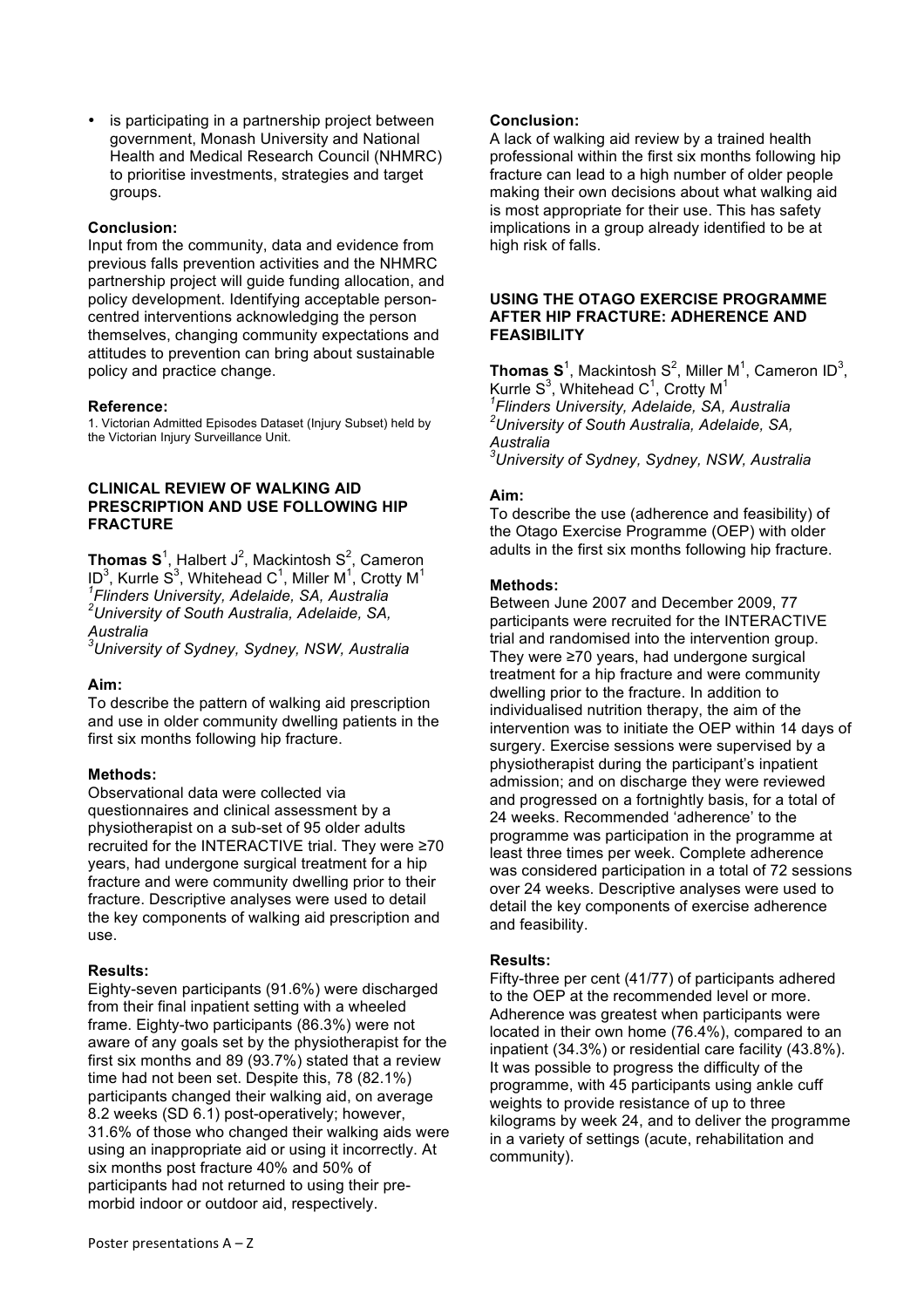- is participating in a partnership project between government, Monash University and National Health and Medical Research Council (NHMRC) to prioritise investments, strategies and target groups.

**Conclusion:**
Input from the community, data and evidence from previous falls prevention activities and the NHMRC partnership project will guide funding allocation, and policy development. Identifying acceptable person-centred interventions acknowledging the person themselves, changing community expectations and attitudes to prevention can bring about sustainable policy and practice change.

**Reference:**
1. Victorian Admitted Episodes Dataset (Injury Subset) held by the Victorian Injury Surveillance Unit.

### CLINICAL REVIEW OF WALKING AID PRESCRIPTION AND USE FOLLOWING HIP FRACTURE

**Thomas S**[1], Halbert J[2], Mackintosh S[2], Cameron ID[3], Kurrle S[3], Whitehead C[1], Miller M[1], Crotty M[1]
*[1]Flinders University, Adelaide, SA, Australia*
*[2]University of South Australia, Adelaide, SA, Australia*
*[3]University of Sydney, Sydney, NSW, Australia*

**Aim:**
To describe the pattern of walking aid prescription and use in older community dwelling patients in the first six months following hip fracture.

**Methods:**
Observational data were collected via questionnaires and clinical assessment by a physiotherapist on a sub-set of 95 older adults recruited for the INTERACTIVE trial. They were ≥70 years, had undergone surgical treatment for a hip fracture and were community dwelling prior to their fracture. Descriptive analyses were used to detail the key components of walking aid prescription and use.

**Results:**
Eighty-seven participants (91.6%) were discharged from their final inpatient setting with a wheeled frame. Eighty-two participants (86.3%) were not aware of any goals set by the physiotherapist for the first six months and 89 (93.7%) stated that a review time had not been set. Despite this, 78 (82.1%) participants changed their walking aid, on average 8.2 weeks (SD 6.1) post-operatively; however, 31.6% of those who changed their walking aids were using an inappropriate aid or using it incorrectly. At six months post fracture 40% and 50% of participants had not returned to using their pre-morbid indoor or outdoor aid, respectively.

**Conclusion:**
A lack of walking aid review by a trained health professional within the first six months following hip fracture can lead to a high number of older people making their own decisions about what walking aid is most appropriate for their use. This has safety implications in a group already identified to be at high risk of falls.

### USING THE OTAGO EXERCISE PROGRAMME AFTER HIP FRACTURE: ADHERENCE AND FEASIBILITY

**Thomas S**[1], Mackintosh S[2], Miller M[1], Cameron ID[3], Kurrle S[3], Whitehead C[1], Crotty M[1]
*[1]Flinders University, Adelaide, SA, Australia*
*[2]University of South Australia, Adelaide, SA, Australia*
*[3]University of Sydney, Sydney, NSW, Australia*

**Aim:**
To describe the use (adherence and feasibility) of the Otago Exercise Programme (OEP) with older adults in the first six months following hip fracture.

**Methods:**
Between June 2007 and December 2009, 77 participants were recruited for the INTERACTIVE trial and randomised into the intervention group. They were ≥70 years, had undergone surgical treatment for a hip fracture and were community dwelling prior to the fracture. In addition to individualised nutrition therapy, the aim of the intervention was to initiate the OEP within 14 days of surgery. Exercise sessions were supervised by a physiotherapist during the participant's inpatient admission; and on discharge they were reviewed and progressed on a fortnightly basis, for a total of 24 weeks. Recommended 'adherence' to the programme was participation in the programme at least three times per week. Complete adherence was considered participation in a total of 72 sessions over 24 weeks. Descriptive analyses were used to detail the key components of exercise adherence and feasibility.

**Results:**
Fifty-three per cent (41/77) of participants adhered to the OEP at the recommended level or more. Adherence was greatest when participants were located in their own home (76.4%), compared to an inpatient (34.3%) or residential care facility (43.8%). It was possible to progress the difficulty of the programme, with 45 participants using ankle cuff weights to provide resistance of up to three kilograms by week 24, and to deliver the programme in a variety of settings (acute, rehabilitation and community).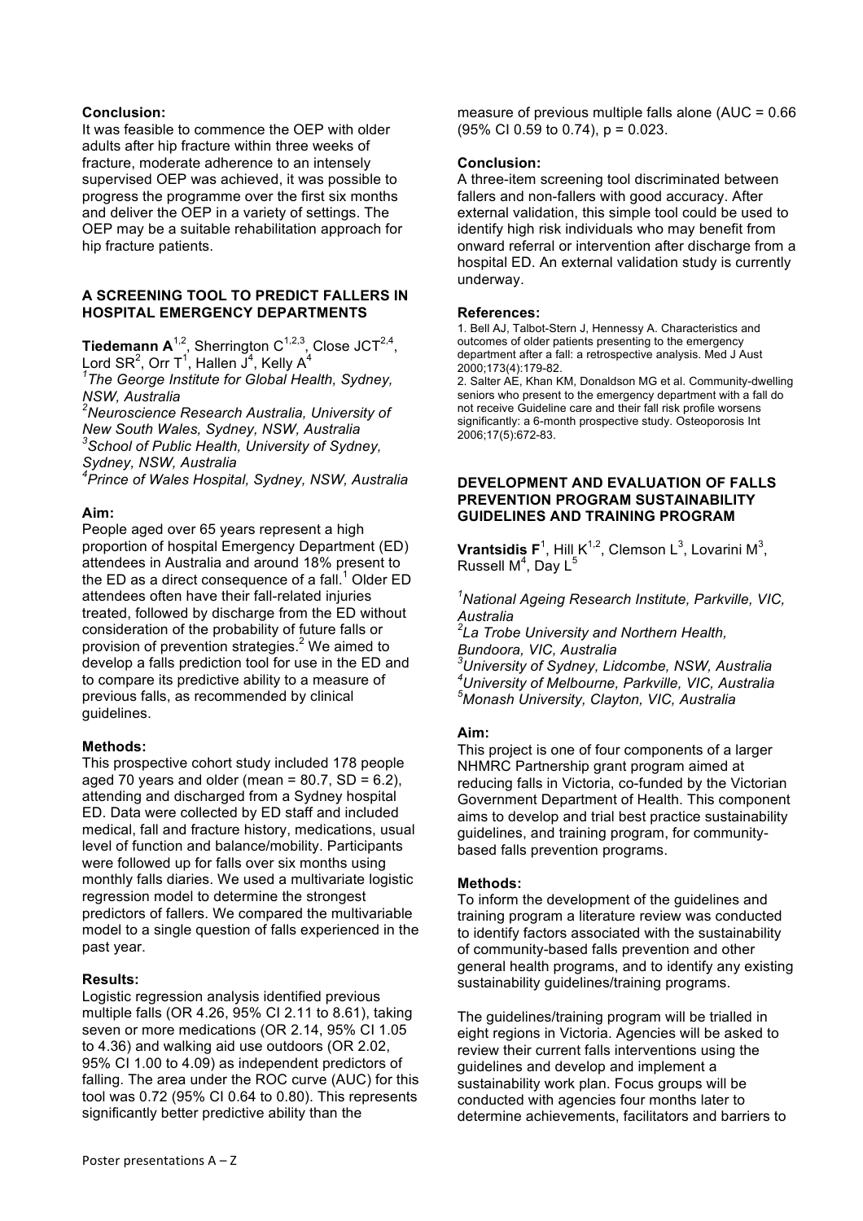**Conclusion:**

It was feasible to commence the OEP with older adults after hip fracture within three weeks of fracture, moderate adherence to an intensely supervised OEP was achieved, it was possible to progress the programme over the first six months and deliver the OEP in a variety of settings. The OEP may be a suitable rehabilitation approach for hip fracture patients.

## A SCREENING TOOL TO PREDICT FALLERS IN HOSPITAL EMERGENCY DEPARTMENTS

**Tiedemann A**[1,2], Sherrington C[1,2,3], Close JCT[2,4], Lord SR[2], Orr T[1], Hallen J[4], Kelly A[4]

*[1]The George Institute for Global Health, Sydney, NSW, Australia*
*[2]Neuroscience Research Australia, University of New South Wales, Sydney, NSW, Australia*
*[3]School of Public Health, University of Sydney, Sydney, NSW, Australia*
*[4]Prince of Wales Hospital, Sydney, NSW, Australia*

**Aim:**

People aged over 65 years represent a high proportion of hospital Emergency Department (ED) attendees in Australia and around 18% present to the ED as a direct consequence of a fall.[1] Older ED attendees often have their fall-related injuries treated, followed by discharge from the ED without consideration of the probability of future falls or provision of prevention strategies.[2] We aimed to develop a falls prediction tool for use in the ED and to compare its predictive ability to a measure of previous falls, as recommended by clinical guidelines.

**Methods:**

This prospective cohort study included 178 people aged 70 years and older (mean = 80.7, SD = 6.2), attending and discharged from a Sydney hospital ED. Data were collected by ED staff and included medical, fall and fracture history, medications, usual level of function and balance/mobility. Participants were followed up for falls over six months using monthly falls diaries. We used a multivariate logistic regression model to determine the strongest predictors of fallers. We compared the multivariable model to a single question of falls experienced in the past year.

**Results:**

Logistic regression analysis identified previous multiple falls (OR 4.26, 95% CI 2.11 to 8.61), taking seven or more medications (OR 2.14, 95% CI 1.05 to 4.36) and walking aid use outdoors (OR 2.02, 95% CI 1.00 to 4.09) as independent predictors of falling. The area under the ROC curve (AUC) for this tool was 0.72 (95% CI 0.64 to 0.80). This represents significantly better predictive ability than the measure of previous multiple falls alone (AUC = 0.66 (95% CI 0.59 to 0.74), p = 0.023.

**Conclusion:**

A three-item screening tool discriminated between fallers and non-fallers with good accuracy. After external validation, this simple tool could be used to identify high risk individuals who may benefit from onward referral or intervention after discharge from a hospital ED. An external validation study is currently underway.

**References:**

1. Bell AJ, Talbot-Stern J, Hennessy A. Characteristics and outcomes of older patients presenting to the emergency department after a fall: a retrospective analysis. Med J Aust 2000;173(4):179-82.
2. Salter AE, Khan KM, Donaldson MG et al. Community-dwelling seniors who present to the emergency department with a fall do not receive Guideline care and their fall risk profile worsens significantly: a 6-month prospective study. Osteoporosis Int 2006;17(5):672-83.

## DEVELOPMENT AND EVALUATION OF FALLS PREVENTION PROGRAM SUSTAINABILITY GUIDELINES AND TRAINING PROGRAM

**Vrantsidis F**[1], Hill K[1,2], Clemson L[3], Lovarini M[3], Russell M[4], Day L[5]

*[1]National Ageing Research Institute, Parkville, VIC, Australia*
*[2]La Trobe University and Northern Health, Bundoora, VIC, Australia*
*[3]University of Sydney, Lidcombe, NSW, Australia*
*[4]University of Melbourne, Parkville, VIC, Australia*
*[5]Monash University, Clayton, VIC, Australia*

**Aim:**

This project is one of four components of a larger NHMRC Partnership grant program aimed at reducing falls in Victoria, co-funded by the Victorian Government Department of Health. This component aims to develop and trial best practice sustainability guidelines, and training program, for community-based falls prevention programs.

**Methods:**

To inform the development of the guidelines and training program a literature review was conducted to identify factors associated with the sustainability of community-based falls prevention and other general health programs, and to identify any existing sustainability guidelines/training programs.

The guidelines/training program will be trialled in eight regions in Victoria. Agencies will be asked to review their current falls interventions using the guidelines and develop and implement a sustainability work plan. Focus groups will be conducted with agencies four months later to determine achievements, facilitators and barriers to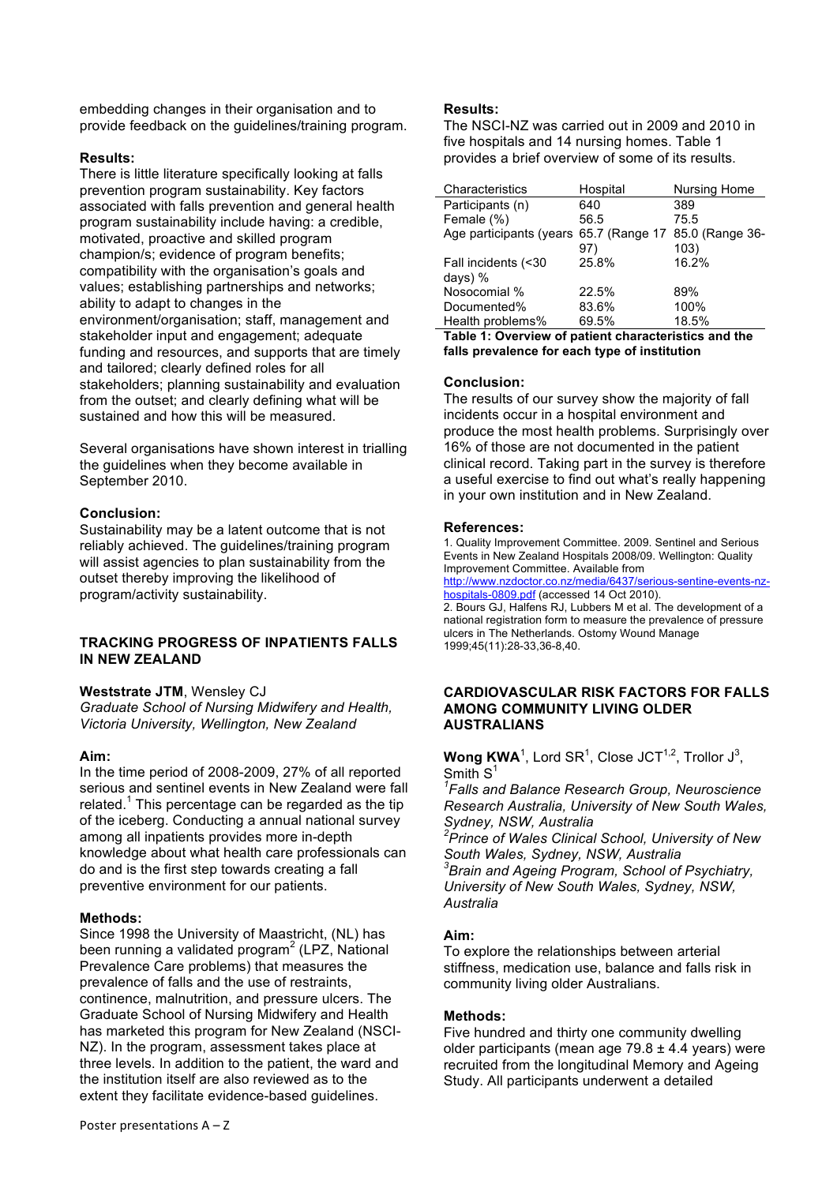embedding changes in their organisation and to provide feedback on the guidelines/training program.

**Results:**

There is little literature specifically looking at falls prevention program sustainability. Key factors associated with falls prevention and general health program sustainability include having: a credible, motivated, proactive and skilled program champion/s; evidence of program benefits; compatibility with the organisation's goals and values; establishing partnerships and networks; ability to adapt to changes in the environment/organisation; staff, management and stakeholder input and engagement; adequate funding and resources, and supports that are timely and tailored; clearly defined roles for all stakeholders; planning sustainability and evaluation from the outset; and clearly defining what will be sustained and how this will be measured.

Several organisations have shown interest in trialling the guidelines when they become available in September 2010.

**Conclusion:**

Sustainability may be a latent outcome that is not reliably achieved. The guidelines/training program will assist agencies to plan sustainability from the outset thereby improving the likelihood of program/activity sustainability.

## TRACKING PROGRESS OF INPATIENTS FALLS IN NEW ZEALAND

**Weststrate JTM**, Wensley CJ

*Graduate School of Nursing Midwifery and Health, Victoria University, Wellington, New Zealand*

**Aim:**

In the time period of 2008-2009, 27% of all reported serious and sentinel events in New Zealand were fall related.[1] This percentage can be regarded as the tip of the iceberg. Conducting a annual national survey among all inpatients provides more in-depth knowledge about what health care professionals can do and is the first step towards creating a fall preventive environment for our patients.

**Methods:**

Since 1998 the University of Maastricht, (NL) has been running a validated program[2] (LPZ, National Prevalence Care problems) that measures the prevalence of falls and the use of restraints, continence, malnutrition, and pressure ulcers. The Graduate School of Nursing Midwifery and Health has marketed this program for New Zealand (NSCI-NZ). In the program, assessment takes place at three levels. In addition to the patient, the ward and the institution itself are also reviewed as to the extent they facilitate evidence-based guidelines.

**Results:**

The NSCI-NZ was carried out in 2009 and 2010 in five hospitals and 14 nursing homes. Table 1 provides a brief overview of some of its results.

| Characteristics | Hospital | Nursing Home |
|---|---|---|
| Participants (n) | 640 | 389 |
| Female (%) | 56.5 | 75.5 |
| Age participants (years | 65.7 (Range 17 97) | 85.0 (Range 36-103) |
| Fall incidents (<30 days) % | 25.8% | 16.2% |
| Nosocomial % | 22.5% | 89% |
| Documented% | 83.6% | 100% |
| Health problems% | 69.5% | 18.5% |

**Table 1: Overview of patient characteristics and the falls prevalence for each type of institution**

**Conclusion:**

The results of our survey show the majority of fall incidents occur in a hospital environment and produce the most health problems. Surprisingly over 16% of those are not documented in the patient clinical record. Taking part in the survey is therefore a useful exercise to find out what's really happening in your own institution and in New Zealand.

**References:**

1. Quality Improvement Committee. 2009. Sentinel and Serious Events in New Zealand Hospitals 2008/09. Wellington: Quality Improvement Committee. Available from http://www.nzdoctor.co.nz/media/6437/serious-sentine-events-nz-hospitals-0809.pdf (accessed 14 Oct 2010).
2. Bours GJ, Halfens RJ, Lubbers M et al. The development of a national registration form to measure the prevalence of pressure ulcers in The Netherlands. Ostomy Wound Manage 1999;45(11):28-33,36-8,40.

## CARDIOVASCULAR RISK FACTORS FOR FALLS AMONG COMMUNITY LIVING OLDER AUSTRALIANS

**Wong KWA**[1], Lord SR[1], Close JCT[1,2], Trollor J[3], Smith S[1]

*[1]Falls and Balance Research Group, Neuroscience Research Australia, University of New South Wales, Sydney, NSW, Australia*
*[2]Prince of Wales Clinical School, University of New South Wales, Sydney, NSW, Australia*
*[3]Brain and Ageing Program, School of Psychiatry, University of New South Wales, Sydney, NSW, Australia*

**Aim:**

To explore the relationships between arterial stiffness, medication use, balance and falls risk in community living older Australians.

**Methods:**

Five hundred and thirty one community dwelling older participants (mean age 79.8 ± 4.4 years) were recruited from the longitudinal Memory and Ageing Study. All participants underwent a detailed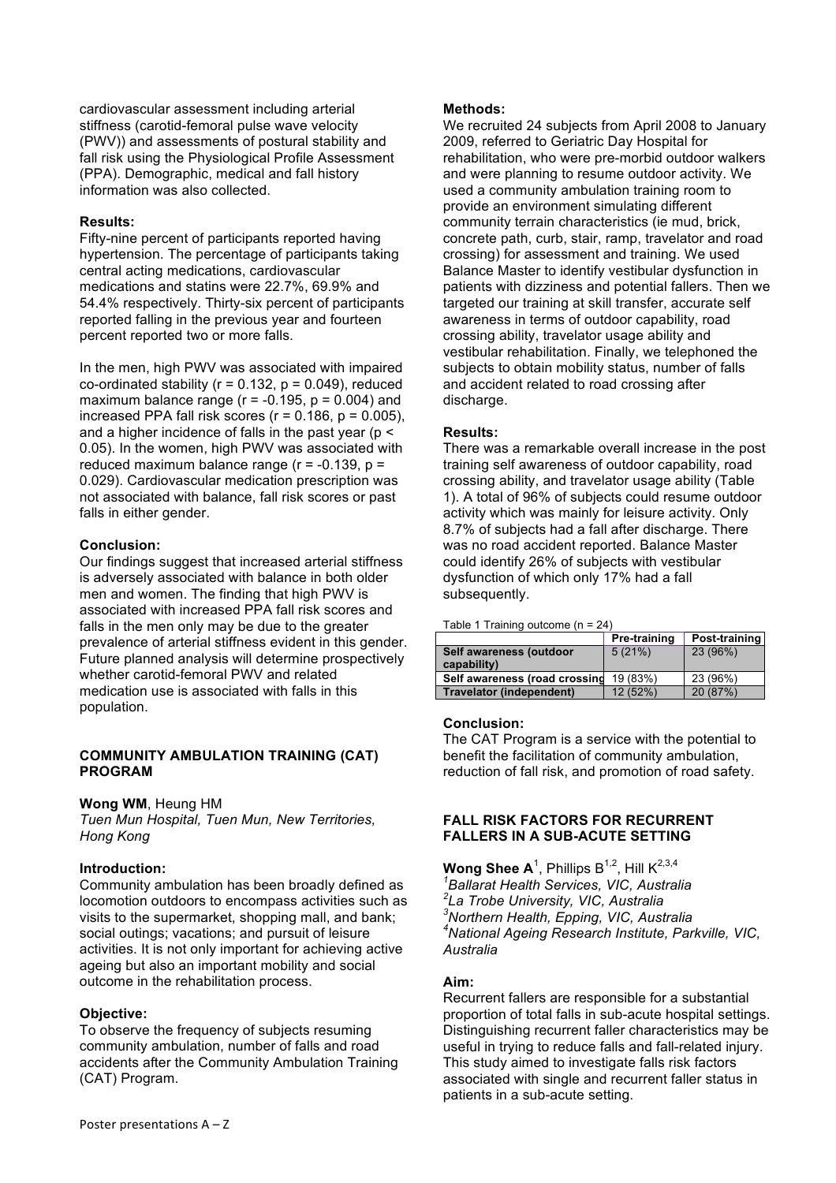cardiovascular assessment including arterial stiffness (carotid-femoral pulse wave velocity (PWV)) and assessments of postural stability and fall risk using the Physiological Profile Assessment (PPA). Demographic, medical and fall history information was also collected.

**Results:**

Fifty-nine percent of participants reported having hypertension. The percentage of participants taking central acting medications, cardiovascular medications and statins were 22.7%, 69.9% and 54.4% respectively. Thirty-six percent of participants reported falling in the previous year and fourteen percent reported two or more falls.

In the men, high PWV was associated with impaired co-ordinated stability ($r = 0.132$, $p = 0.049$), reduced maximum balance range ($r = -0.195$, $p = 0.004$) and increased PPA fall risk scores ($r = 0.186$, $p = 0.005$), and a higher incidence of falls in the past year ($p < 0.05$). In the women, high PWV was associated with reduced maximum balance range ($r = -0.139$, $p = 0.029$). Cardiovascular medication prescription was not associated with balance, fall risk scores or past falls in either gender.

**Conclusion:**

Our findings suggest that increased arterial stiffness is adversely associated with balance in both older men and women. The finding that high PWV is associated with increased PPA fall risk scores and falls in the men only may be due to the greater prevalence of arterial stiffness evident in this gender. Future planned analysis will determine prospectively whether carotid-femoral PWV and related medication use is associated with falls in this population.

### COMMUNITY AMBULATION TRAINING (CAT) PROGRAM

**Wong WM**, Heung HM

*Tuen Mun Hospital, Tuen Mun, New Territories, Hong Kong*

**Introduction:**

Community ambulation has been broadly defined as locomotion outdoors to encompass activities such as visits to the supermarket, shopping mall, and bank; social outings; vacations; and pursuit of leisure activities. It is not only important for achieving active ageing but also an important mobility and social outcome in the rehabilitation process.

**Objective:**

To observe the frequency of subjects resuming community ambulation, number of falls and road accidents after the Community Ambulation Training (CAT) Program.

**Methods:**

We recruited 24 subjects from April 2008 to January 2009, referred to Geriatric Day Hospital for rehabilitation, who were pre-morbid outdoor walkers and were planning to resume outdoor activity. We used a community ambulation training room to provide an environment simulating different community terrain characteristics (ie mud, brick, concrete path, curb, stair, ramp, travelator and road crossing) for assessment and training. We used Balance Master to identify vestibular dysfunction in patients with dizziness and potential fallers. Then we targeted our training at skill transfer, accurate self awareness in terms of outdoor capability, road crossing ability, travelator usage ability and vestibular rehabilitation. Finally, we telephoned the subjects to obtain mobility status, number of falls and accident related to road crossing after discharge.

**Results:**

There was a remarkable overall increase in the post training self awareness of outdoor capability, road crossing ability, and travelator usage ability (Table 1). A total of 96% of subjects could resume outdoor activity which was mainly for leisure activity. Only 8.7% of subjects had a fall after discharge. There was no road accident reported. Balance Master could identify 26% of subjects with vestibular dysfunction of which only 17% had a fall subsequently.

Table 1 Training outcome (n = 24)

| | Pre-training | Post-training |
|---|---|---|
| **Self awareness (outdoor capability)** | 5 (21%) | 23 (96%) |
| **Self awareness (road crossing** | 19 (83%) | 23 (96%) |
| **Travelator (independent)** | 12 (52%) | 20 (87%) |

**Conclusion:**

The CAT Program is a service with the potential to benefit the facilitation of community ambulation, reduction of fall risk, and promotion of road safety.

### FALL RISK FACTORS FOR RECURRENT FALLERS IN A SUB-ACUTE SETTING

**Wong Shee A**[1], Phillips B[1,2], Hill K[2,3,4]

[1]*Ballarat Health Services, VIC, Australia*
[2]*La Trobe University, VIC, Australia*
[3]*Northern Health, Epping, VIC, Australia*
[4]*National Ageing Research Institute, Parkville, VIC, Australia*

**Aim:**

Recurrent fallers are responsible for a substantial proportion of total falls in sub-acute hospital settings. Distinguishing recurrent faller characteristics may be useful in trying to reduce falls and fall-related injury. This study aimed to investigate falls risk factors associated with single and recurrent faller status in patients in a sub-acute setting.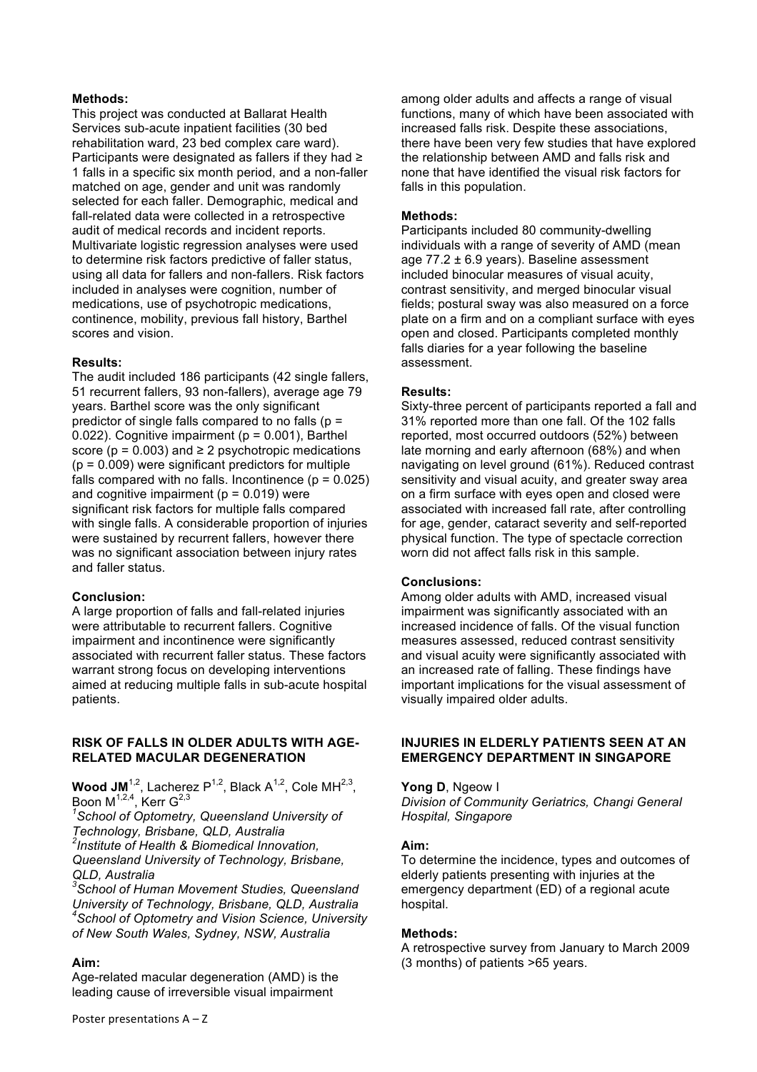**Methods:**

This project was conducted at Ballarat Health Services sub-acute inpatient facilities (30 bed rehabilitation ward, 23 bed complex care ward). Participants were designated as fallers if they had ≥ 1 falls in a specific six month period, and a non-faller matched on age, gender and unit was randomly selected for each faller. Demographic, medical and fall-related data were collected in a retrospective audit of medical records and incident reports. Multivariate logistic regression analyses were used to determine risk factors predictive of faller status, using all data for fallers and non-fallers. Risk factors included in analyses were cognition, number of medications, use of psychotropic medications, continence, mobility, previous fall history, Barthel scores and vision.

**Results:**

The audit included 186 participants (42 single fallers, 51 recurrent fallers, 93 non-fallers), average age 79 years. Barthel score was the only significant predictor of single falls compared to no falls ($p = 0.022$). Cognitive impairment ($p = 0.001$), Barthel score ($p = 0.003$) and ≥ 2 psychotropic medications ($p = 0.009$) were significant predictors for multiple falls compared with no falls. Incontinence ($p = 0.025$) and cognitive impairment ($p = 0.019$) were significant risk factors for multiple falls compared with single falls. A considerable proportion of injuries were sustained by recurrent fallers, however there was no significant association between injury rates and faller status.

**Conclusion:**

A large proportion of falls and fall-related injuries were attributable to recurrent fallers. Cognitive impairment and incontinence were significantly associated with recurrent faller status. These factors warrant strong focus on developing interventions aimed at reducing multiple falls in sub-acute hospital patients.

## RISK OF FALLS IN OLDER ADULTS WITH AGE-RELATED MACULAR DEGENERATION

**Wood JM**[1,2], Lacherez P[1,2], Black A[1,2], Cole MH[2,3], Boon M[1,2,4], Kerr G[2,3]

[1]*School of Optometry, Queensland University of Technology, Brisbane, QLD, Australia*
[2]*Institute of Health & Biomedical Innovation, Queensland University of Technology, Brisbane, QLD, Australia*
[3]*School of Human Movement Studies, Queensland University of Technology, Brisbane, QLD, Australia*
[4]*School of Optometry and Vision Science, University of New South Wales, Sydney, NSW, Australia*

**Aim:**

Age-related macular degeneration (AMD) is the leading cause of irreversible visual impairment among older adults and affects a range of visual functions, many of which have been associated with increased falls risk. Despite these associations, there have been very few studies that have explored the relationship between AMD and falls risk and none that have identified the visual risk factors for falls in this population.

**Methods:**

Participants included 80 community-dwelling individuals with a range of severity of AMD (mean age 77.2 ± 6.9 years). Baseline assessment included binocular measures of visual acuity, contrast sensitivity, and merged binocular visual fields; postural sway was also measured on a force plate on a firm and on a compliant surface with eyes open and closed. Participants completed monthly falls diaries for a year following the baseline assessment.

**Results:**

Sixty-three percent of participants reported a fall and 31% reported more than one fall. Of the 102 falls reported, most occurred outdoors (52%) between late morning and early afternoon (68%) and when navigating on level ground (61%). Reduced contrast sensitivity and visual acuity, and greater sway area on a firm surface with eyes open and closed were associated with increased fall rate, after controlling for age, gender, cataract severity and self-reported physical function. The type of spectacle correction worn did not affect falls risk in this sample.

**Conclusions:**

Among older adults with AMD, increased visual impairment was significantly associated with an increased incidence of falls. Of the visual function measures assessed, reduced contrast sensitivity and visual acuity were significantly associated with an increased rate of falling. These findings have important implications for the visual assessment of visually impaired older adults.

## INJURIES IN ELDERLY PATIENTS SEEN AT AN EMERGENCY DEPARTMENT IN SINGAPORE

**Yong D**, Ngeow I

*Division of Community Geriatrics, Changi General Hospital, Singapore*

**Aim:**

To determine the incidence, types and outcomes of elderly patients presenting with injuries at the emergency department (ED) of a regional acute hospital.

**Methods:**

A retrospective survey from January to March 2009 (3 months) of patients >65 years.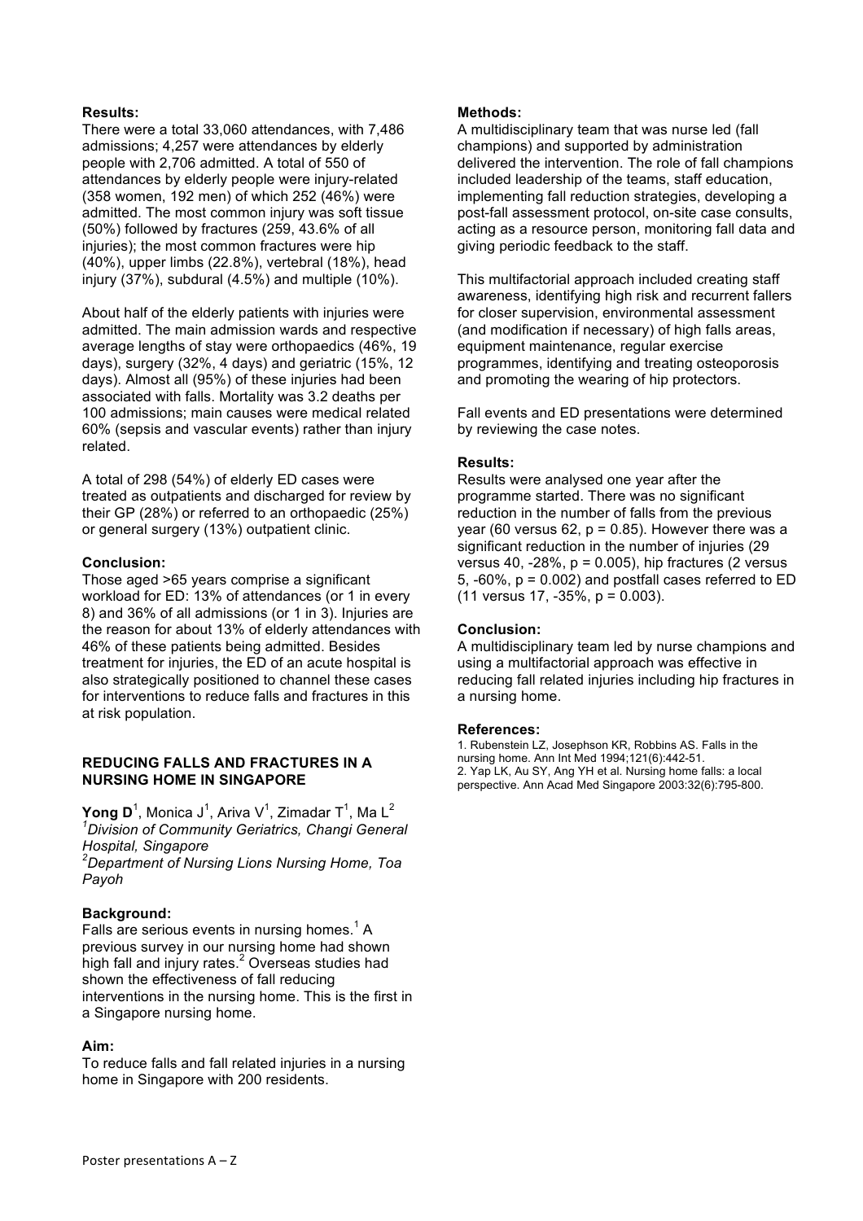**Results:**

There were a total 33,060 attendances, with 7,486 admissions; 4,257 were attendances by elderly people with 2,706 admitted. A total of 550 of attendances by elderly people were injury-related (358 women, 192 men) of which 252 (46%) were admitted. The most common injury was soft tissue (50%) followed by fractures (259, 43.6% of all injuries); the most common fractures were hip (40%), upper limbs (22.8%), vertebral (18%), head injury (37%), subdural (4.5%) and multiple (10%).

About half of the elderly patients with injuries were admitted. The main admission wards and respective average lengths of stay were orthopaedics (46%, 19 days), surgery (32%, 4 days) and geriatric (15%, 12 days). Almost all (95%) of these injuries had been associated with falls. Mortality was 3.2 deaths per 100 admissions; main causes were medical related 60% (sepsis and vascular events) rather than injury related.

A total of 298 (54%) of elderly ED cases were treated as outpatients and discharged for review by their GP (28%) or referred to an orthopaedic (25%) or general surgery (13%) outpatient clinic.

**Conclusion:**

Those aged >65 years comprise a significant workload for ED: 13% of attendances (or 1 in every 8) and 36% of all admissions (or 1 in 3). Injuries are the reason for about 13% of elderly attendances with 46% of these patients being admitted. Besides treatment for injuries, the ED of an acute hospital is also strategically positioned to channel these cases for interventions to reduce falls and fractures in this at risk population.

## REDUCING FALLS AND FRACTURES IN A NURSING HOME IN SINGAPORE

**Yong D**[1], Monica J[1], Ariva V[1], Zimadar T[1], Ma L[2]

[1]*Division of Community Geriatrics, Changi General Hospital, Singapore*

[2]*Department of Nursing Lions Nursing Home, Toa Payoh*

**Background:**

Falls are serious events in nursing homes.[1] A previous survey in our nursing home had shown high fall and injury rates.[2] Overseas studies had shown the effectiveness of fall reducing interventions in the nursing home. This is the first in a Singapore nursing home.

**Aim:**

To reduce falls and fall related injuries in a nursing home in Singapore with 200 residents.

**Methods:**

A multidisciplinary team that was nurse led (fall champions) and supported by administration delivered the intervention. The role of fall champions included leadership of the teams, staff education, implementing fall reduction strategies, developing a post-fall assessment protocol, on-site case consults, acting as a resource person, monitoring fall data and giving periodic feedback to the staff.

This multifactorial approach included creating staff awareness, identifying high risk and recurrent fallers for closer supervision, environmental assessment (and modification if necessary) of high falls areas, equipment maintenance, regular exercise programmes, identifying and treating osteoporosis and promoting the wearing of hip protectors.

Fall events and ED presentations were determined by reviewing the case notes.

**Results:**

Results were analysed one year after the programme started. There was no significant reduction in the number of falls from the previous year (60 versus 62, $p = 0.85$). However there was a significant reduction in the number of injuries (29 versus 40, -28%, $p = 0.005$), hip fractures (2 versus 5, -60%, $p = 0.002$) and postfall cases referred to ED (11 versus 17, -35%, $p = 0.003$).

**Conclusion:**

A multidisciplinary team led by nurse champions and using a multifactorial approach was effective in reducing fall related injuries including hip fractures in a nursing home.

**References:**

1. Rubenstein LZ, Josephson KR, Robbins AS. Falls in the nursing home. Ann Int Med 1994;121(6):442-51.
2. Yap LK, Au SY, Ang YH et al. Nursing home falls: a local perspective. Ann Acad Med Singapore 2003:32(6):795-800.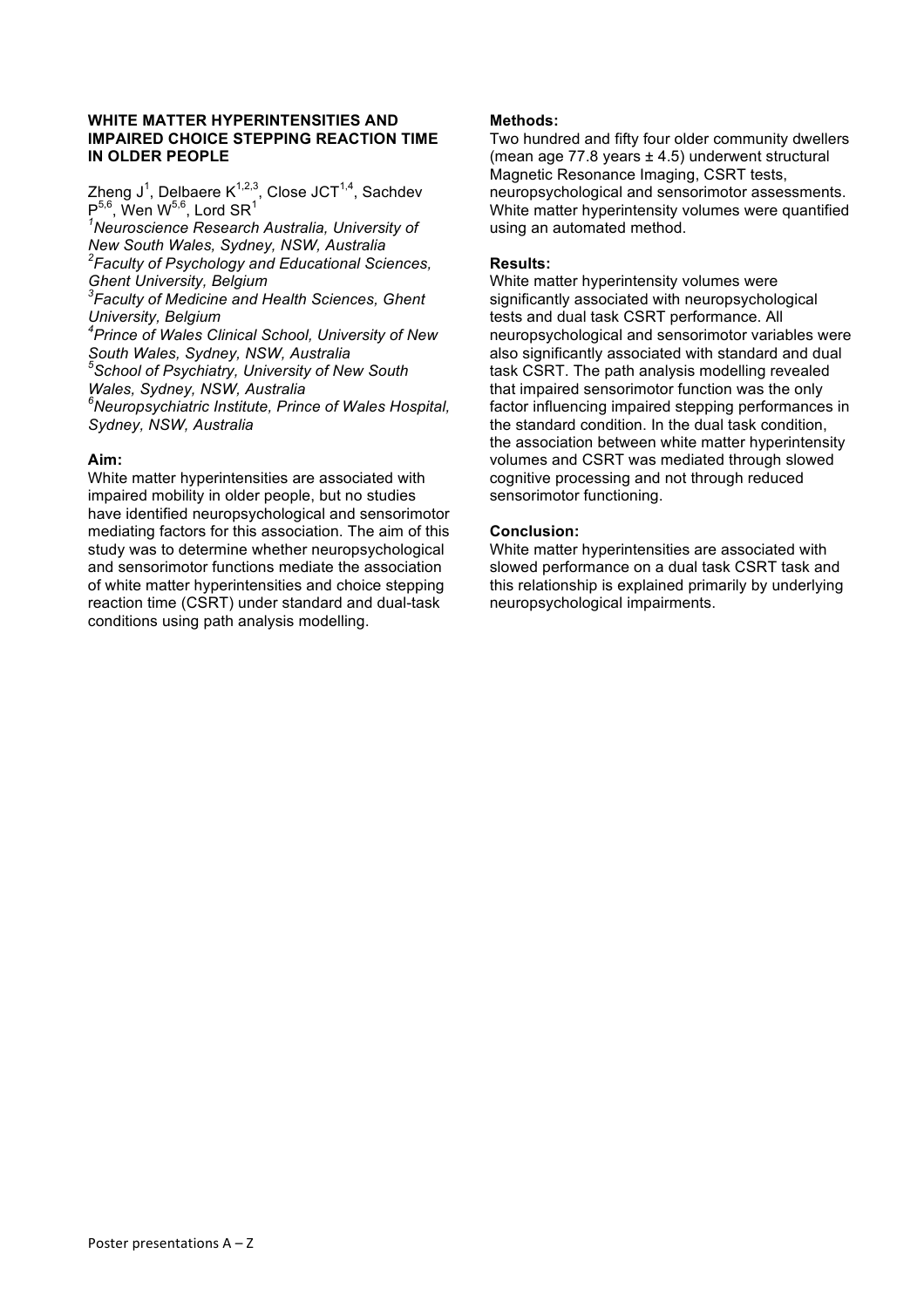## WHITE MATTER HYPERINTENSITIES AND IMPAIRED CHOICE STEPPING REACTION TIME IN OLDER PEOPLE

Zheng J[1], Delbaere K[1,2,3], Close JCT[1,4], Sachdev P[5,6], Wen W[5,6], Lord SR[1]

*[1]Neuroscience Research Australia, University of New South Wales, Sydney, NSW, Australia*
*[2]Faculty of Psychology and Educational Sciences, Ghent University, Belgium*
*[3]Faculty of Medicine and Health Sciences, Ghent University, Belgium*
*[4]Prince of Wales Clinical School, University of New South Wales, Sydney, NSW, Australia*
*[5]School of Psychiatry, University of New South Wales, Sydney, NSW, Australia*
*[6]Neuropsychiatric Institute, Prince of Wales Hospital, Sydney, NSW, Australia*

**Aim:**
White matter hyperintensities are associated with impaired mobility in older people, but no studies have identified neuropsychological and sensorimotor mediating factors for this association. The aim of this study was to determine whether neuropsychological and sensorimotor functions mediate the association of white matter hyperintensities and choice stepping reaction time (CSRT) under standard and dual-task conditions using path analysis modelling.

**Methods:**
Two hundred and fifty four older community dwellers (mean age 77.8 years ± 4.5) underwent structural Magnetic Resonance Imaging, CSRT tests, neuropsychological and sensorimotor assessments. White matter hyperintensity volumes were quantified using an automated method.

**Results:**
White matter hyperintensity volumes were significantly associated with neuropsychological tests and dual task CSRT performance. All neuropsychological and sensorimotor variables were also significantly associated with standard and dual task CSRT. The path analysis modelling revealed that impaired sensorimotor function was the only factor influencing impaired stepping performances in the standard condition. In the dual task condition, the association between white matter hyperintensity volumes and CSRT was mediated through slowed cognitive processing and not through reduced sensorimotor functioning.

**Conclusion:**
White matter hyperintensities are associated with slowed performance on a dual task CSRT task and this relationship is explained primarily by underlying neuropsychological impairments.